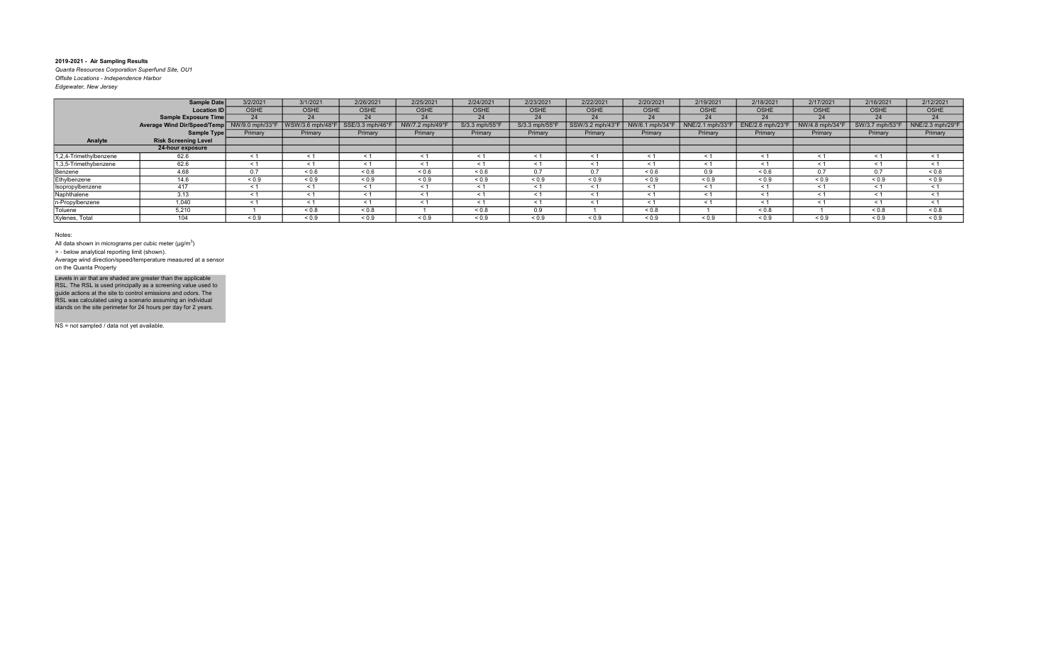**2019-2021 - Air Sampling Results**

*Quanta Resources Corporation Superfund Site, OU1*

*Offsite Locations - Independence Harbor*

*Edgewater, New Jersey*

| | Sample Date | 3/2/2021 | 3/1/2021 | 2/26/2021 | 2/25/2021 | 2/24/2021 | 2/23/2021 | 2/22/2021 | 2/20/2021 | 2/19/2021 | 2/18/2021 | 2/17/2021 | 2/16/2021 | 2/12/2021 |
|---|---|---|---|---|---|---|---|---|---|---|---|---|---|---|
| | Location ID | OSHE | OSHE | OSHE | OSHE | OSHE | OSHE | OSHE | OSHE | OSHE | OSHE | OSHE | OSHE | OSHE |
| | Sample Exposure Time | 24 | 24 | 24 | 24 | 24 | 24 | 24 | 24 | 24 | 24 | 24 | 24 | 24 |
| | Average Wind Dir/Speed/Temp | NW/9.0 mph/33°F | WSW/3.6 mph/48°F | SSE/3.3 mph/46°F | NW/7.2 mph/49°F | S/3.3 mph/55°F | S/3.3 mph/55°F | SSW/3.2 mph/43°F | NW/6.1 mph/34°F | NNE/2.1 mph/33°F | ENE/2.6 mph/23°F | NW/4.8 mph/34°F | SW/3.7 mph/53°F | NNE/2.3 mph/29°F |
| | Sample Type | Primary | Primary | Primary | Primary | Primary | Primary | Primary | Primary | Primary | Primary | Primary | Primary | Primary |
| **Analyte** | **Risk Screening Level** | | | | | | | | | | | | | |
| | **24-hour exposure** | | | | | | | | | | | | | |
| 1,2,4-Trimethylbenzene | 62.6 | < 1 | < 1 | < 1 | < 1 | < 1 | < 1 | < 1 | < 1 | < 1 | < 1 | < 1 | < 1 | < 1 |
| 1,3,5-Trimethylbenzene | 62.6 | < 1 | < 1 | < 1 | < 1 | < 1 | < 1 | < 1 | < 1 | < 1 | < 1 | < 1 | < 1 | < 1 |
| Benzene | 4.68 | 0.7 | < 0.6 | < 0.6 | < 0.6 | < 0.6 | 0.7 | 0.7 | < 0.6 | 0.9 | < 0.6 | 0.7 | 0.7 | < 0.6 |
| Ethylbenzene | 14.6 | < 0.9 | < 0.9 | < 0.9 | < 0.9 | < 0.9 | < 0.9 | < 0.9 | < 0.9 | < 0.9 | < 0.9 | < 0.9 | < 0.9 | < 0.9 |
| Isopropylbenzene | 417 | < 1 | < 1 | < 1 | < 1 | < 1 | < 1 | < 1 | < 1 | < 1 | < 1 | < 1 | < 1 | < 1 |
| Naphthalene | 3.13 | < 1 | < 1 | < 1 | < 1 | < 1 | < 1 | < 1 | < 1 | < 1 | < 1 | < 1 | < 1 | < 1 |
| n-Propylbenzene | 1,040 | < 1 | < 1 | < 1 | < 1 | < 1 | < 1 | < 1 | < 1 | < 1 | < 1 | < 1 | < 1 | < 1 |
| Toluene | 5,210 | 1 | < 0.8 | < 0.8 | 1 | < 0.8 | 0.9 | 1 | < 0.8 | 1 | < 0.8 | 1 | < 0.8 | < 0.8 |
| Xylenes, Total | 104 | < 0.9 | < 0.9 | < 0.9 | < 0.9 | < 0.9 | < 0.9 | < 0.9 | < 0.9 | < 0.9 | < 0.9 | < 0.9 | < 0.9 | < 0.9 |

Notes:

All data shown in micrograms per cubic meter (µg/m$^3$)

> - below analytical reporting limit (shown).

Average wind direction/speed/temperature measured at a sensor on the Quanta Property

Levels in air that are shaded are greater than the applicable RSL. The RSL is used principally as a screening value used to guide actions at the site to control emissions and odors. The RSL was calculated using a scenario assuming an individual stands on the site perimeter for 24 hours per day for 2 years.

NS = not sampled / data not yet available.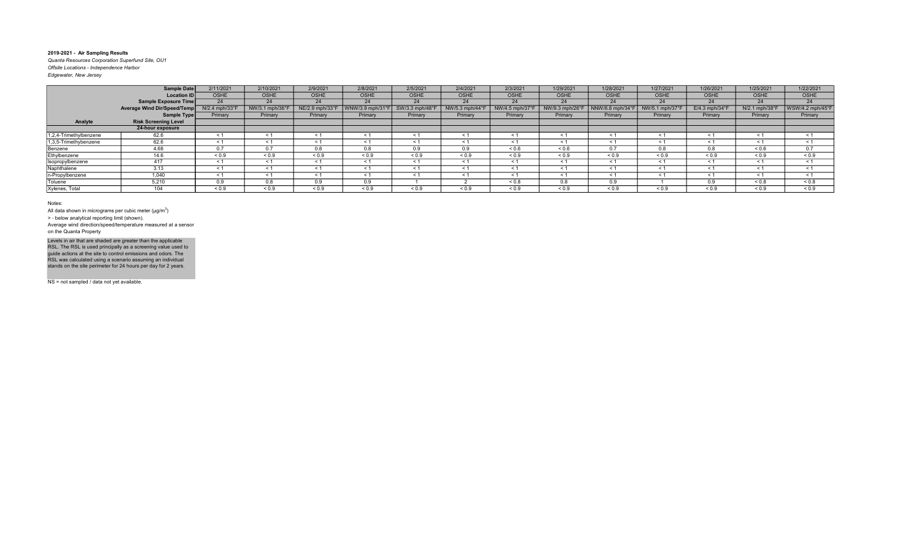**2019-2021 - Air Sampling Results**

*Quanta Resources Corporation Superfund Site, OU1*

*Offsite Locations - Independence Harbor*

*Edgewater, New Jersey*

| | Sample Date | 2/11/2021 | 2/10/2021 | 2/9/2021 | 2/8/2021 | 2/5/2021 | 2/4/2021 | 2/3/2021 | 1/29/2021 | 1/28/2021 | 1/27/2021 | 1/26/2021 | 1/25/2021 | 1/22/2021 |
|---|---|---|---|---|---|---|---|---|---|---|---|---|---|---|
| | Location ID | OSHE | OSHE | OSHE | OSHE | OSHE | OSHE | OSHE | OSHE | OSHE | OSHE | OSHE | OSHE | OSHE |
| | Sample Exposure Time | 24 | 24 | 24 | 24 | 24 | 24 | 24 | 24 | 24 | 24 | 24 | 24 | 24 |
| | Average Wind Dir/Speed/Temp | N/2.4 mph/33°F | NW/3.1 mph/36°F | NE/2.9 mph/33°F | WNW/3.9 mph/31°F | SW/3.3 mph/48°F | NW/5.3 mph/44°F | NW/4.5 mph/37°F | NW/9.3 mph/26°F | NNW/6.8 mph/34°F | NW/5.1 mph/37°F | E/4.3 mph/34°F | N/2.1 mph/38°F | WSW/4.2 mph/45°F |
| | Sample Type | Primary | Primary | Primary | Primary | Primary | Primary | Primary | Primary | Primary | Primary | Primary | Primary | Primary |
| **Analyte** | **Risk Screening Level** | | | | | | | | | | | | | |
| | **24-hour exposure** | | | | | | | | | | | | | |
| 1,2,4-Trimethylbenzene | 62.6 | < 1 | < 1 | < 1 | < 1 | < 1 | < 1 | < 1 | < 1 | < 1 | < 1 | < 1 | < 1 | < 1 |
| 1,3,5-Trimethylbenzene | 62.6 | < 1 | < 1 | < 1 | < 1 | < 1 | < 1 | < 1 | < 1 | < 1 | < 1 | < 1 | < 1 | < 1 |
| Benzene | 4.68 | 0.7 | 0.7 | 0.8 | 0.8 | 0.9 | 0.9 | < 0.6 | < 0.6 | 0.7 | 0.8 | 0.8 | < 0.6 | 0.7 |
| Ethylbenzene | 14.6 | < 0.9 | < 0.9 | < 0.9 | < 0.9 | < 0.9 | < 0.9 | < 0.9 | < 0.9 | < 0.9 | < 0.9 | < 0.9 | < 0.9 | < 0.9 |
| Isopropylbenzene | 417 | < 1 | < 1 | < 1 | < 1 | < 1 | < 1 | < 1 | < 1 | < 1 | < 1 | < 1 | < 1 | < 1 |
| Naphthalene | 3.13 | < 1 | < 1 | < 1 | < 1 | < 1 | < 1 | < 1 | < 1 | < 1 | < 1 | < 1 | < 1 | < 1 |
| n-Propylbenzene | 1,040 | < 1 | < 1 | < 1 | < 1 | < 1 | < 1 | < 1 | < 1 | < 1 | < 1 | < 1 | < 1 | < 1 |
| Toluene | 5,210 | 0.9 | 0.8 | 0.9 | 0.9 | 1 | 2 | < 0.8 | 0.8 | 0.9 | 1 | 0.9 | < 0.8 | < 0.8 |
| Xylenes, Total | 104 | < 0.9 | < 0.9 | < 0.9 | < 0.9 | < 0.9 | < 0.9 | < 0.9 | < 0.9 | < 0.9 | < 0.9 | < 0.9 | < 0.9 | < 0.9 |

Notes:

All data shown in micrograms per cubic meter (µg/m$^3$)

> - below analytical reporting limit (shown).

Average wind direction/speed/temperature measured at a sensor on the Quanta Property

Levels in air that are shaded are greater than the applicable RSL. The RSL is used principally as a screening value used to guide actions at the site to control emissions and odors. The RSL was calculated using a scenario assuming an individual stands on the site perimeter for 24 hours per day for 2 years.

NS = not sampled / data not yet available.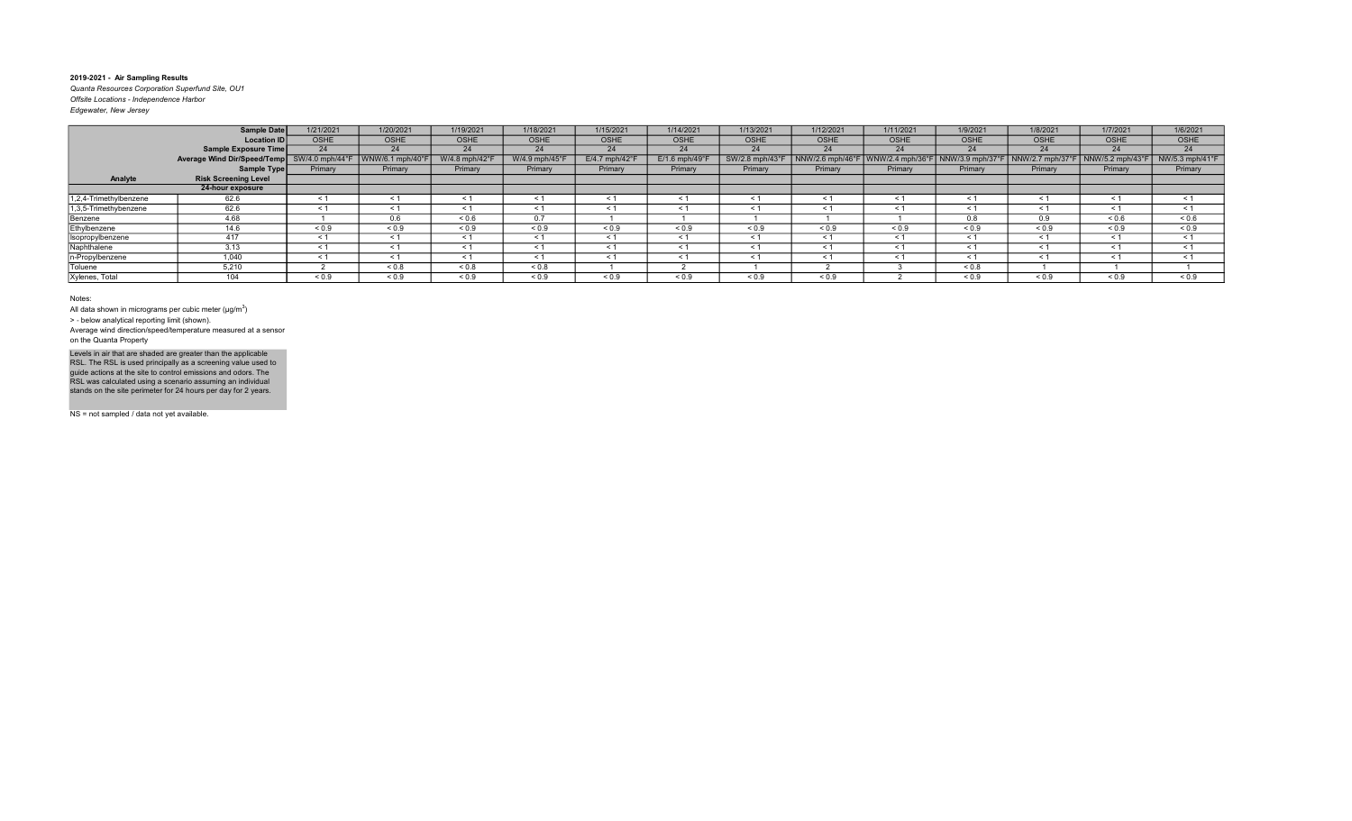**2019-2021 - Air Sampling Results**

*Quanta Resources Corporation Superfund Site, OU1*

*Offsite Locations - Independence Harbor*

*Edgewater, New Jersey*

| | Sample Date | 1/21/2021 | 1/20/2021 | 1/19/2021 | 1/18/2021 | 1/15/2021 | 1/14/2021 | 1/13/2021 | 1/12/2021 | 1/11/2021 | 1/9/2021 | 1/8/2021 | 1/7/2021 | 1/6/2021 |
|---|---|---|---|---|---|---|---|---|---|---|---|---|---|---|
| | Location ID | OSHE | OSHE | OSHE | OSHE | OSHE | OSHE | OSHE | OSHE | OSHE | OSHE | OSHE | OSHE | OSHE |
| | Sample Exposure Time | 24 | 24 | 24 | 24 | 24 | 24 | 24 | 24 | 24 | 24 | 24 | 24 | 24 |
| | Average Wind Dir/Speed/Temp | SW/4.0 mph/44°F | WNW/6.1 mph/40°F | W/4.8 mph/42°F | W/4.9 mph/45°F | E/4.7 mph/42°F | E/1.6 mph/49°F | SW/2.8 mph/43°F | NNW/2.6 mph/46°F | WNW/2.4 mph/36°F | NNW/3.9 mph/37°F | NNW/2.7 mph/37°F | NNW/5.2 mph/43°F | NW/5.3 mph/41°F |
| | Sample Type | Primary | Primary | Primary | Primary | Primary | Primary | Primary | Primary | Primary | Primary | Primary | Primary | Primary |
| **Analyte** | **Risk Screening Level** | | | | | | | | | | | | | |
| | **24-hour exposure** | | | | | | | | | | | | | |
| 1,2,4-Trimethylbenzene | 62.6 | < 1 | < 1 | < 1 | < 1 | < 1 | < 1 | < 1 | < 1 | < 1 | < 1 | < 1 | < 1 | < 1 |
| 1,3,5-Trimethylbenzene | 62.6 | < 1 | < 1 | < 1 | < 1 | < 1 | < 1 | < 1 | < 1 | < 1 | < 1 | < 1 | < 1 | < 1 |
| Benzene | 4.68 | 1 | 0.6 | < 0.6 | 0.7 | 1 | 1 | 1 | 1 | 1 | 0.8 | 0.9 | < 0.6 | < 0.6 |
| Ethylbenzene | 14.6 | < 0.9 | < 0.9 | < 0.9 | < 0.9 | < 0.9 | < 0.9 | < 0.9 | < 0.9 | < 0.9 | < 0.9 | < 0.9 | < 0.9 | < 0.9 |
| Isopropylbenzene | 417 | < 1 | < 1 | < 1 | < 1 | < 1 | < 1 | < 1 | < 1 | < 1 | < 1 | < 1 | < 1 | < 1 |
| Naphthalene | 3.13 | < 1 | < 1 | < 1 | < 1 | < 1 | < 1 | < 1 | < 1 | < 1 | < 1 | < 1 | < 1 | < 1 |
| n-Propylbenzene | 1,040 | < 1 | < 1 | < 1 | < 1 | < 1 | < 1 | < 1 | < 1 | < 1 | < 1 | < 1 | < 1 | < 1 |
| Toluene | 5,210 | 2 | < 0.8 | < 0.8 | < 0.8 | 1 | 2 | 1 | 2 | 3 | < 0.8 | 1 | 1 | 1 |
| Xylenes, Total | 104 | < 0.9 | < 0.9 | < 0.9 | < 0.9 | < 0.9 | < 0.9 | < 0.9 | < 0.9 | 2 | < 0.9 | < 0.9 | < 0.9 | < 0.9 |

Notes:

All data shown in micrograms per cubic meter (µg/m$^3$)

> - below analytical reporting limit (shown).

Average wind direction/speed/temperature measured at a sensor on the Quanta Property

Levels in air that are shaded are greater than the applicable RSL. The RSL is used principally as a screening value used to guide actions at the site to control emissions and odors. The RSL was calculated using a scenario assuming an individual stands on the site perimeter for 24 hours per day for 2 years.

NS = not sampled / data not yet available.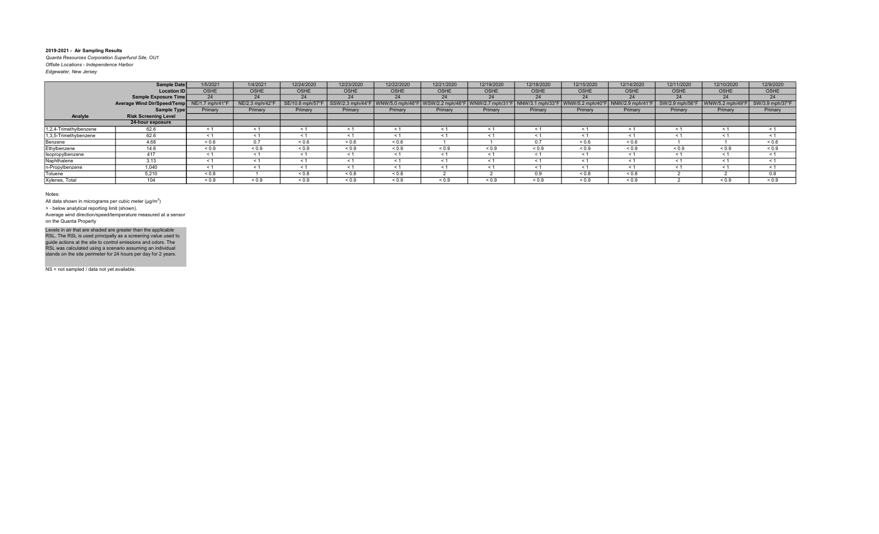**2019-2021 - Air Sampling Results**

*Quanta Resources Corporation Superfund Site, OU1*

*Offsite Locations - Independence Harbor*

*Edgewater, New Jersey*

| | Sample Date | 1/5/2021 | 1/4/2021 | 12/24/2020 | 12/23/2020 | 12/22/2020 | 12/21/2020 | 12/19/2020 | 12/18/2020 | 12/15/2020 | 12/14/2020 | 12/11/2020 | 12/10/2020 | 12/9/2020 |
|---|---|---|---|---|---|---|---|---|---|---|---|---|---|---|
| | Location ID | OSHE | OSHE | OSHE | OSHE | OSHE | OSHE | OSHE | OSHE | OSHE | OSHE | OSHE | OSHE | OSHE |
| | Sample Exposure Time | 24 | 24 | 24 | 24 | 24 | 24 | 24 | 24 | 24 | 24 | 24 | 24 | 24 |
| | Average Wind Dir/Speed/Temp | NE/1.7 mph/41°F | NE/2.3 mph/42°F | SE/10.8 mph/57°F | SSW/2.3 mph/44°F | WNW/5.0 mph/46°F | WSW/2.2 mph/46°F | WNW/2.7 mph/31°F | NNW/3.1 mph/33°F | WNW/5.2 mph/40°F | NNW/2.9 mph/41°F | SW/2.9 mph/56°F | WNW/5.2 mph/49°F | SW/3.9 mph/37°F |
| | Sample Type | Primary | Primary | Primary | Primary | Primary | Primary | Primary | Primary | Primary | Primary | Primary | Primary | Primary |
| **Analyte** | **Risk Screening Level** | | | | | | | | | | | | | |
| | **24-hour exposure** | | | | | | | | | | | | | |
| 1,2,4-Trimethylbenzene | 62.6 | < 1 | < 1 | < 1 | < 1 | < 1 | < 1 | < 1 | < 1 | < 1 | < 1 | < 1 | < 1 | < 1 |
| 1,3,5-Trimethylbenzene | 62.6 | < 1 | < 1 | < 1 | < 1 | < 1 | < 1 | < 1 | < 1 | < 1 | < 1 | < 1 | < 1 | < 1 |
| Benzene | 4.68 | < 0.6 | 0.7 | < 0.6 | < 0.6 | < 0.6 | 1 | 1 | 0.7 | < 0.6 | < 0.6 | 1 | 1 | < 0.6 |
| Ethylbenzene | 14.6 | < 0.9 | < 0.9 | < 0.9 | < 0.9 | < 0.9 | < 0.9 | < 0.9 | < 0.9 | < 0.9 | < 0.9 | < 0.9 | < 0.9 | < 0.9 |
| Isopropylbenzene | 417 | < 1 | < 1 | < 1 | < 1 | < 1 | < 1 | < 1 | < 1 | < 1 | < 1 | < 1 | < 1 | < 1 |
| Naphthalene | 3.13 | < 1 | < 1 | < 1 | < 1 | < 1 | < 1 | < 1 | < 1 | < 1 | < 1 | < 1 | < 1 | < 1 |
| n-Propylbenzene | 1,040 | < 1 | < 1 | < 1 | < 1 | < 1 | < 1 | < 1 | < 1 | < 1 | < 1 | < 1 | < 1 | < 1 |
| Toluene | 5,210 | < 0.8 | 1 | < 0.8 | < 0.8 | < 0.8 | 2 | 2 | 0.9 | < 0.8 | < 0.8 | 2 | 2 | 0.8 |
| Xylenes, Total | 104 | < 0.9 | < 0.9 | < 0.9 | < 0.9 | < 0.9 | < 0.9 | < 0.9 | < 0.9 | < 0.9 | < 0.9 | 2 | < 0.9 | < 0.9 |

Notes:

All data shown in micrograms per cubic meter (µg/m$^3$)

> - below analytical reporting limit (shown).

Average wind direction/speed/temperature measured at a sensor on the Quanta Property

Levels in air that are shaded are greater than the applicable RSL. The RSL is used principally as a screening value used to guide actions at the site to control emissions and odors. The RSL was calculated using a scenario assuming an individual stands on the site perimeter for 24 hours per day for 2 years.

NS = not sampled / data not yet available.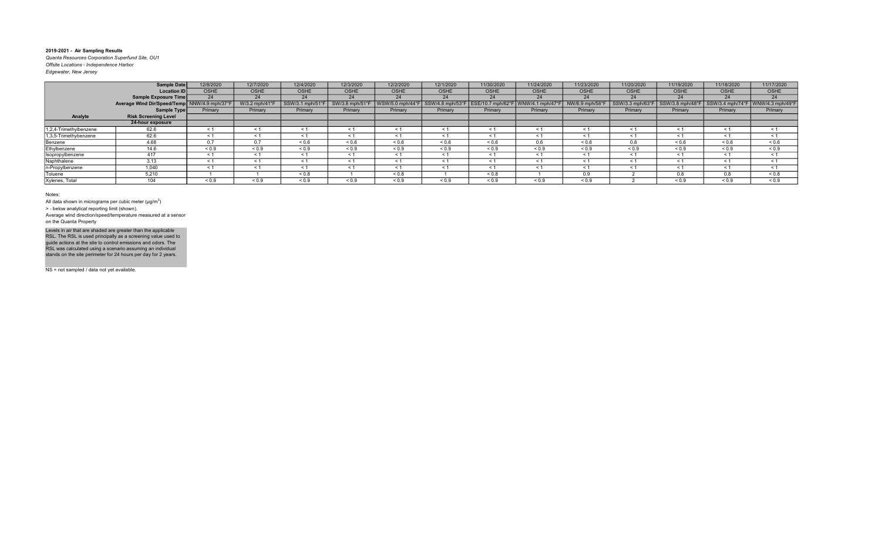**2019-2021 - Air Sampling Results**

*Quanta Resources Corporation Superfund Site, OU1*

*Offsite Locations - Independence Harbor*

*Edgewater, New Jersey*

| | Sample Date | 12/8/2020 | 12/7/2020 | 12/4/2020 | 12/3/2020 | 12/2/2020 | 12/1/2020 | 11/30/2020 | 11/24/2020 | 11/23/2020 | 11/20/2020 | 11/19/2020 | 11/18/2020 | 11/17/2020 |
|---|---|---|---|---|---|---|---|---|---|---|---|---|---|---|
| | Location ID | OSHE | OSHE | OSHE | OSHE | OSHE | OSHE | OSHE | OSHE | OSHE | OSHE | OSHE | OSHE | OSHE |
| | Sample Exposure Time | 24 | 24 | 24 | 24 | 24 | 24 | 24 | 24 | 24 | 24 | 24 | 24 | 24 |
| | Average Wind Dir/Speed/Temp | NNW/4.9 mph/37°F | W/3.2 mph/41°F | SSW/3.1 mph/51°F | SW/3.8 mph/51°F | WSW/5.0 mph/44°F | SSW/4.8 mph/53°F | ESE/10.7 mph/62°F | WNW/4.1 mph/47°F | NW/6.9 mph/58°F | SSW/3.3 mph/63°F | SSW/3.8 mph/48°F | SSW/3.4 mph/74°F | WNW/4.3 mph/49°F |
| | Sample Type | Primary | Primary | Primary | Primary | Primary | Primary | Primary | Primary | Primary | Primary | Primary | Primary | Primary |
| **Analyte** | **Risk Screening Level** | | | | | | | | | | | | | |
| | **24-hour exposure** | | | | | | | | | | | | | |
| 1,2,4-Trimethylbenzene | 62.6 | < 1 | < 1 | < 1 | < 1 | < 1 | < 1 | < 1 | < 1 | < 1 | < 1 | < 1 | < 1 | < 1 |
| 1,3,5-Trimethylbenzene | 62.6 | < 1 | < 1 | < 1 | < 1 | < 1 | < 1 | < 1 | < 1 | < 1 | < 1 | < 1 | < 1 | < 1 |
| Benzene | 4.68 | 0.7 | 0.7 | < 0.6 | < 0.6 | < 0.6 | < 0.6 | < 0.6 | 0.6 | < 0.6 | 0.8 | < 0.6 | < 0.6 | < 0.6 |
| Ethylbenzene | 14.6 | < 0.9 | < 0.9 | < 0.9 | < 0.9 | < 0.9 | < 0.9 | < 0.9 | < 0.9 | < 0.9 | < 0.9 | < 0.9 | < 0.9 | < 0.9 |
| Isopropylbenzene | 417 | < 1 | < 1 | < 1 | < 1 | < 1 | < 1 | < 1 | < 1 | < 1 | < 1 | < 1 | < 1 | < 1 |
| Naphthalene | 3.13 | < 1 | < 1 | < 1 | < 1 | < 1 | < 1 | < 1 | < 1 | < 1 | < 1 | < 1 | < 1 | < 1 |
| n-Propylbenzene | 1,040 | < 1 | < 1 | < 1 | < 1 | < 1 | < 1 | < 1 | < 1 | < 1 | < 1 | < 1 | < 1 | < 1 |
| Toluene | 5,210 | 1 | 1 | < 0.8 | 1 | < 0.8 | 1 | < 0.8 | 1 | 0.9 | 2 | 0.8 | 0.8 | < 0.8 |
| Xylenes, Total | 104 | < 0.9 | < 0.9 | < 0.9 | < 0.9 | < 0.9 | < 0.9 | < 0.9 | < 0.9 | < 0.9 | 2 | < 0.9 | < 0.9 | < 0.9 |

Notes:

All data shown in micrograms per cubic meter (µg/m$^3$)

> - below analytical reporting limit (shown).

Average wind direction/speed/temperature measured at a sensor on the Quanta Property

Levels in air that are shaded are greater than the applicable RSL. The RSL is used principally as a screening value used to guide actions at the site to control emissions and odors. The RSL was calculated using a scenario assuming an individual stands on the site perimeter for 24 hours per day for 2 years.

NS = not sampled / data not yet available.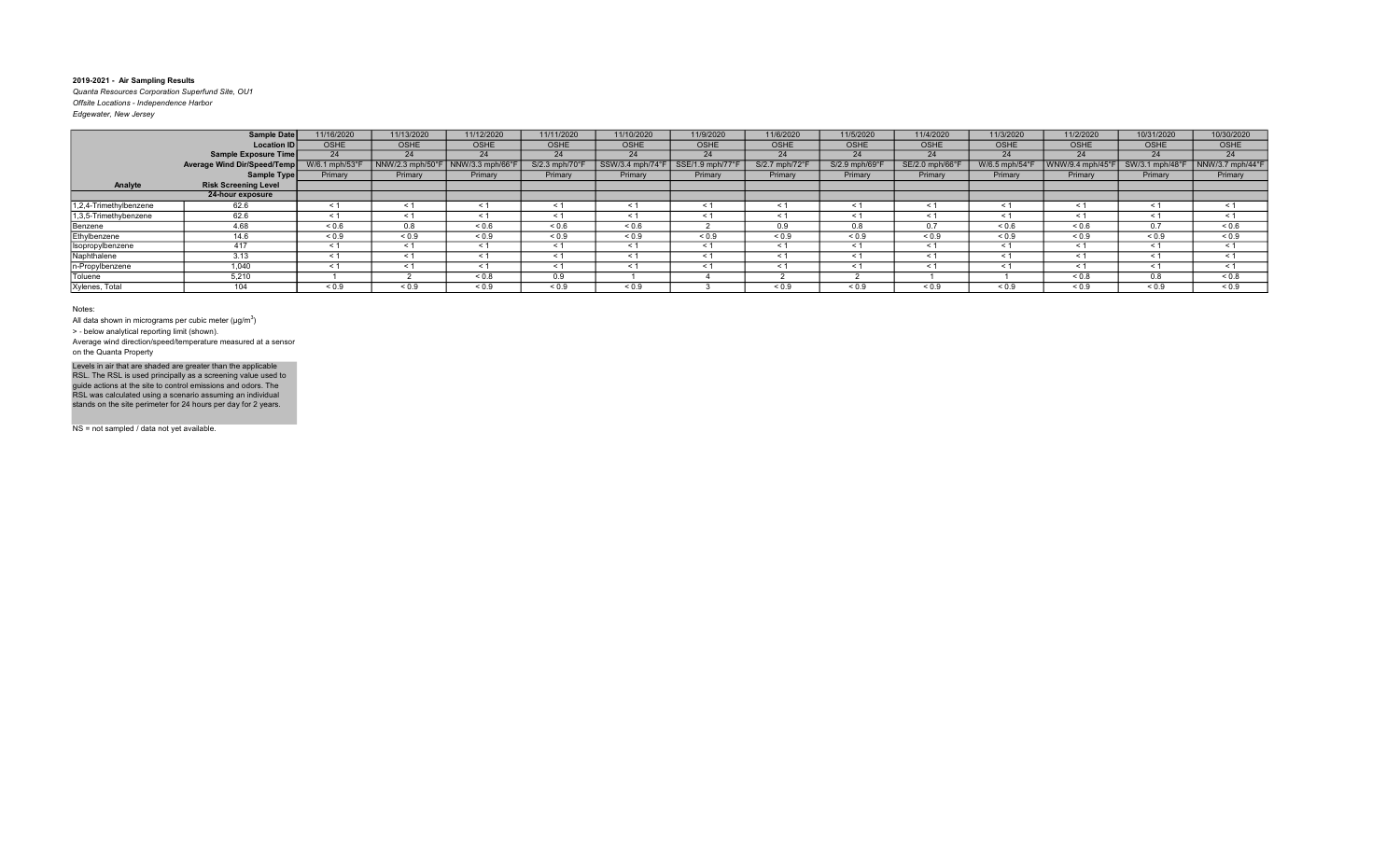**2019-2021 - Air Sampling Results**

*Quanta Resources Corporation Superfund Site, OU1*

*Offsite Locations - Independence Harbor*

*Edgewater, New Jersey*

| | Sample Date | 11/16/2020 | 11/13/2020 | 11/12/2020 | 11/11/2020 | 11/10/2020 | 11/9/2020 | 11/6/2020 | 11/5/2020 | 11/4/2020 | 11/3/2020 | 11/2/2020 | 10/31/2020 | 10/30/2020 |
|---|---|---|---|---|---|---|---|---|---|---|---|---|---|---|
| | Location ID | OSHE | OSHE | OSHE | OSHE | OSHE | OSHE | OSHE | OSHE | OSHE | OSHE | OSHE | OSHE | OSHE |
| | Sample Exposure Time | 24 | 24 | 24 | 24 | 24 | 24 | 24 | 24 | 24 | 24 | 24 | 24 | 24 |
| | Average Wind Dir/Speed/Temp | W/6.1 mph/53°F | NNW/2.3 mph/50°F | NNW/3.3 mph/66°F | S/2.3 mph/70°F | SSW/3.4 mph/74°F | SSE/1.9 mph/77°F | S/2.7 mph/72°F | S/2.9 mph/69°F | SE/2.0 mph/68°F | W/6.5 mph/54°F | WNW/9.4 mph/45°F | SW/3.1 mph/48°F | NNW/3.7 mph/44°F |
| | Sample Type | Primary | Primary | Primary | Primary | Primary | Primary | Primary | Primary | Primary | Primary | Primary | Primary | Primary |
| **Analyte** | **Risk Screening Level** | | | | | | | | | | | | | |
| | **24-hour exposure** | | | | | | | | | | | | | |
| 1,2,4-Trimethylbenzene | 62.6 | < 1 | < 1 | < 1 | < 1 | < 1 | < 1 | < 1 | < 1 | < 1 | < 1 | < 1 | < 1 | < 1 |
| 1,3,5-Trimethybenzene | 62.6 | < 1 | < 1 | < 1 | < 1 | < 1 | < 1 | < 1 | < 1 | < 1 | < 1 | < 1 | < 1 | < 1 |
| Benzene | 4.68 | < 0.6 | 0.8 | < 0.6 | < 0.6 | < 0.6 | 2 | 0.9 | 0.8 | 0.7 | < 0.6 | < 0.6 | 0.7 | < 0.6 |
| Ethylbenzene | 14.6 | < 0.9 | < 0.9 | < 0.9 | < 0.9 | < 0.9 | < 0.9 | < 0.9 | < 0.9 | < 0.9 | < 0.9 | < 0.9 | < 0.9 | < 0.9 |
| Isopropylbenzene | 417 | < 1 | < 1 | < 1 | < 1 | < 1 | < 1 | < 1 | < 1 | < 1 | < 1 | < 1 | < 1 | < 1 |
| Naphthalene | 3.13 | < 1 | < 1 | < 1 | < 1 | < 1 | < 1 | < 1 | < 1 | < 1 | < 1 | < 1 | < 1 | < 1 |
| n-Propylbenzene | 1,040 | < 1 | < 1 | < 1 | < 1 | < 1 | < 1 | < 1 | < 1 | < 1 | < 1 | < 1 | < 1 | < 1 |
| Toluene | 5,210 | 1 | 2 | < 0.8 | 0.9 | 1 | 4 | 2 | 2 | 1 | 1 | < 0.8 | 0.8 | < 0.8 |
| Xylenes, Total | 104 | < 0.9 | < 0.9 | < 0.9 | < 0.9 | < 0.9 | 3 | < 0.9 | < 0.9 | < 0.9 | < 0.9 | < 0.9 | < 0.9 | < 0.9 |

Notes:

All data shown in micrograms per cubic meter (µg/m$^3$)

> - below analytical reporting limit (shown).

Average wind direction/speed/temperature measured at a sensor on the Quanta Property

Levels in air that are shaded are greater than the applicable RSL. The RSL is used principally as a screening value used to guide actions at the site to control emissions and odors. The RSL was calculated using a scenario assuming an individual stands on the site perimeter for 24 hours per day for 2 years.

NS = not sampled / data not yet available.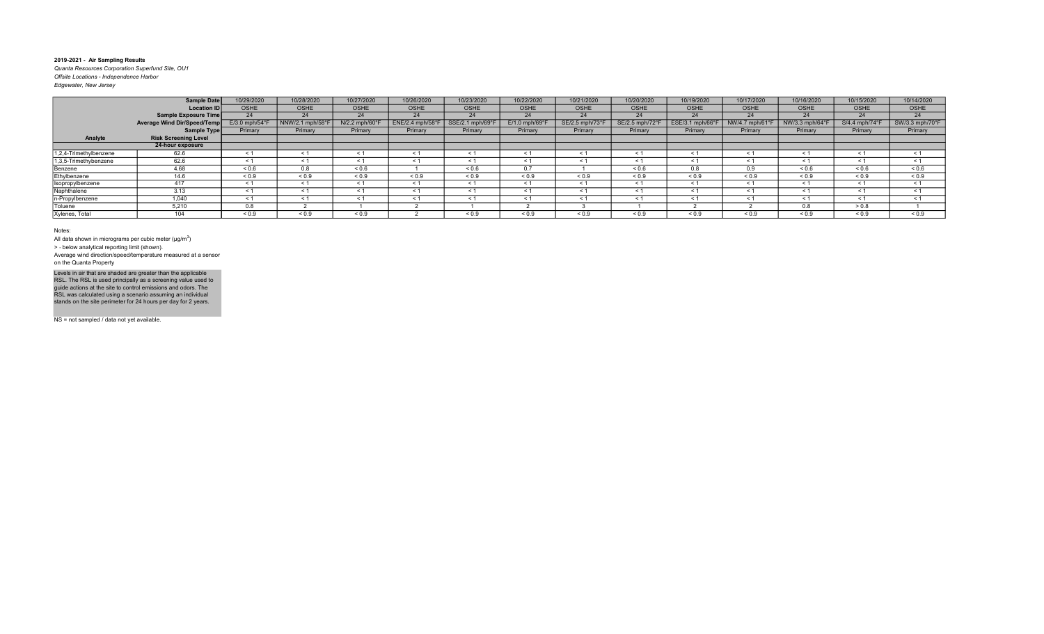**2019-2021 - Air Sampling Results**

*Quanta Resources Corporation Superfund Site, OU1*

*Offsite Locations - Independence Harbor*

*Edgewater, New Jersey*

| | Sample Date | 10/29/2020 | 10/28/2020 | 10/27/2020 | 10/26/2020 | 10/23/2020 | 10/22/2020 | 10/21/2020 | 10/20/2020 | 10/19/2020 | 10/17/2020 | 10/16/2020 | 10/15/2020 | 10/14/2020 |
|---|---|---|---|---|---|---|---|---|---|---|---|---|---|---|
| | Location ID | OSHE | OSHE | OSHE | OSHE | OSHE | OSHE | OSHE | OSHE | OSHE | OSHE | OSHE | OSHE | OSHE |
| | Sample Exposure Time | 24 | 24 | 24 | 24 | 24 | 24 | 24 | 24 | 24 | 24 | 24 | 24 | 24 |
| | Average Wind Dir/Speed/Temp | E/3.0 mph/54°F | NNW/2.1 mph/58°F | N/2.2 mph/60°F | ENE/2.4 mph/58°F | SSE/2.1 mph/69°F | E/1.0 mph/69°F | SE/2.5 mph/73°F | SE/2.5 mph/72°F | ESE/3.1 mph/66°F | NW/4.7 mph/61°F | NW/3.3 mph/64°F | S/4.4 mph/74°F | SW/3.3 mph/70°F |
| | Sample Type | Primary | Primary | Primary | Primary | Primary | Primary | Primary | Primary | Primary | Primary | Primary | Primary | Primary |
| **Analyte** | **Risk Screening Level** | | | | | | | | | | | | | |
| | **24-hour exposure** | | | | | | | | | | | | | |
| 1,2,4-Trimethylbenzene | 62.6 | < 1 | < 1 | < 1 | < 1 | < 1 | < 1 | < 1 | < 1 | < 1 | < 1 | < 1 | < 1 | < 1 |
| 1,3,5-Trimethylbenzene | 62.6 | < 1 | < 1 | < 1 | < 1 | < 1 | < 1 | < 1 | < 1 | < 1 | < 1 | < 1 | < 1 | < 1 |
| Benzene | 4.68 | < 0.6 | 0.8 | < 0.6 | 1 | < 0.6 | 0.7 | 1 | < 0.6 | 0.8 | 0.9 | < 0.6 | < 0.6 | < 0.6 |
| Ethylbenzene | 14.6 | < 0.9 | < 0.9 | < 0.9 | < 0.9 | < 0.9 | < 0.9 | < 0.9 | < 0.9 | < 0.9 | < 0.9 | < 0.9 | < 0.9 | < 0.9 |
| Isopropylbenzene | 417 | < 1 | < 1 | < 1 | < 1 | < 1 | < 1 | < 1 | < 1 | < 1 | < 1 | < 1 | < 1 | < 1 |
| Naphthalene | 3.13 | < 1 | < 1 | < 1 | < 1 | < 1 | < 1 | < 1 | < 1 | < 1 | < 1 | < 1 | < 1 | < 1 |
| n-Propylbenzene | 1,040 | < 1 | < 1 | < 1 | < 1 | < 1 | < 1 | < 1 | < 1 | < 1 | < 1 | < 1 | < 1 | < 1 |
| Toluene | 5,210 | 0.8 | 2 | 1 | 2 | 1 | 2 | 3 | 1 | 2 | 2 | 0.8 | > 0.8 | 1 |
| Xylenes, Total | 104 | < 0.9 | < 0.9 | < 0.9 | 2 | < 0.9 | < 0.9 | < 0.9 | < 0.9 | < 0.9 | < 0.9 | < 0.9 | < 0.9 | < 0.9 |

Notes:

All data shown in micrograms per cubic meter (µg/m$^3$)

> - below analytical reporting limit (shown).

Average wind direction/speed/temperature measured at a sensor on the Quanta Property

Levels in air that are shaded are greater than the applicable RSL. The RSL is used principally as a screening value used to guide actions at the site to control emissions and odors. The RSL was calculated using a scenario assuming an individual stands on the site perimeter for 24 hours per day for 2 years.

NS = not sampled / data not yet available.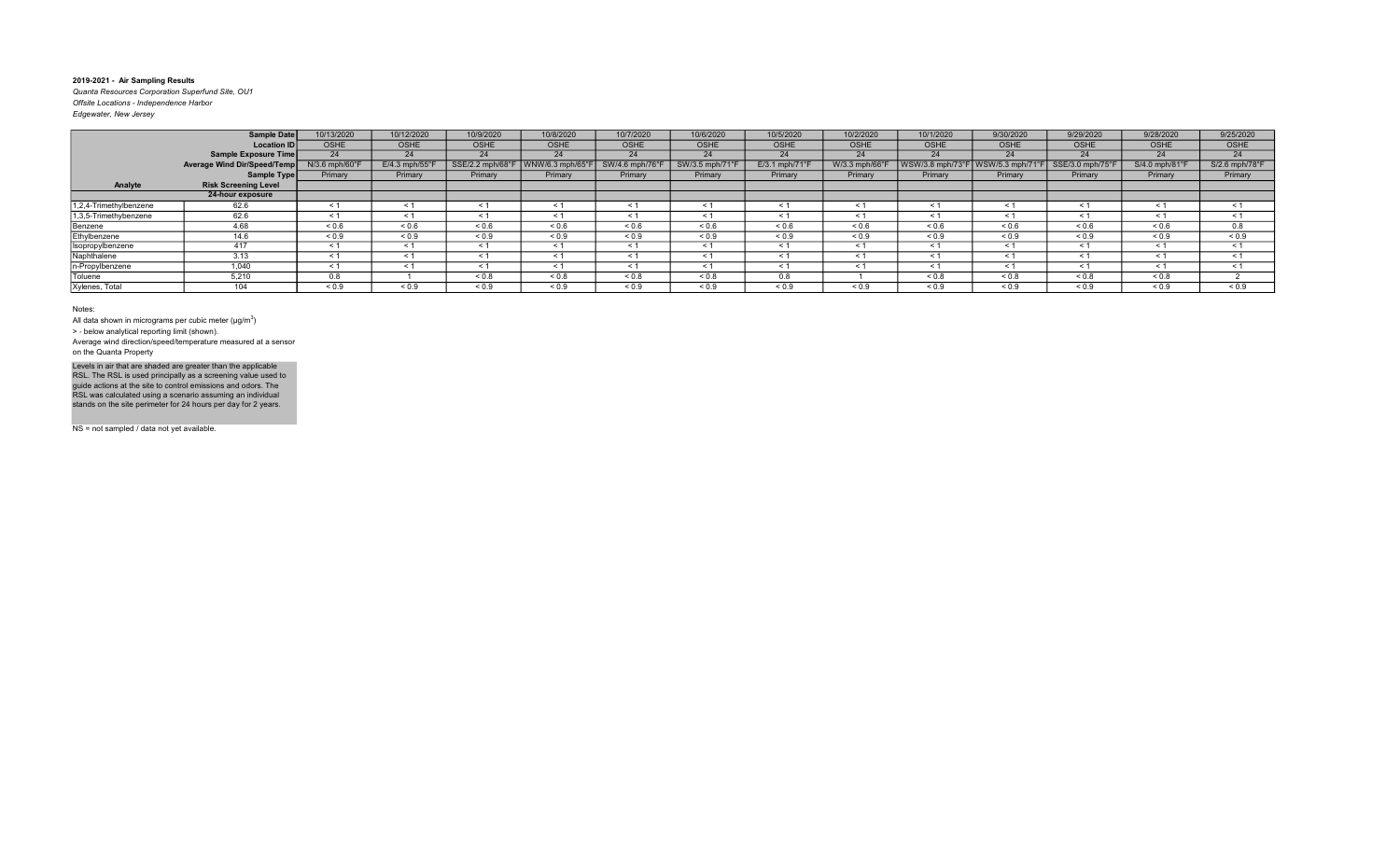**2019-2021 - Air Sampling Results**

*Quanta Resources Corporation Superfund Site, OU1*

*Offsite Locations - Independence Harbor*

*Edgewater, New Jersey*

| | Sample Date | 10/13/2020 | 10/12/2020 | 10/9/2020 | 10/8/2020 | 10/7/2020 | 10/6/2020 | 10/5/2020 | 10/2/2020 | 10/1/2020 | 9/30/2020 | 9/29/2020 | 9/28/2020 | 9/25/2020 |
|---|---|---|---|---|---|---|---|---|---|---|---|---|---|---|
| | Location ID | OSHE | OSHE | OSHE | OSHE | OSHE | OSHE | OSHE | OSHE | OSHE | OSHE | OSHE | OSHE | OSHE |
| | Sample Exposure Time | 24 | 24 | 24 | 24 | 24 | 24 | 24 | 24 | 24 | 24 | 24 | 24 | 24 |
| | Average Wind Dir/Speed/Temp | N/3.6 mph/60°F | E/4.3 mph/55°F | SSE/2.2 mph/68°F | WNW/6.3 mph/65°F | SW/4.6 mph/76°F | SW/3.5 mph/71°F | E/3.1 mph/71°F | W/3.3 mph/66°F | WSW/3.8 mph/73°F | WSW/5.3 mph/71°F | SSE/3.0 mph/75°F | S/4.0 mph/81°F | S/2.6 mph/78°F |
| | Sample Type | Primary | Primary | Primary | Primary | Primary | Primary | Primary | Primary | Primary | Primary | Primary | Primary | Primary |
| Analyte | Risk Screening Level | | | | | | | | | | | | | |
| | 24-hour exposure | | | | | | | | | | | | | |
| 1,2,4-Trimethylbenzene | 62.6 | < 1 | < 1 | < 1 | < 1 | < 1 | < 1 | < 1 | < 1 | < 1 | < 1 | < 1 | < 1 | < 1 |
| 1,3,5-Trimethylbenzene | 62.6 | < 1 | < 1 | < 1 | < 1 | < 1 | < 1 | < 1 | < 1 | < 1 | < 1 | < 1 | < 1 | < 1 |
| Benzene | 4.68 | < 0.6 | < 0.6 | < 0.6 | < 0.6 | < 0.6 | < 0.6 | < 0.6 | < 0.6 | < 0.6 | < 0.6 | < 0.6 | < 0.6 | 0.8 |
| Ethylbenzene | 14.6 | < 0.9 | < 0.9 | < 0.9 | < 0.9 | < 0.9 | < 0.9 | < 0.9 | < 0.9 | < 0.9 | < 0.9 | < 0.9 | < 0.9 | < 0.9 |
| Isopropylbenzene | 417 | < 1 | < 1 | < 1 | < 1 | < 1 | < 1 | < 1 | < 1 | < 1 | < 1 | < 1 | < 1 | < 1 |
| Naphthalene | 3.13 | < 1 | < 1 | < 1 | < 1 | < 1 | < 1 | < 1 | < 1 | < 1 | < 1 | < 1 | < 1 | < 1 |
| n-Propylbenzene | 1,040 | < 1 | < 1 | < 1 | < 1 | < 1 | < 1 | < 1 | < 1 | < 1 | < 1 | < 1 | < 1 | < 1 |
| Toluene | 5,210 | 0.8 | 1 | < 0.8 | < 0.8 | < 0.8 | < 0.8 | 0.8 | 1 | < 0.8 | < 0.8 | < 0.8 | < 0.8 | 2 |
| Xylenes, Total | 104 | < 0.9 | < 0.9 | < 0.9 | < 0.9 | < 0.9 | < 0.9 | < 0.9 | < 0.9 | < 0.9 | < 0.9 | < 0.9 | < 0.9 | < 0.9 |

Notes:

All data shown in micrograms per cubic meter (µg/m$^3$)

> - below analytical reporting limit (shown).

Average wind direction/speed/temperature measured at a sensor on the Quanta Property

Levels in air that are shaded are greater than the applicable RSL. The RSL is used principally as a screening value used to guide actions at the site to control emissions and odors. The RSL was calculated using a scenario assuming an individual stands on the site perimeter for 24 hours per day for 2 years.

NS = not sampled / data not yet available.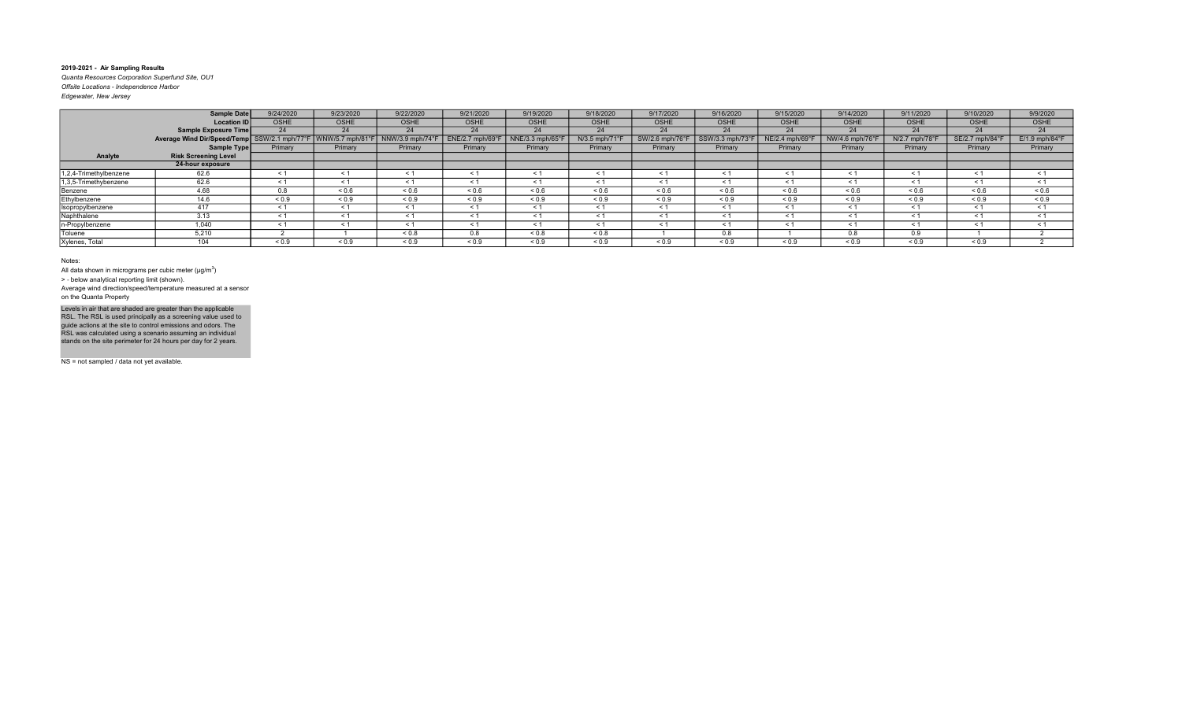**2019-2021 - Air Sampling Results**

*Quanta Resources Corporation Superfund Site, OU1*

*Offsite Locations - Independence Harbor*

*Edgewater, New Jersey*

| | Sample Date | 9/24/2020 | 9/23/2020 | 9/22/2020 | 9/21/2020 | 9/19/2020 | 9/18/2020 | 9/17/2020 | 9/16/2020 | 9/15/2020 | 9/14/2020 | 9/11/2020 | 9/10/2020 | 9/9/2020 |
|---|---|---|---|---|---|---|---|---|---|---|---|---|---|---|
| | Location ID | OSHE | OSHE | OSHE | OSHE | OSHE | OSHE | OSHE | OSHE | OSHE | OSHE | OSHE | OSHE | OSHE |
| | Sample Exposure Time | 24 | 24 | 24 | 24 | 24 | 24 | 24 | 24 | 24 | 24 | 24 | 24 | 24 |
| | Average Wind Dir/Speed/Temp | SSW/2.1 mph/77°F | WNW/5.7 mph/81°F | NNW/3.9 mph/74°F | ENE/2.7 mph/69°F | NNE/3.3 mph/65°F | N/3.5 mph/71°F | SW/2.6 mph/76°F | SSW/3.3 mph/73°F | NE/2.4 mph/69°F | NW/4.6 mph/76°F | N/2.7 mph/78°F | SE/2.7 mph/84°F | E/1.9 mph/84°F |
| | Sample Type | Primary | Primary | Primary | Primary | Primary | Primary | Primary | Primary | Primary | Primary | Primary | Primary | Primary |
| **Analyte** | **Risk Screening Level** | | | | | | | | | | | | | |
| | **24-hour exposure** | | | | | | | | | | | | | |
| 1,2,4-Trimethylbenzene | 62.6 | < 1 | < 1 | < 1 | < 1 | < 1 | < 1 | < 1 | < 1 | < 1 | < 1 | < 1 | < 1 | < 1 |
| 1,3,5-Trimethylbenzene | 62.6 | < 1 | < 1 | < 1 | < 1 | < 1 | < 1 | < 1 | < 1 | < 1 | < 1 | < 1 | < 1 | < 1 |
| Benzene | 4.68 | 0.8 | < 0.6 | < 0.6 | < 0.6 | < 0.6 | < 0.6 | < 0.6 | < 0.6 | < 0.6 | < 0.6 | < 0.6 | < 0.6 | < 0.6 |
| Ethylbenzene | 14.6 | < 0.9 | < 0.9 | < 0.9 | < 0.9 | < 0.9 | < 0.9 | < 0.9 | < 0.9 | < 0.9 | < 0.9 | < 0.9 | < 0.9 | < 0.9 |
| Isopropylbenzene | 417 | < 1 | < 1 | < 1 | < 1 | < 1 | < 1 | < 1 | < 1 | < 1 | < 1 | < 1 | < 1 | < 1 |
| Naphthalene | 3.13 | < 1 | < 1 | < 1 | < 1 | < 1 | < 1 | < 1 | < 1 | < 1 | < 1 | < 1 | < 1 | < 1 |
| n-Propylbenzene | 1,040 | < 1 | < 1 | < 1 | < 1 | < 1 | < 1 | < 1 | < 1 | < 1 | < 1 | < 1 | < 1 | < 1 |
| Toluene | 5,210 | 2 | 1 | < 0.8 | 0.8 | < 0.8 | < 0.8 | 1 | 0.8 | 1 | 0.8 | 0.9 | 1 | 2 |
| Xylenes, Total | 104 | < 0.9 | < 0.9 | < 0.9 | < 0.9 | < 0.9 | < 0.9 | < 0.9 | < 0.9 | < 0.9 | < 0.9 | < 0.9 | < 0.9 | 2 |

Notes:

All data shown in micrograms per cubic meter (µg/m$^3$)

> - below analytical reporting limit (shown).

Average wind direction/speed/temperature measured at a sensor on the Quanta Property

Levels in air that are shaded are greater than the applicable RSL. The RSL is used principally as a screening value used to guide actions at the site to control emissions and odors. The RSL was calculated using a scenario assuming an individual stands on the site perimeter for 24 hours per day for 2 years.

NS = not sampled / data not yet available.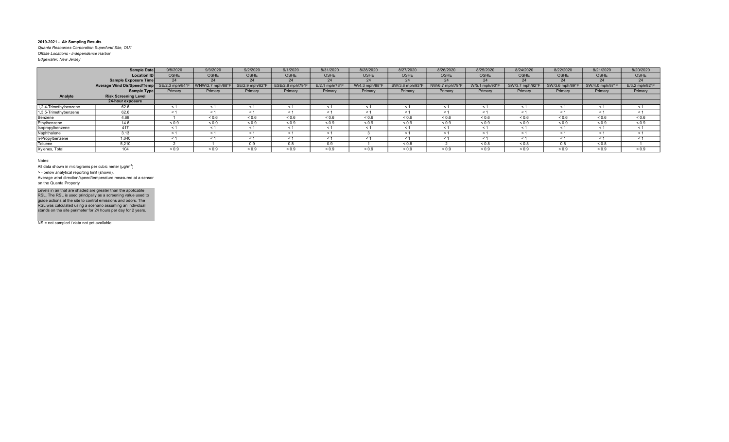**2019-2021 - Air Sampling Results**

*Quanta Resources Corporation Superfund Site, OU1*

*Offsite Locations - Independence Harbor*

*Edgewater, New Jersey*

| | Sample Date | 9/8/2020 | 9/3/2020 | 9/2/2020 | 9/1/2020 | 8/31/2020 | 8/28/2020 | 8/27/2020 | 8/26/2020 | 8/25/2020 | 8/24/2020 | 8/22/2020 | 8/21/2020 | 8/20/2020 |
|---|---|---|---|---|---|---|---|---|---|---|---|---|---|---|
| | Location ID | OSHE | OSHE | OSHE | OSHE | OSHE | OSHE | OSHE | OSHE | OSHE | OSHE | OSHE | OSHE | OSHE |
| | Sample Exposure Time | 24 | 24 | 24 | 24 | 24 | 24 | 24 | 24 | 24 | 24 | 24 | 24 | 24 |
| | Average Wind Dir/Speed/Temp | SE/2.3 mph/84°F | WNW/2.7 mph/88°F | SE/2.9 mph/82°F | ESE/2.8 mph/79°F | E/2.1 mph/78°F | W/4.3 mph/88°F | SW/3.8 mph/93°F | NW/6.7 mph/79°F | W/5.1 mph/90°F | SW/3.7 mph/92°F | SW/3.6 mph/89°F | SW/4.0 mph/87°F | E/3.2 mph/82°F |
| | Sample Type | Primary | Primary | Primary | Primary | Primary | Primary | Primary | Primary | Primary | Primary | Primary | Primary | Primary |
| **Analyte** | **Risk Screening Level** | | | | | | | | | | | | | |
| | **24-hour exposure** | | | | | | | | | | | | | |
| 1,2,4-Trimethylbenzene | 62.6 | < 1 | < 1 | < 1 | < 1 | < 1 | < 1 | < 1 | < 1 | < 1 | < 1 | < 1 | < 1 | < 1 |
| 1,3,5-Trimethybenzene | 62.6 | < 1 | < 1 | < 1 | < 1 | < 1 | < 1 | < 1 | < 1 | < 1 | < 1 | < 1 | < 1 | < 1 |
| Benzene | 4.68 | 1 | < 0.6 | < 0.6 | < 0.6 | < 0.6 | < 0.6 | < 0.6 | < 0.6 | < 0.6 | < 0.6 | < 0.6 | < 0.6 | < 0.6 |
| Ethylbenzene | 14.6 | < 0.9 | < 0.9 | < 0.9 | < 0.9 | < 0.9 | < 0.9 | < 0.9 | < 0.9 | < 0.9 | < 0.9 | < 0.9 | < 0.9 | < 0.9 |
| Isopropylbenzene | 417 | < 1 | < 1 | < 1 | < 1 | < 1 | < 1 | < 1 | < 1 | < 1 | < 1 | < 1 | < 1 | < 1 |
| Naphthalene | 3.13 | < 1 | < 1 | < 1 | < 1 | < 1 | 3 | < 1 | < 1 | < 1 | < 1 | < 1 | < 1 | < 1 |
| n-Propylbenzene | 1,040 | < 1 | < 1 | < 1 | < 1 | < 1 | < 1 | < 1 | < 1 | < 1 | < 1 | < 1 | < 1 | < 1 |
| Toluene | 5,210 | 2 | 1 | 0.9 | 0.8 | 0.9 | 1 | < 0.8 | 2 | < 0.8 | < 0.8 | 0.8 | < 0.8 | 1 |
| Xylenes, Total | 104 | < 0.9 | < 0.9 | < 0.9 | < 0.9 | < 0.9 | < 0.9 | < 0.9 | < 0.9 | < 0.9 | < 0.9 | < 0.9 | < 0.9 | < 0.9 |

Notes:

All data shown in micrograms per cubic meter (µg/m$^3$)

> - below analytical reporting limit (shown).

Average wind direction/speed/temperature measured at a sensor on the Quanta Property

Levels in air that are shaded are greater than the applicable RSL. The RSL is used principally as a screening value used to guide actions at the site to control emissions and odors. The RSL was calculated using a scenario assuming an individual stands on the site perimeter for 24 hours per day for 2 years.

NS = not sampled / data not yet available.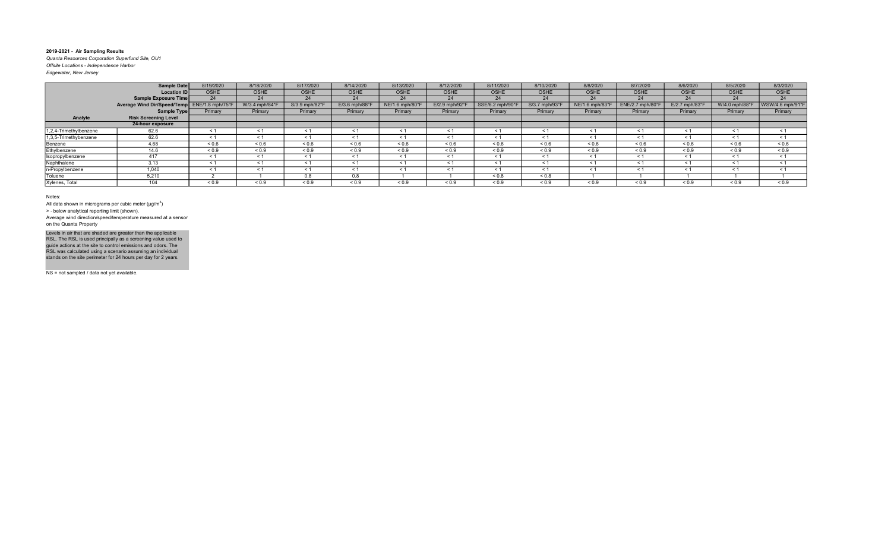**2019-2021 - Air Sampling Results**

*Quanta Resources Corporation Superfund Site, OU1*

*Offsite Locations - Independence Harbor*

*Edgewater, New Jersey*

| | Sample Date | 8/19/2020 | 8/18/2020 | 8/17/2020 | 8/14/2020 | 8/13/2020 | 8/12/2020 | 8/11/2020 | 8/10/2020 | 8/8/2020 | 8/7/2020 | 8/6/2020 | 8/5/2020 | 8/3/2020 |
|---|---|---|---|---|---|---|---|---|---|---|---|---|---|---|
| | Location ID | OSHE | OSHE | OSHE | OSHE | OSHE | OSHE | OSHE | OSHE | OSHE | OSHE | OSHE | OSHE | OSHE |
| | Sample Exposure Time | 24 | 24 | 24 | 24 | 24 | 24 | 24 | 24 | 24 | 24 | 24 | 24 | 24 |
| | Average Wind Dir/Speed/Temp | ENE/1.8 mph/75°F | W/3.4 mph/84°F | S/3.9 mph/82°F | E/3.6 mph/88°F | NE/1.6 mph/80°F | E/2.9 mph/92°F | SSE/6.2 mph/90°F | S/3.7 mph/93°F | NE/1.6 mph/83°F | ENE/2.7 mph/80°F | E/2.7 mph/83°F | W/4.0 mph/88°F | WSW/4.6 mph/91°F |
| | Sample Type | Primary | Primary | Primary | Primary | Primary | Primary | Primary | Primary | Primary | Primary | Primary | Primary | Primary |
| **Analyte** | **Risk Screening Level** | | | | | | | | | | | | | |
| | **24-hour exposure** | | | | | | | | | | | | | |
| 1,2,4-Trimethylbenzene | 62.6 | < 1 | < 1 | < 1 | < 1 | < 1 | < 1 | < 1 | < 1 | < 1 | < 1 | < 1 | < 1 | < 1 |
| 1,3,5-Trimethybenzene | 62.6 | < 1 | < 1 | < 1 | < 1 | < 1 | < 1 | < 1 | < 1 | < 1 | < 1 | < 1 | < 1 | < 1 |
| Benzene | 4.68 | < 0.6 | < 0.6 | < 0.6 | < 0.6 | < 0.6 | < 0.6 | < 0.6 | < 0.6 | < 0.6 | < 0.6 | < 0.6 | < 0.6 | < 0.6 |
| Ethylbenzene | 14.6 | < 0.9 | < 0.9 | < 0.9 | < 0.9 | < 0.9 | < 0.9 | < 0.9 | < 0.9 | < 0.9 | < 0.9 | < 0.9 | < 0.9 | < 0.9 |
| Isopropylbenzene | 417 | < 1 | < 1 | < 1 | < 1 | < 1 | < 1 | < 1 | < 1 | < 1 | < 1 | < 1 | < 1 | < 1 |
| Naphthalene | 3.13 | < 1 | < 1 | < 1 | < 1 | < 1 | < 1 | < 1 | < 1 | < 1 | < 1 | < 1 | < 1 | < 1 |
| n-Propylbenzene | 1,040 | < 1 | < 1 | < 1 | < 1 | < 1 | < 1 | < 1 | < 1 | < 1 | < 1 | < 1 | < 1 | < 1 |
| Toluene | 5,210 | 2 | 1 | 0.8 | 0.8 | 1 | 1 | < 0.8 | < 0.8 | 1 | 1 | 1 | 1 | 1 |
| Xylenes, Total | 104 | < 0.9 | < 0.9 | < 0.9 | < 0.9 | < 0.9 | < 0.9 | < 0.9 | < 0.9 | < 0.9 | < 0.9 | < 0.9 | < 0.9 | < 0.9 |

Notes:

All data shown in micrograms per cubic meter (µg/m$^3$)

> - below analytical reporting limit (shown).

Average wind direction/speed/temperature measured at a sensor on the Quanta Property

Levels in air that are shaded are greater than the applicable RSL. The RSL is used principally as a screening value used to guide actions at the site to control emissions and odors. The RSL was calculated using a scenario assuming an individual stands on the site perimeter for 24 hours per day for 2 years.

NS = not sampled / data not yet available.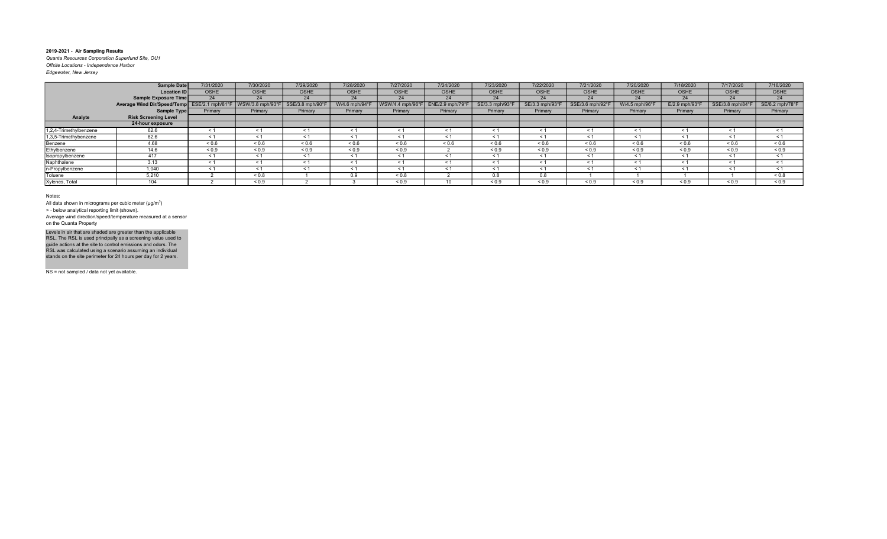**2019-2021 - Air Sampling Results**

*Quanta Resources Corporation Superfund Site, OU1*

*Offsite Locations - Independence Harbor*

*Edgewater, New Jersey*

| | Sample Date | 7/31/2020 | 7/30/2020 | 7/29/2020 | 7/28/2020 | 7/27/2020 | 7/24/2020 | 7/23/2020 | 7/22/2020 | 7/21/2020 | 7/20/2020 | 7/18/2020 | 7/17/2020 | 7/16/2020 |
|---|---|---|---|---|---|---|---|---|---|---|---|---|---|---|
| | Location ID | OSHE | OSHE | OSHE | OSHE | OSHE | OSHE | OSHE | OSHE | OSHE | OSHE | OSHE | OSHE | OSHE |
| | Sample Exposure Time | 24 | 24 | 24 | 24 | 24 | 24 | 24 | 24 | 24 | 24 | 24 | 24 | 24 |
| | Average Wind Dir/Speed/Temp | ESE/2.1 mph/81°F | WSW/3.8 mph/93°F | SSE/3.8 mph/90°F | W/4.6 mph/94°F | WSW/4.4 mph/96°F | ENE/2.9 mph/79°F | SE/3.3 mph/93°F | SE/3.3 mph/93°F | SSE/3.8 mph/92°F | W/4.5 mph/96°F | E/2.9 mph/93°F | SSE/3.8 mph/84°F | SE/6.2 mph/78°F |
| | Sample Type | Primary | Primary | Primary | Primary | Primary | Primary | Primary | Primary | Primary | Primary | Primary | Primary | Primary |
| **Analyte** | **Risk Screening Level** | | | | | | | | | | | | | |
| | **24-hour exposure** | | | | | | | | | | | | | |
| 1,2,4-Trimethylbenzene | 62.6 | < 1 | < 1 | < 1 | < 1 | < 1 | < 1 | < 1 | < 1 | < 1 | < 1 | < 1 | < 1 | < 1 |
| 1,3,5-Trimethylbenzene | 62.6 | < 1 | < 1 | < 1 | < 1 | < 1 | < 1 | < 1 | < 1 | < 1 | < 1 | < 1 | < 1 | < 1 |
| Benzene | 4.68 | < 0.6 | < 0.6 | < 0.6 | < 0.6 | < 0.6 | < 0.6 | < 0.6 | < 0.6 | < 0.6 | < 0.6 | < 0.6 | < 0.6 | < 0.6 |
| Ethylbenzene | 14.6 | < 0.9 | < 0.9 | < 0.9 | < 0.9 | < 0.9 | 2 | < 0.9 | < 0.9 | < 0.9 | < 0.9 | < 0.9 | < 0.9 | < 0.9 |
| Isopropylbenzene | 417 | < 1 | < 1 | < 1 | < 1 | < 1 | < 1 | < 1 | < 1 | < 1 | < 1 | < 1 | < 1 | < 1 |
| Naphthalene | 3.13 | < 1 | < 1 | < 1 | < 1 | < 1 | < 1 | < 1 | < 1 | < 1 | < 1 | < 1 | < 1 | < 1 |
| n-Propylbenzene | 1,040 | < 1 | < 1 | < 1 | < 1 | < 1 | < 1 | < 1 | < 1 | < 1 | < 1 | < 1 | < 1 | < 1 |
| Toluene | 5,210 | 2 | < 0.8 | 1 | 0.9 | < 0.8 | 2 | 0.8 | 0.8 | 1 | 1 | 1 | 1 | < 0.8 |
| Xylenes, Total | 104 | 2 | < 0.9 | 2 | 3 | < 0.9 | 10 | < 0.9 | < 0.9 | < 0.9 | < 0.9 | < 0.9 | < 0.9 | < 0.9 |

Notes:

All data shown in micrograms per cubic meter (µg/m$^3$)

> - below analytical reporting limit (shown).

Average wind direction/speed/temperature measured at a sensor on the Quanta Property

Levels in air that are shaded are greater than the applicable RSL. The RSL is used principally as a screening value used to guide actions at the site to control emissions and odors. The RSL was calculated using a scenario assuming an individual stands on the site perimeter for 24 hours per day for 2 years.

NS = not sampled / data not yet available.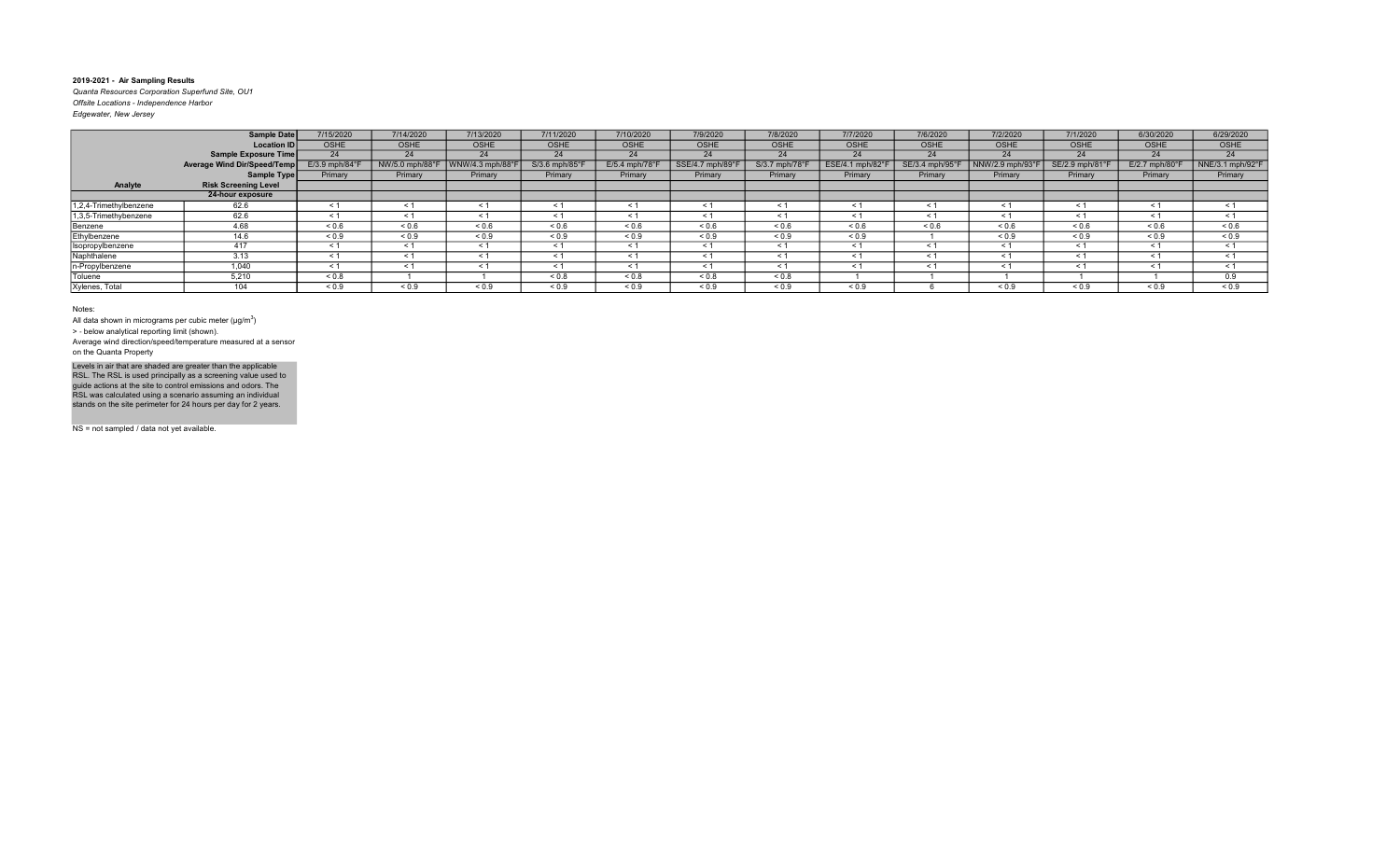**2019-2021 - Air Sampling Results**

*Quanta Resources Corporation Superfund Site, OU1*

*Offsite Locations - Independence Harbor*

*Edgewater, New Jersey*

| | Sample Date | 7/15/2020 | 7/14/2020 | 7/13/2020 | 7/11/2020 | 7/10/2020 | 7/9/2020 | 7/8/2020 | 7/7/2020 | 7/6/2020 | 7/2/2020 | 7/1/2020 | 6/30/2020 | 6/29/2020 |
|---|---|---|---|---|---|---|---|---|---|---|---|---|---|---|
| | Location ID | OSHE | OSHE | OSHE | OSHE | OSHE | OSHE | OSHE | OSHE | OSHE | OSHE | OSHE | OSHE | OSHE |
| | Sample Exposure Time | 24 | 24 | 24 | 24 | 24 | 24 | 24 | 24 | 24 | 24 | 24 | 24 | 24 |
| | Average Wind Dir/Speed/Temp | E/3.9 mph/84°F | NW/5.0 mph/88°F | WNW/4.3 mph/88°F | S/3.6 mph/85°F | E/5.4 mph/78°F | SSE/4.7 mph/89°F | S/3.7 mph/78°F | ESE/4.1 mph/82°F | SE/3.4 mph/95°F | NNW/2.9 mph/93°F | SE/2.9 mph/81°F | E/2.7 mph/80°F | NNE/3.1 mph/92°F |
| | Sample Type | Primary | Primary | Primary | Primary | Primary | Primary | Primary | Primary | Primary | Primary | Primary | Primary | Primary |
| **Analyte** | **Risk Screening Level** | | | | | | | | | | | | | |
| | **24-hour exposure** | | | | | | | | | | | | | |
| 1,2,4-Trimethylbenzene | 62.6 | < 1 | < 1 | < 1 | < 1 | < 1 | < 1 | < 1 | < 1 | < 1 | < 1 | < 1 | < 1 | < 1 |
| 1,3,5-Trimethybenzene | 62.6 | < 1 | < 1 | < 1 | < 1 | < 1 | < 1 | < 1 | < 1 | < 1 | < 1 | < 1 | < 1 | < 1 |
| Benzene | 4.68 | < 0.6 | < 0.6 | < 0.6 | < 0.6 | < 0.6 | < 0.6 | < 0.6 | < 0.6 | < 0.6 | < 0.6 | < 0.6 | < 0.6 | < 0.6 |
| Ethylbenzene | 14.6 | < 0.9 | < 0.9 | < 0.9 | < 0.9 | < 0.9 | < 0.9 | < 0.9 | < 0.9 | 1 | < 0.9 | < 0.9 | < 0.9 | < 0.9 |
| Isopropylbenzene | 417 | < 1 | < 1 | < 1 | < 1 | < 1 | < 1 | < 1 | < 1 | < 1 | < 1 | < 1 | < 1 | < 1 |
| Naphthalene | 3.13 | < 1 | < 1 | < 1 | < 1 | < 1 | < 1 | < 1 | < 1 | < 1 | < 1 | < 1 | < 1 | < 1 |
| n-Propylbenzene | 1,040 | < 1 | < 1 | < 1 | < 1 | < 1 | < 1 | < 1 | < 1 | < 1 | < 1 | < 1 | < 1 | < 1 |
| Toluene | 5,210 | < 0.8 | 1 | 1 | < 0.8 | < 0.8 | < 0.8 | < 0.8 | 1 | 1 | 1 | 1 | 1 | 0.9 |
| Xylenes, Total | 104 | < 0.9 | < 0.9 | < 0.9 | < 0.9 | < 0.9 | < 0.9 | < 0.9 | < 0.9 | 6 | < 0.9 | < 0.9 | < 0.9 | < 0.9 |

Notes:

All data shown in micrograms per cubic meter (µg/m$^3$)

> - below analytical reporting limit (shown).

Average wind direction/speed/temperature measured at a sensor on the Quanta Property

Levels in air that are shaded are greater than the applicable RSL. The RSL is used principally as a screening value used to guide actions at the site to control emissions and odors. The RSL was calculated using a scenario assuming an individual stands on the site perimeter for 24 hours per day for 2 years.

NS = not sampled / data not yet available.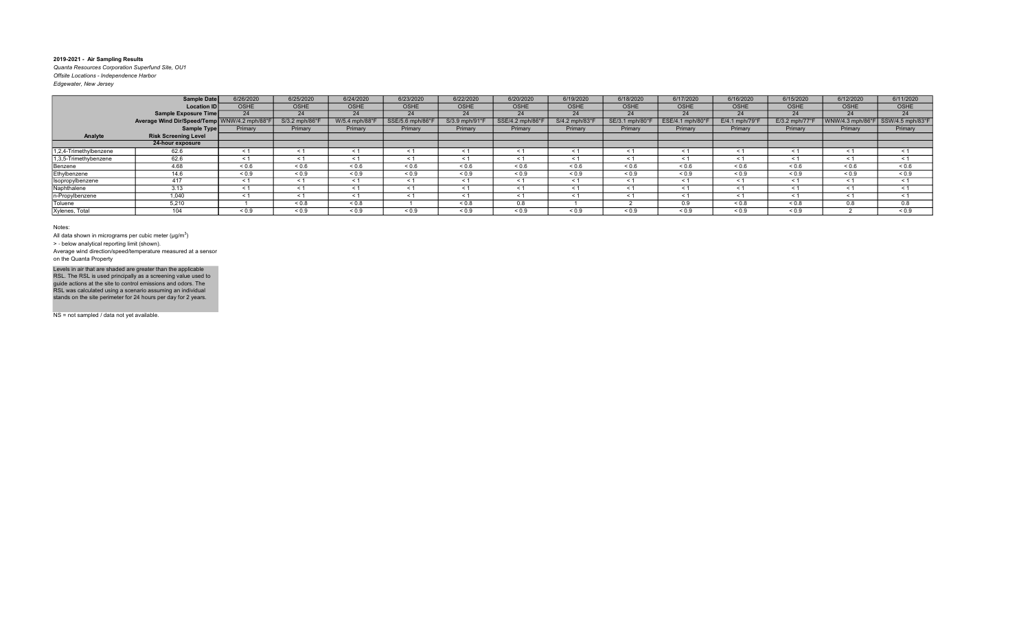**2019-2021 - Air Sampling Results**

*Quanta Resources Corporation Superfund Site, OU1*

*Offsite Locations - Independence Harbor*

*Edgewater, New Jersey*

| | **Sample Date** | 6/26/2020 | 6/25/2020 | 6/24/2020 | 6/23/2020 | 6/22/2020 | 6/20/2020 | 6/19/2020 | 6/18/2020 | 6/17/2020 | 6/16/2020 | 6/15/2020 | 6/12/2020 | 6/11/2020 |
|---|---|---|---|---|---|---|---|---|---|---|---|---|---|---|
| | **Location ID** | OSHE | OSHE | OSHE | OSHE | OSHE | OSHE | OSHE | OSHE | OSHE | OSHE | OSHE | OSHE | OSHE |
| | **Sample Exposure Time** | 24 | 24 | 24 | 24 | 24 | 24 | 24 | 24 | 24 | 24 | 24 | 24 | 24 |
| | **Average Wind Dir/Speed/Temp** | WNW/4.2 mph/88°F | S/3.2 mph/86°F | W/5.4 mph/88°F | SSE/5.6 mph/86°F | S/3.9 mph/91°F | SSE/4.2 mph/86°F | S/4.2 mph/83°F | SE/3.1 mph/80°F | ESE/4.1 mph/80°F | E/4.1 mph/79°F | E/3.2 mph/77°F | WNW/4.3 mph/86°F | SSW/4.5 mph/83°F |
| | **Sample Type** | Primary | Primary | Primary | Primary | Primary | Primary | Primary | Primary | Primary | Primary | Primary | Primary | Primary |
| **Analyte** | **Risk Screening Level** | | | | | | | | | | | | | |
| | **24-hour exposure** | | | | | | | | | | | | | |
| 1,2,4-Trimethylbenzene | 62.6 | < 1 | < 1 | < 1 | < 1 | < 1 | < 1 | < 1 | < 1 | < 1 | < 1 | < 1 | < 1 | < 1 |
| 1,3,5-Trimethybenzene | 62.6 | < 1 | < 1 | < 1 | < 1 | < 1 | < 1 | < 1 | < 1 | < 1 | < 1 | < 1 | < 1 | < 1 |
| Benzene | 4.68 | < 0.6 | < 0.6 | < 0.6 | < 0.6 | < 0.6 | < 0.6 | < 0.6 | < 0.6 | < 0.6 | < 0.6 | < 0.6 | < 0.6 | < 0.6 |
| Ethylbenzene | 14.6 | < 0.9 | < 0.9 | < 0.9 | < 0.9 | < 0.9 | < 0.9 | < 0.9 | < 0.9 | < 0.9 | < 0.9 | < 0.9 | < 0.9 | < 0.9 |
| Isopropylbenzene | 417 | < 1 | < 1 | < 1 | < 1 | < 1 | < 1 | < 1 | < 1 | < 1 | < 1 | < 1 | < 1 | < 1 |
| Naphthalene | 3.13 | < 1 | < 1 | < 1 | < 1 | < 1 | < 1 | < 1 | < 1 | < 1 | < 1 | < 1 | < 1 | < 1 |
| n-Propylbenzene | 1,040 | < 1 | < 1 | < 1 | < 1 | < 1 | < 1 | < 1 | < 1 | < 1 | < 1 | < 1 | < 1 | < 1 |
| Toluene | 5,210 | 1 | < 0.8 | < 0.8 | 1 | < 0.8 | 0.8 | 1 | 2 | 0.9 | < 0.8 | < 0.8 | 0.8 | 0.8 |
| Xylenes, Total | 104 | < 0.9 | < 0.9 | < 0.9 | < 0.9 | < 0.9 | < 0.9 | < 0.9 | < 0.9 | < 0.9 | < 0.9 | < 0.9 | 2 | < 0.9 |

Notes:

All data shown in micrograms per cubic meter (µg/m$^3$)

> - below analytical reporting limit (shown).

Average wind direction/speed/temperature measured at a sensor on the Quanta Property

Levels in air that are shaded are greater than the applicable RSL. The RSL is used principally as a screening value used to guide actions at the site to control emissions and odors. The RSL was calculated using a scenario assuming an individual stands on the site perimeter for 24 hours per day for 2 years.

NS = not sampled / data not yet available.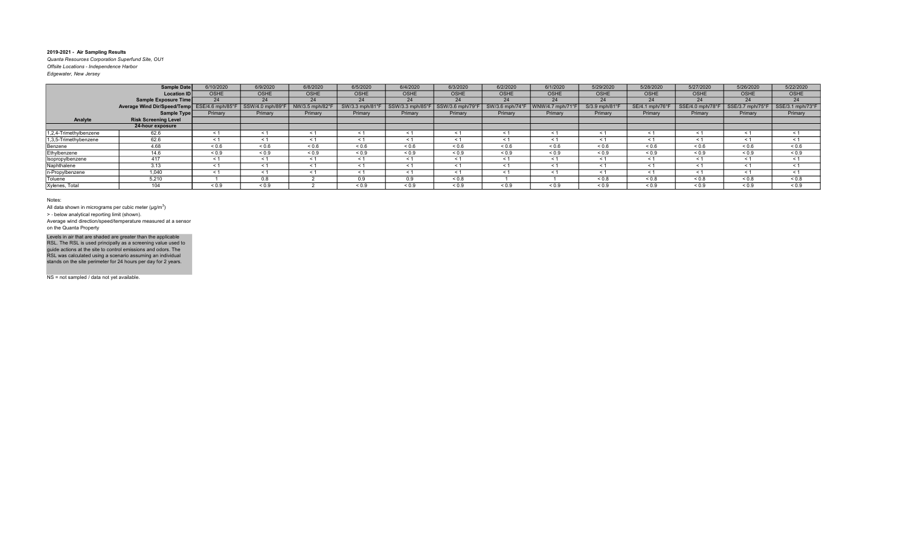**2019-2021 - Air Sampling Results**

*Quanta Resources Corporation Superfund Site, OU1*

*Offsite Locations - Independence Harbor*

*Edgewater, New Jersey*

| | Sample Date | 6/10/2020 | 6/9/2020 | 6/8/2020 | 6/5/2020 | 6/4/2020 | 6/3/2020 | 6/2/2020 | 6/1/2020 | 5/29/2020 | 5/28/2020 | 5/27/2020 | 5/26/2020 | 5/22/2020 |
|---|---|---|---|---|---|---|---|---|---|---|---|---|---|---|
| | Location ID | OSHE | OSHE | OSHE | OSHE | OSHE | OSHE | OSHE | OSHE | OSHE | OSHE | OSHE | OSHE | OSHE |
| | Sample Exposure Time | 24 | 24 | 24 | 24 | 24 | 24 | 24 | 24 | 24 | 24 | 24 | 24 | 24 |
| | Average Wind Dir/Speed/Temp | ESE/4.6 mph/85°F | SSW/4.0 mph/89°F | NW/3.5 mph/82°F | SW/3.3 mph/81°F | SSW/3.3 mph/85°F | SSW/3.6 mph/79°F | SW/3.6 mph/74°F | WNW/4.7 mph/71°F | S/3.9 mph/81°F | SE/4.1 mph/76°F | SSE/4.0 mph/78°F | SSE/3.7 mph/75°F | SSE/3.1 mph/73°F |
| | Sample Type | Primary | Primary | Primary | Primary | Primary | Primary | Primary | Primary | Primary | Primary | Primary | Primary | Primary |
| **Analyte** | **Risk Screening Level** | | | | | | | | | | | | | |
| | **24-hour exposure** | | | | | | | | | | | | | |
| 1,2,4-Trimethylbenzene | 62.6 | < 1 | < 1 | < 1 | < 1 | < 1 | < 1 | < 1 | < 1 | < 1 | < 1 | < 1 | < 1 | < 1 |
| 1,3,5-Trimethybenzene | 62.6 | < 1 | < 1 | < 1 | < 1 | < 1 | < 1 | < 1 | < 1 | < 1 | < 1 | < 1 | < 1 | < 1 |
| Benzene | 4.68 | < 0.6 | < 0.6 | < 0.6 | < 0.6 | < 0.6 | < 0.6 | < 0.6 | < 0.6 | < 0.6 | < 0.6 | < 0.6 | < 0.6 | < 0.6 |
| Ethylbenzene | 14.6 | < 0.9 | < 0.9 | < 0.9 | < 0.9 | < 0.9 | < 0.9 | < 0.9 | < 0.9 | < 0.9 | < 0.9 | < 0.9 | < 0.9 | < 0.9 |
| Isopropylbenzene | 417 | < 1 | < 1 | < 1 | < 1 | < 1 | < 1 | < 1 | < 1 | < 1 | < 1 | < 1 | < 1 | < 1 |
| Naphthalene | 3.13 | < 1 | < 1 | < 1 | < 1 | < 1 | < 1 | < 1 | < 1 | < 1 | < 1 | < 1 | < 1 | < 1 |
| n-Propylbenzene | 1,040 | < 1 | < 1 | < 1 | < 1 | < 1 | < 1 | < 1 | < 1 | < 1 | < 1 | < 1 | < 1 | < 1 |
| Toluene | 5,210 | 1 | 0.8 | 2 | 0.9 | 0.9 | < 0.8 | 1 | 1 | < 0.8 | < 0.8 | < 0.8 | < 0.8 | < 0.8 |
| Xylenes, Total | 104 | < 0.9 | < 0.9 | 2 | < 0.9 | < 0.9 | < 0.9 | < 0.9 | < 0.9 | < 0.9 | < 0.9 | < 0.9 | < 0.9 | < 0.9 |

Notes:

All data shown in micrograms per cubic meter (µg/m$^3$)

> - below analytical reporting limit (shown).

Average wind direction/speed/temperature measured at a sensor on the Quanta Property

Levels in air that are shaded are greater than the applicable RSL. The RSL is used principally as a screening value used to guide actions at the site to control emissions and odors. The RSL was calculated using a scenario assuming an individual stands on the site perimeter for 24 hours per day for 2 years.

NS = not sampled / data not yet available.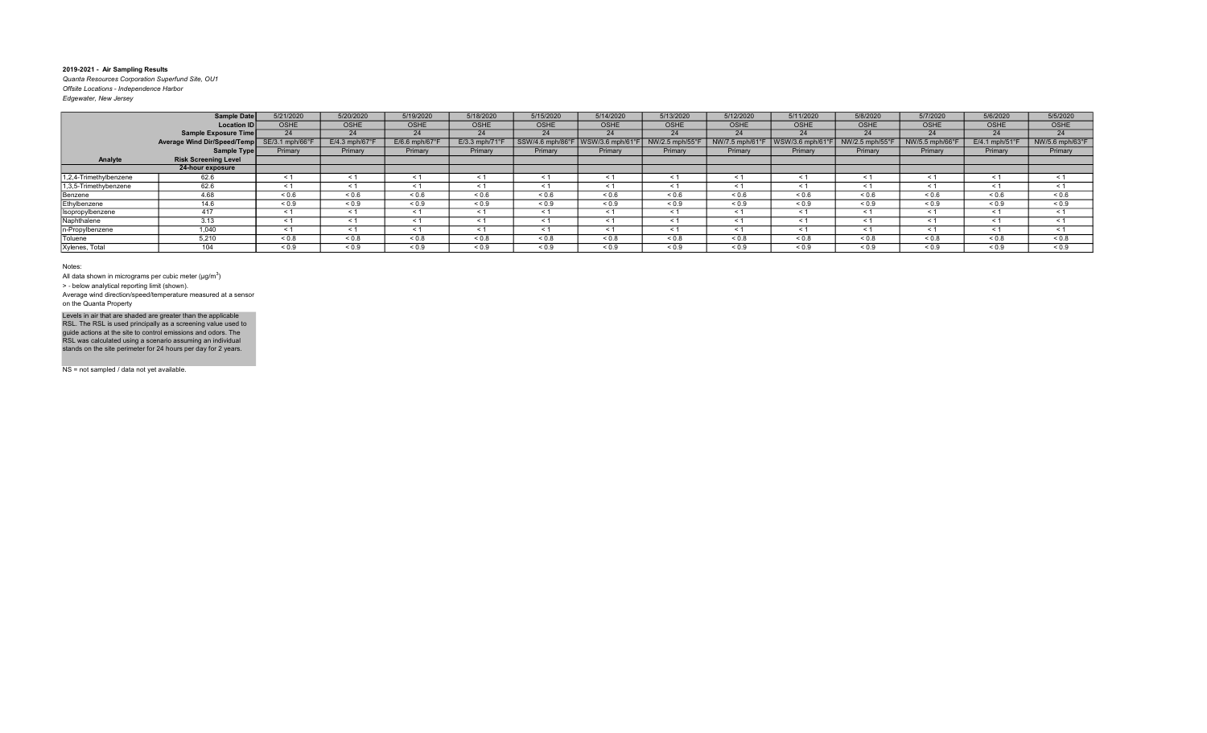**2019-2021 - Air Sampling Results**

*Quanta Resources Corporation Superfund Site, OU1*

*Offsite Locations - Independence Harbor*

*Edgewater, New Jersey*

| | Sample Date | 5/21/2020 | 5/20/2020 | 5/19/2020 | 5/18/2020 | 5/15/2020 | 5/14/2020 | 5/13/2020 | 5/12/2020 | 5/11/2020 | 5/8/2020 | 5/7/2020 | 5/6/2020 | 5/5/2020 |
|---|---|---|---|---|---|---|---|---|---|---|---|---|---|---|
| | Location ID | OSHE | OSHE | OSHE | OSHE | OSHE | OSHE | OSHE | OSHE | OSHE | OSHE | OSHE | OSHE | OSHE |
| | Sample Exposure Time | 24 | 24 | 24 | 24 | 24 | 24 | 24 | 24 | 24 | 24 | 24 | 24 | 24 |
| | Average Wind Dir/Speed/Temp | SE/3.1 mph/66°F | E/4.3 mph/67°F | E/6.6 mph/67°F | E/3.3 mph/71°F | SSW/4.6 mph/86°F | WSW/3.6 mph/61°F | NW/2.5 mph/55°F | NW/7.5 mph/61°F | WSW/3.6 mph/61°F | NW/2.5 mph/55°F | NW/5.5 mph/66°F | E/4.1 mph/51°F | NW/5.6 mph/63°F |
| | Sample Type | Primary | Primary | Primary | Primary | Primary | Primary | Primary | Primary | Primary | Primary | Primary | Primary | Primary |
| **Analyte** | **Risk Screening Level** | | | | | | | | | | | | | |
| | **24-hour exposure** | | | | | | | | | | | | | |
| 1,2,4-Trimethylbenzene | 62.6 | < 1 | < 1 | < 1 | < 1 | < 1 | < 1 | < 1 | < 1 | < 1 | < 1 | < 1 | < 1 | < 1 |
| 1,3,5-Trimethylbenzene | 62.6 | < 1 | < 1 | < 1 | < 1 | < 1 | < 1 | < 1 | < 1 | < 1 | < 1 | < 1 | < 1 | < 1 |
| Benzene | 4.68 | < 0.6 | < 0.6 | < 0.6 | < 0.6 | < 0.6 | < 0.6 | < 0.6 | < 0.6 | < 0.6 | < 0.6 | < 0.6 | < 0.6 | < 0.6 |
| Ethylbenzene | 14.6 | < 0.9 | < 0.9 | < 0.9 | < 0.9 | < 0.9 | < 0.9 | < 0.9 | < 0.9 | < 0.9 | < 0.9 | < 0.9 | < 0.9 | < 0.9 |
| Isopropylbenzene | 417 | < 1 | < 1 | < 1 | < 1 | < 1 | < 1 | < 1 | < 1 | < 1 | < 1 | < 1 | < 1 | < 1 |
| Naphthalene | 3.13 | < 1 | < 1 | < 1 | < 1 | < 1 | < 1 | < 1 | < 1 | < 1 | < 1 | < 1 | < 1 | < 1 |
| n-Propylbenzene | 1,040 | < 1 | < 1 | < 1 | < 1 | < 1 | < 1 | < 1 | < 1 | < 1 | < 1 | < 1 | < 1 | < 1 |
| Toluene | 5,210 | < 0.8 | < 0.8 | < 0.8 | < 0.8 | < 0.8 | < 0.8 | < 0.8 | < 0.8 | < 0.8 | < 0.8 | < 0.8 | < 0.8 | < 0.8 |
| Xylenes, Total | 104 | < 0.9 | < 0.9 | < 0.9 | < 0.9 | < 0.9 | < 0.9 | < 0.9 | < 0.9 | < 0.9 | < 0.9 | < 0.9 | < 0.9 | < 0.9 |

Notes:

All data shown in micrograms per cubic meter (μg/m$^3$)

> - below analytical reporting limit (shown).

Average wind direction/speed/temperature measured at a sensor on the Quanta Property

Levels in air that are shaded are greater than the applicable RSL. The RSL is used principally as a screening value used to guide actions at the site to control emissions and odors. The RSL was calculated using a scenario assuming an individual stands on the site perimeter for 24 hours per day for 2 years.

NS = not sampled / data not yet available.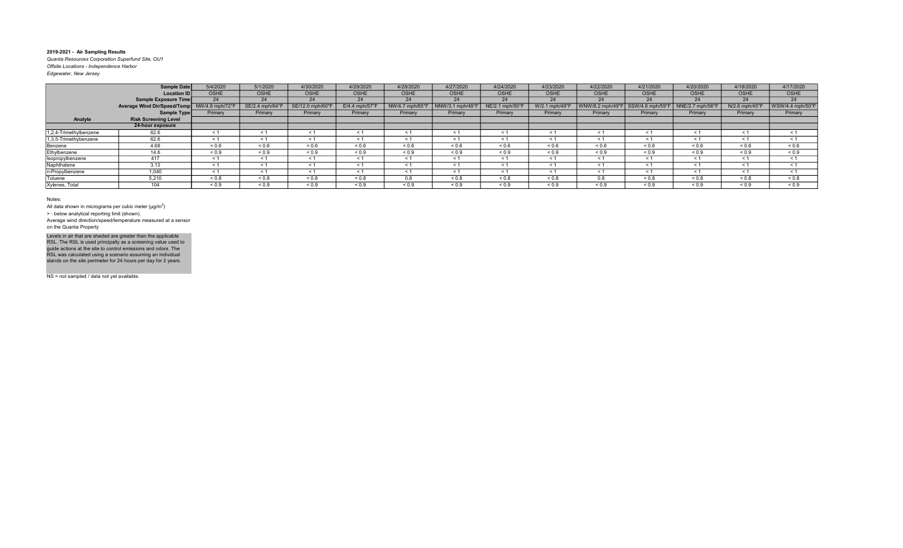**2019-2021 - Air Sampling Results**

*Quanta Resources Corporation Superfund Site, OU1*

*Offsite Locations - Independence Harbor*

*Edgewater, New Jersey*

| | Sample Date | 5/4/2020 | 5/1/2020 | 4/30/2020 | 4/29/2020 | 4/28/2020 | 4/27/2020 | 4/24/2020 | 4/23/2020 | 4/22/2020 | 4/21/2020 | 4/20/2020 | 4/18/2020 | 4/17/2020 |
|---|---|---|---|---|---|---|---|---|---|---|---|---|---|---|
| | Location ID | OSHE | OSHE | OSHE | OSHE | OSHE | OSHE | OSHE | OSHE | OSHE | OSHE | OSHE | OSHE | OSHE |
| | Sample Exposure Time | 24 | 24 | 24 | 24 | 24 | 24 | 24 | 24 | 24 | 24 | 24 | 24 | 24 |
| | Average Wind Dir/Speed/Temp | NW/4.8 mph/72°F | SE/2.4 mph/64°F | SE/12.0 mph/60°F | E/4.4 mph/57°F | NW/4.7 mph/65°F | NNW/3.1 mph/49°F | NE/2.1 mph/50°F | W/2.1 mph/49°F | WNW/8.2 mph/49°F | SSW/4.6 mph/59°F | NNE/2.7 mph/56°F | N/2.6 mph/45°F | WSW/4.4 mph/50°F |
| | Sample Type | Primary | Primary | Primary | Primary | Primary | Primary | Primary | Primary | Primary | Primary | Primary | Primary | Primary |
| **Analyte** | **Risk Screening Level** | | | | | | | | | | | | | |
| | **24-hour exposure** | | | | | | | | | | | | | |
| 1,2,4-Trimethylbenzene | 62.6 | < 1 | < 1 | < 1 | < 1 | < 1 | < 1 | < 1 | < 1 | < 1 | < 1 | < 1 | < 1 | < 1 |
| 1,3,5-Trimethylbenzene | 62.6 | < 1 | < 1 | < 1 | < 1 | < 1 | < 1 | < 1 | < 1 | < 1 | < 1 | < 1 | < 1 | < 1 |
| Benzene | 4.68 | < 0.6 | < 0.6 | < 0.6 | < 0.6 | < 0.6 | < 0.6 | < 0.6 | < 0.6 | < 0.6 | < 0.6 | < 0.6 | < 0.6 | < 0.6 |
| Ethylbenzene | 14.6 | < 0.9 | < 0.9 | < 0.9 | < 0.9 | < 0.9 | < 0.9 | < 0.9 | < 0.9 | < 0.9 | < 0.9 | < 0.9 | < 0.9 | < 0.9 |
| Isopropylbenzene | 417 | < 1 | < 1 | < 1 | < 1 | < 1 | < 1 | < 1 | < 1 | < 1 | < 1 | < 1 | < 1 | < 1 |
| Naphthalene | 3.13 | < 1 | < 1 | < 1 | < 1 | < 1 | < 1 | < 1 | < 1 | < 1 | < 1 | < 1 | < 1 | < 1 |
| n-Propylbenzene | 1,040 | < 1 | < 1 | < 1 | < 1 | < 1 | < 1 | < 1 | < 1 | < 1 | < 1 | < 1 | < 1 | < 1 |
| Toluene | 5,210 | < 0.8 | < 0.8 | < 0.8 | < 0.8 | 0.8 | < 0.8 | < 0.8 | < 0.8 | 0.8 | < 0.8 | < 0.8 | < 0.8 | < 0.8 |
| Xylenes, Total | 104 | < 0.9 | < 0.9 | < 0.9 | < 0.9 | < 0.9 | < 0.9 | < 0.9 | < 0.9 | < 0.9 | < 0.9 | < 0.9 | < 0.9 | < 0.9 |

Notes:

All data shown in micrograms per cubic meter (µg/m$^3$)

> - below analytical reporting limit (shown).

Average wind direction/speed/temperature measured at a sensor on the Quanta Property

Levels in air that are shaded are greater than the applicable RSL. The RSL is used principally as a screening value used to guide actions at the site to control emissions and odors. The RSL was calculated using a scenario assuming an individual stands on the site perimeter for 24 hours per day for 2 years.

NS = not sampled / data not yet available.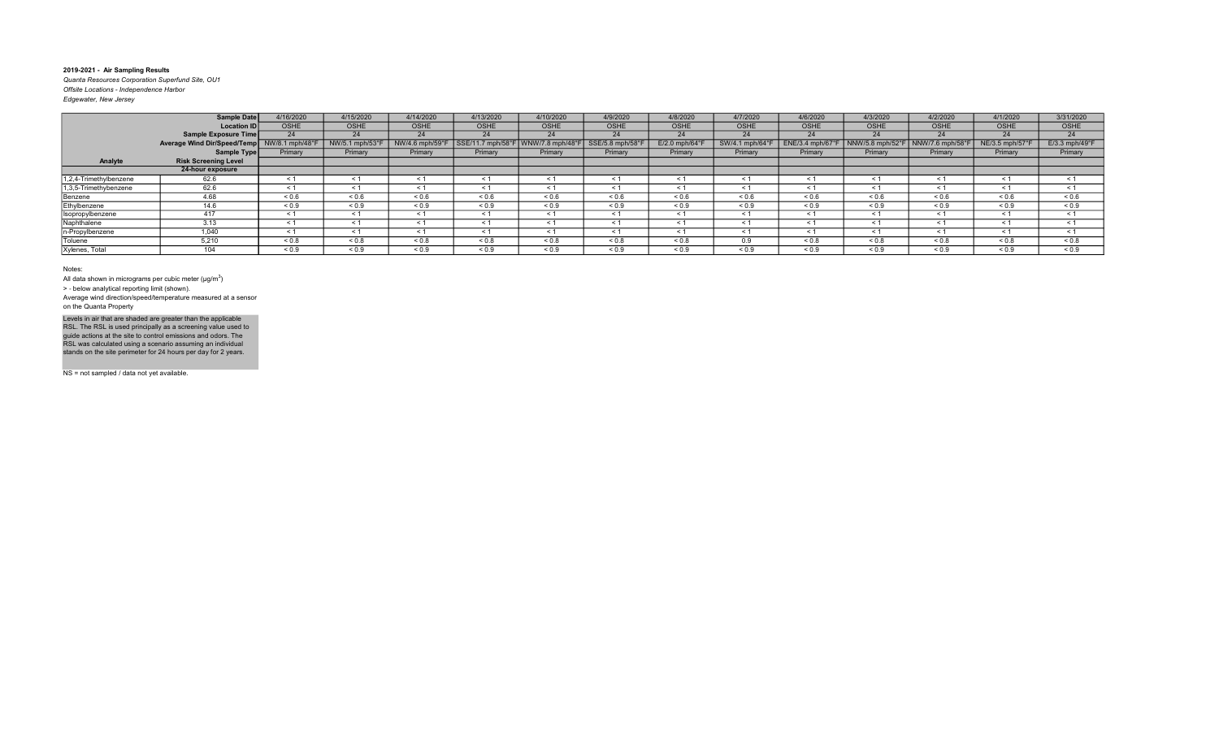**2019-2021 - Air Sampling Results**

*Quanta Resources Corporation Superfund Site, OU1*

*Offsite Locations - Independence Harbor*

*Edgewater, New Jersey*

| | **Sample Date** | 4/16/2020 | 4/15/2020 | 4/14/2020 | 4/13/2020 | 4/10/2020 | 4/9/2020 | 4/8/2020 | 4/7/2020 | 4/6/2020 | 4/3/2020 | 4/2/2020 | 4/1/2020 | 3/31/2020 |
|---|---|---|---|---|---|---|---|---|---|---|---|---|---|---|
| | **Location ID** | OSHE | OSHE | OSHE | OSHE | OSHE | OSHE | OSHE | OSHE | OSHE | OSHE | OSHE | OSHE | OSHE |
| | **Sample Exposure Time** | 24 | 24 | 24 | 24 | 24 | 24 | 24 | 24 | 24 | 24 | 24 | 24 | 24 |
| | **Average Wind Dir/Speed/Temp** | NW/8.1 mph/48°F | NW/5.1 mph/53°F | NW/4.6 mph/59°F | SSE/11.7 mph/58°F | WNW/7.8 mph/48°F | SSE/5.8 mph/58°F | E/2.0 mph/64°F | SW/4.1 mph/64°F | ENE/3.4 mph/67°F | NNW/5.8 mph/52°F | NNW/7.6 mph/58°F | NE/3.5 mph/57°F | E/3.3 mph/49°F |
| | **Sample Type** | Primary | Primary | Primary | Primary | Primary | Primary | Primary | Primary | Primary | Primary | Primary | Primary | Primary |
| **Analyte** | **Risk Screening Level** | | | | | | | | | | | | | |
| | **24-hour exposure** | | | | | | | | | | | | | |
| 1,2,4-Trimethylbenzene | 62.6 | < 1 | < 1 | < 1 | < 1 | < 1 | < 1 | < 1 | < 1 | < 1 | < 1 | < 1 | < 1 | < 1 |
| 1,3,5-Trimethybenzene | 62.6 | < 1 | < 1 | < 1 | < 1 | < 1 | < 1 | < 1 | < 1 | < 1 | < 1 | < 1 | < 1 | < 1 |
| Benzene | 4.68 | < 0.6 | < 0.6 | < 0.6 | < 0.6 | < 0.6 | < 0.6 | < 0.6 | < 0.6 | < 0.6 | < 0.6 | < 0.6 | < 0.6 | < 0.6 |
| Ethylbenzene | 14.6 | < 0.9 | < 0.9 | < 0.9 | < 0.9 | < 0.9 | < 0.9 | < 0.9 | < 0.9 | < 0.9 | < 0.9 | < 0.9 | < 0.9 | < 0.9 |
| Isopropylbenzene | 417 | < 1 | < 1 | < 1 | < 1 | < 1 | < 1 | < 1 | < 1 | < 1 | < 1 | < 1 | < 1 | < 1 |
| Naphthalene | 3.13 | < 1 | < 1 | < 1 | < 1 | < 1 | < 1 | < 1 | < 1 | < 1 | < 1 | < 1 | < 1 | < 1 |
| n-Propylbenzene | 1,040 | < 1 | < 1 | < 1 | < 1 | < 1 | < 1 | < 1 | < 1 | < 1 | < 1 | < 1 | < 1 | < 1 |
| Toluene | 5,210 | < 0.8 | < 0.8 | < 0.8 | < 0.8 | < 0.8 | < 0.8 | < 0.8 | 0.9 | < 0.8 | < 0.8 | < 0.8 | < 0.8 | < 0.8 |
| Xylenes, Total | 104 | < 0.9 | < 0.9 | < 0.9 | < 0.9 | < 0.9 | < 0.9 | < 0.9 | < 0.9 | < 0.9 | < 0.9 | < 0.9 | < 0.9 | < 0.9 |

Notes:

All data shown in micrograms per cubic meter (µg/m$^3$)

> - below analytical reporting limit (shown).

Average wind direction/speed/temperature measured at a sensor on the Quanta Property

Levels in air that are shaded are greater than the applicable RSL. The RSL is used principally as a screening value used to guide actions at the site to control emissions and odors. The RSL was calculated using a scenario assuming an individual stands on the site perimeter for 24 hours per day for 2 years.

NS = not sampled / data not yet available.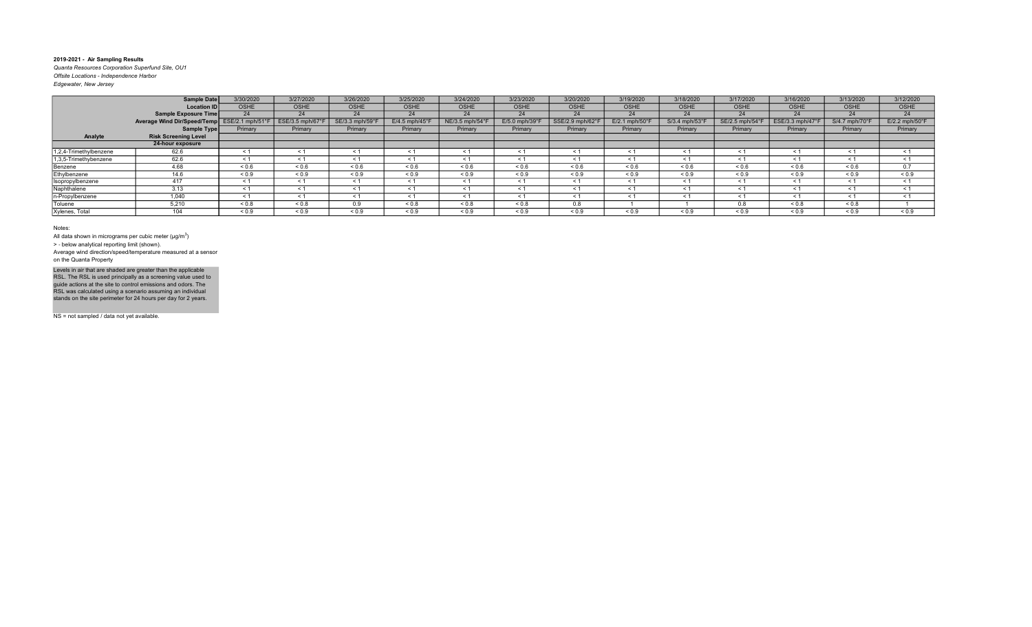**2019-2021 - Air Sampling Results**

*Quanta Resources Corporation Superfund Site, OU1*

*Offsite Locations - Independence Harbor*

*Edgewater, New Jersey*

| | **Sample Date** | 3/30/2020 | 3/27/2020 | 3/26/2020 | 3/25/2020 | 3/24/2020 | 3/23/2020 | 3/20/2020 | 3/19/2020 | 3/18/2020 | 3/17/2020 | 3/16/2020 | 3/13/2020 | 3/12/2020 |
|---|---|---|---|---|---|---|---|---|---|---|---|---|---|---|
| | **Location ID** | OSHE | OSHE | OSHE | OSHE | OSHE | OSHE | OSHE | OSHE | OSHE | OSHE | OSHE | OSHE | OSHE |
| | **Sample Exposure Time** | 24 | 24 | 24 | 24 | 24 | 24 | 24 | 24 | 24 | 24 | 24 | 24 | 24 |
| | **Average Wind Dir/Speed/Temp** | ESE/2.1 mph/51°F | ESE/3.5 mph/67°F | SE/3.3 mph/59°F | E/4.5 mph/45°F | NE/3.5 mph/54°F | E/5.0 mph/39°F | SSE/2.9 mph/62°F | E/2.1 mph/50°F | S/3.4 mph/53°F | SE/2.5 mph/54°F | ESE/3.3 mph/47°F | S/4.7 mph/70°F | E/2.2 mph/50°F |
| | **Sample Type** | Primary | Primary | Primary | Primary | Primary | Primary | Primary | Primary | Primary | Primary | Primary | Primary | Primary |
| **Analyte** | **Risk Screening Level** | | | | | | | | | | | | | |
| | **24-hour exposure** | | | | | | | | | | | | | |
| 1,2,4-Trimethylbenzene | 62.6 | < 1 | < 1 | < 1 | < 1 | < 1 | < 1 | < 1 | < 1 | < 1 | < 1 | < 1 | < 1 | < 1 |
| 1,3,5-Trimethybenzene | 62.6 | < 1 | < 1 | < 1 | < 1 | < 1 | < 1 | < 1 | < 1 | < 1 | < 1 | < 1 | < 1 | < 1 |
| Benzene | 4.68 | < 0.6 | < 0.6 | < 0.6 | < 0.6 | < 0.6 | < 0.6 | < 0.6 | < 0.6 | < 0.6 | < 0.6 | < 0.6 | < 0.6 | 0.7 |
| Ethylbenzene | 14.6 | < 0.9 | < 0.9 | < 0.9 | < 0.9 | < 0.9 | < 0.9 | < 0.9 | < 0.9 | < 0.9 | < 0.9 | < 0.9 | < 0.9 | < 0.9 |
| Isopropylbenzene | 417 | < 1 | < 1 | < 1 | < 1 | < 1 | < 1 | < 1 | < 1 | < 1 | < 1 | < 1 | < 1 | < 1 |
| Naphthalene | 3.13 | < 1 | < 1 | < 1 | < 1 | < 1 | < 1 | < 1 | < 1 | < 1 | < 1 | < 1 | < 1 | < 1 |
| n-Propylbenzene | 1,040 | < 1 | < 1 | < 1 | < 1 | < 1 | < 1 | < 1 | < 1 | < 1 | < 1 | < 1 | < 1 | < 1 |
| Toluene | 5,210 | < 0.8 | < 0.8 | 0.9 | < 0.8 | < 0.8 | < 0.8 | 0.8 | 1 | 1 | 0.8 | < 0.8 | < 0.8 | 1 |
| Xylenes, Total | 104 | < 0.9 | < 0.9 | < 0.9 | < 0.9 | < 0.9 | < 0.9 | < 0.9 | < 0.9 | < 0.9 | < 0.9 | < 0.9 | < 0.9 | < 0.9 |

Notes:

All data shown in micrograms per cubic meter (µg/m$^3$)

> - below analytical reporting limit (shown).

Average wind direction/speed/temperature measured at a sensor on the Quanta Property

Levels in air that are shaded are greater than the applicable RSL. The RSL is used principally as a screening value used to guide actions at the site to control emissions and odors. The RSL was calculated using a scenario assuming an individual stands on the site perimeter for 24 hours per day for 2 years.

NS = not sampled / data not yet available.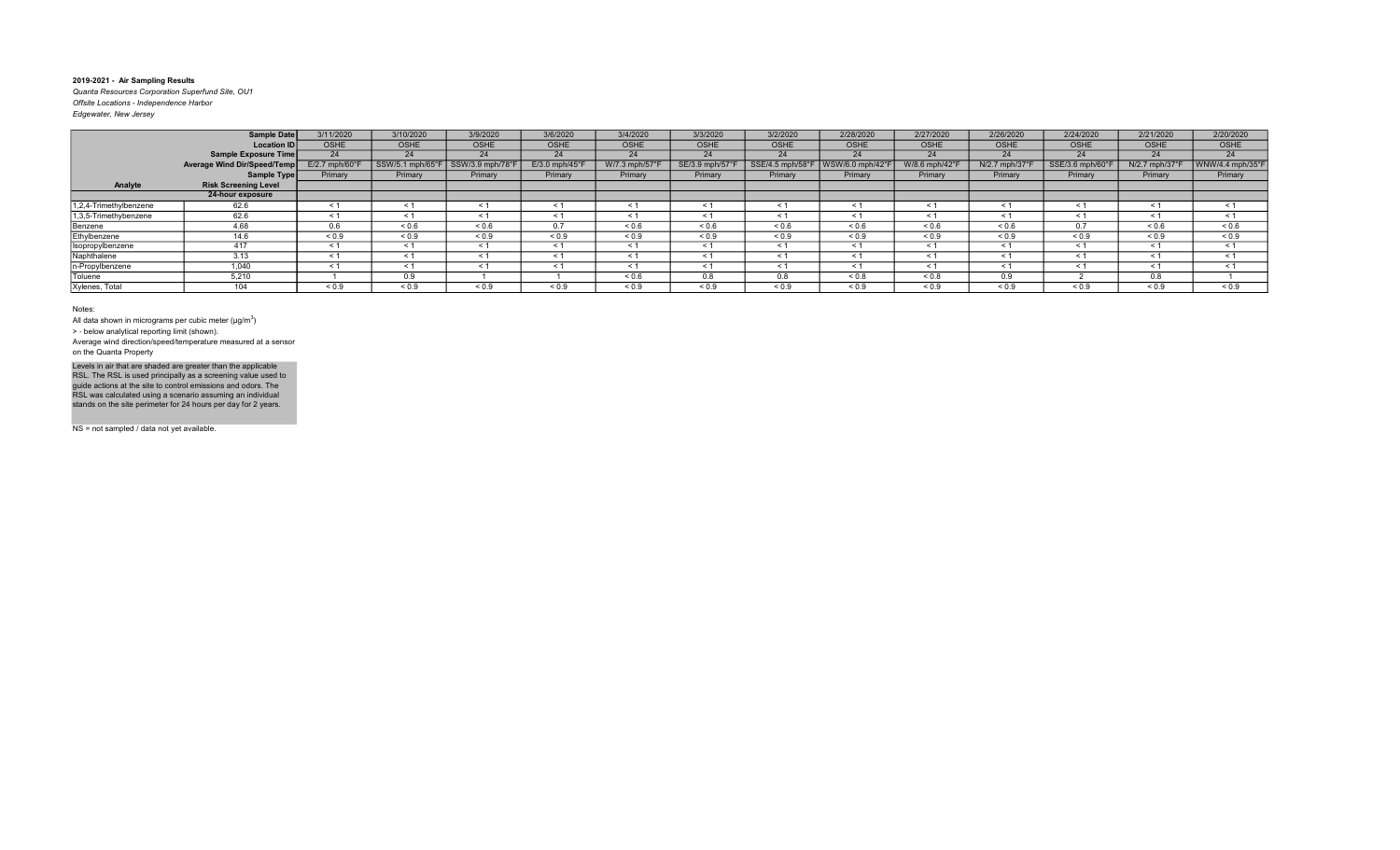**2019-2021 - Air Sampling Results**

*Quanta Resources Corporation Superfund Site, OU1*

*Offsite Locations - Independence Harbor*

*Edgewater, New Jersey*

| | Sample Date | 3/11/2020 | 3/10/2020 | 3/9/2020 | 3/6/2020 | 3/4/2020 | 3/3/2020 | 3/2/2020 | 2/28/2020 | 2/27/2020 | 2/26/2020 | 2/24/2020 | 2/21/2020 | 2/20/2020 |
|---|---|---|---|---|---|---|---|---|---|---|---|---|---|---|
| | Location ID | OSHE | OSHE | OSHE | OSHE | OSHE | OSHE | OSHE | OSHE | OSHE | OSHE | OSHE | OSHE | OSHE |
| | Sample Exposure Time | 24 | 24 | 24 | 24 | 24 | 24 | 24 | 24 | 24 | 24 | 24 | 24 | 24 |
| | Average Wind Dir/Speed/Temp | E/2.7 mph/60°F | SSW/5.1 mph/65°F | SSW/3.9 mph/78°F | E/3.0 mph/45°F | W/7.3 mph/57°F | SE/3.9 mph/57°F | SSE/4.5 mph/58°F | WSW/6.0 mph/42°F | W/8.6 mph/42°F | N/2.7 mph/37°F | SSE/3.6 mph/60°F | N/2.7 mph/37°F | WNW/4.4 mph/35°F |
| | Sample Type | Primary | Primary | Primary | Primary | Primary | Primary | Primary | Primary | Primary | Primary | Primary | Primary | Primary |
| **Analyte** | **Risk Screening Level** | | | | | | | | | | | | | |
| | **24-hour exposure** | | | | | | | | | | | | | |
| 1,2,4-Trimethylbenzene | 62.6 | < 1 | < 1 | < 1 | < 1 | < 1 | < 1 | < 1 | < 1 | < 1 | < 1 | < 1 | < 1 | < 1 |
| 1,3,5-Trimethybenzene | 62.6 | < 1 | < 1 | < 1 | < 1 | < 1 | < 1 | < 1 | < 1 | < 1 | < 1 | < 1 | < 1 | < 1 |
| Benzene | 4.68 | 0.6 | < 0.6 | < 0.6 | 0.7 | < 0.6 | < 0.6 | < 0.6 | < 0.6 | < 0.6 | < 0.6 | 0.7 | < 0.6 | < 0.6 |
| Ethylbenzene | 14.6 | < 0.9 | < 0.9 | < 0.9 | < 0.9 | < 0.9 | < 0.9 | < 0.9 | < 0.9 | < 0.9 | < 0.9 | < 0.9 | < 0.9 | < 0.9 |
| Isopropylbenzene | 417 | < 1 | < 1 | < 1 | < 1 | < 1 | < 1 | < 1 | < 1 | < 1 | < 1 | < 1 | < 1 | < 1 |
| Naphthalene | 3.13 | < 1 | < 1 | < 1 | < 1 | < 1 | < 1 | < 1 | < 1 | < 1 | < 1 | < 1 | < 1 | < 1 |
| n-Propylbenzene | 1,040 | < 1 | < 1 | < 1 | < 1 | < 1 | < 1 | < 1 | < 1 | < 1 | < 1 | < 1 | < 1 | < 1 |
| Toluene | 5,210 | 1 | 0.9 | 1 | 1 | < 0.6 | 0.8 | 0.8 | < 0.8 | < 0.8 | 0.9 | 2 | 0.8 | 1 |
| Xylenes, Total | 104 | < 0.9 | < 0.9 | < 0.9 | < 0.9 | < 0.9 | < 0.9 | < 0.9 | < 0.9 | < 0.9 | < 0.9 | < 0.9 | < 0.9 | < 0.9 |

Notes:

All data shown in micrograms per cubic meter (µg/m$^3$)

> - below analytical reporting limit (shown).

Average wind direction/speed/temperature measured at a sensor on the Quanta Property

Levels in air that are shaded are greater than the applicable RSL. The RSL is used principally as a screening value used to guide actions at the site to control emissions and odors. The RSL was calculated using a scenario assuming an individual stands on the site perimeter for 24 hours per day for 2 years.

NS = not sampled / data not yet available.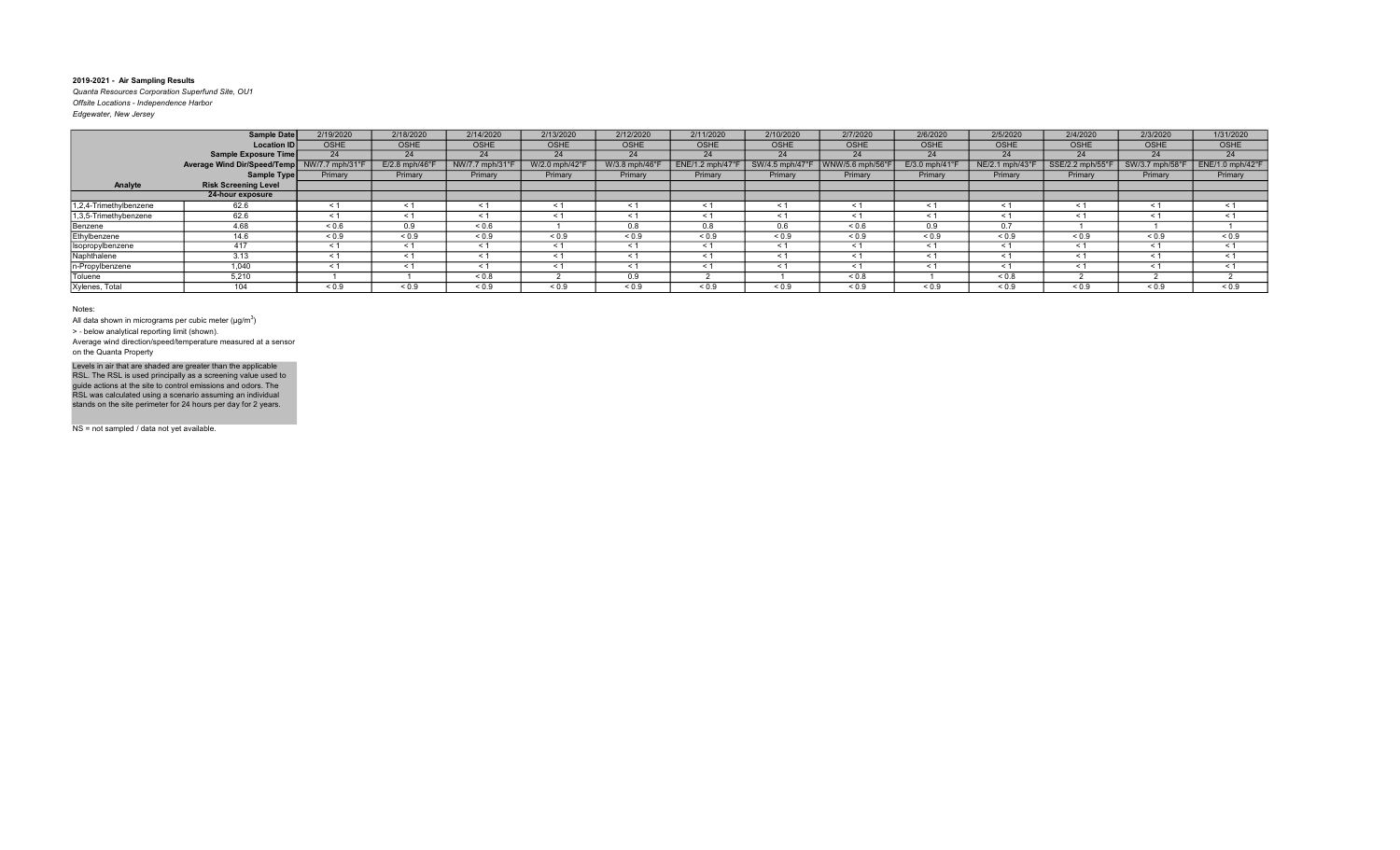**2019-2021 - Air Sampling Results**

*Quanta Resources Corporation Superfund Site, OU1*

*Offsite Locations - Independence Harbor*

*Edgewater, New Jersey*

| | Sample Date | 2/19/2020 | 2/18/2020 | 2/14/2020 | 2/13/2020 | 2/12/2020 | 2/11/2020 | 2/10/2020 | 2/7/2020 | 2/6/2020 | 2/5/2020 | 2/4/2020 | 2/3/2020 | 1/31/2020 |
|---|---|---|---|---|---|---|---|---|---|---|---|---|---|---|
| | Location ID | OSHE | OSHE | OSHE | OSHE | OSHE | OSHE | OSHE | OSHE | OSHE | OSHE | OSHE | OSHE | OSHE |
| | Sample Exposure Time | 24 | 24 | 24 | 24 | 24 | 24 | 24 | 24 | 24 | 24 | 24 | 24 | 24 |
| | Average Wind Dir/Speed/Temp | NW/7.7 mph/31°F | E/2.8 mph/46°F | NW/7.7 mph/31°F | W/2.0 mph/42°F | W/3.8 mph/46°F | ENE/1.2 mph/47°F | SW/4.5 mph/47°F | WNW/5.6 mph/56°F | E/3.0 mph/41°F | NE/2.1 mph/43°F | SSE/2.2 mph/55°F | SW/3.7 mph/58°F | ENE/1.0 mph/42°F |
| | Sample Type | Primary | Primary | Primary | Primary | Primary | Primary | Primary | Primary | Primary | Primary | Primary | Primary | Primary |
| **Analyte** | **Risk Screening Level** | | | | | | | | | | | | | |
| | **24-hour exposure** | | | | | | | | | | | | | |
| 1,2,4-Trimethylbenzene | 62.6 | < 1 | < 1 | < 1 | < 1 | < 1 | < 1 | < 1 | < 1 | < 1 | < 1 | < 1 | < 1 | < 1 |
| 1,3,5-Trimethylbenzene | 62.6 | < 1 | < 1 | < 1 | < 1 | < 1 | < 1 | < 1 | < 1 | < 1 | < 1 | < 1 | < 1 | < 1 |
| Benzene | 4.68 | < 0.6 | 0.9 | < 0.6 | 1 | 0.8 | 0.8 | 0.6 | < 0.6 | 0.9 | 0.7 | 1 | 1 | 1 |
| Ethylbenzene | 14.6 | < 0.9 | < 0.9 | < 0.9 | < 0.9 | < 0.9 | < 0.9 | < 0.9 | < 0.9 | < 0.9 | < 0.9 | < 0.9 | < 0.9 | < 0.9 |
| Isopropylbenzene | 417 | < 1 | < 1 | < 1 | < 1 | < 1 | < 1 | < 1 | < 1 | < 1 | < 1 | < 1 | < 1 | < 1 |
| Naphthalene | 3.13 | < 1 | < 1 | < 1 | < 1 | < 1 | < 1 | < 1 | < 1 | < 1 | < 1 | < 1 | < 1 | < 1 |
| n-Propylbenzene | 1,040 | < 1 | < 1 | < 1 | < 1 | < 1 | < 1 | < 1 | < 1 | < 1 | < 1 | < 1 | < 1 | < 1 |
| Toluene | 5,210 | 1 | 1 | < 0.8 | 2 | 0.9 | 2 | 1 | < 0.8 | 1 | < 0.8 | 2 | 2 | 2 |
| Xylenes, Total | 104 | < 0.9 | < 0.9 | < 0.9 | < 0.9 | < 0.9 | < 0.9 | < 0.9 | < 0.9 | < 0.9 | < 0.9 | < 0.9 | < 0.9 | < 0.9 |

Notes:

All data shown in micrograms per cubic meter (µg/m$^3$)

> - below analytical reporting limit (shown).

Average wind direction/speed/temperature measured at a sensor on the Quanta Property

Levels in air that are shaded are greater than the applicable RSL. The RSL is used principally as a screening value used to guide actions at the site to control emissions and odors. The RSL was calculated using a scenario assuming an individual stands on the site perimeter for 24 hours per day for 2 years.

NS = not sampled / data not yet available.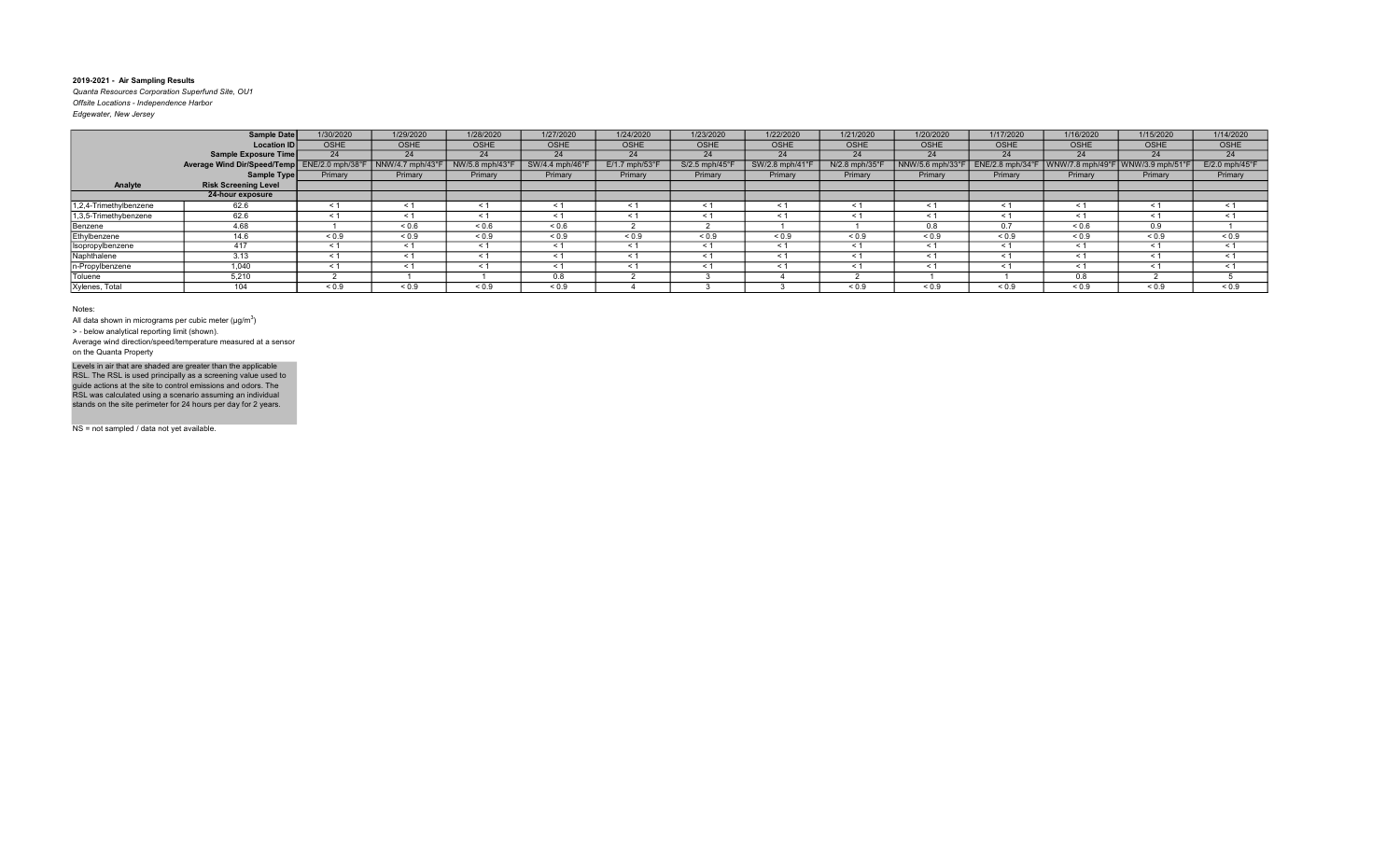**2019-2021 - Air Sampling Results**

*Quanta Resources Corporation Superfund Site, OU1*

*Offsite Locations - Independence Harbor*

*Edgewater, New Jersey*

| | **Sample Date** | 1/30/2020 | 1/29/2020 | 1/28/2020 | 1/27/2020 | 1/24/2020 | 1/23/2020 | 1/22/2020 | 1/21/2020 | 1/20/2020 | 1/17/2020 | 1/16/2020 | 1/15/2020 | 1/14/2020 |
|---|---|---|---|---|---|---|---|---|---|---|---|---|---|---|
| | **Location ID** | OSHE | OSHE | OSHE | OSHE | OSHE | OSHE | OSHE | OSHE | OSHE | OSHE | OSHE | OSHE | OSHE |
| | **Sample Exposure Time** | 24 | 24 | 24 | 24 | 24 | 24 | 24 | 24 | 24 | 24 | 24 | 24 | 24 |
| | **Average Wind Dir/Speed/Temp** | ENE/2.0 mph/38°F | NNW/4.7 mph/43°F | NW/5.8 mph/43°F | SW/4.4 mph/46°F | E/1.7 mph/53°F | S/2.5 mph/45°F | SW/2.8 mph/41°F | N/2.8 mph/35°F | NNW/5.6 mph/33°F | ENE/2.8 mph/34°F | WNW/7.8 mph/49°F | WNW/3.9 mph/51°F | E/2.0 mph/45°F |
| | **Sample Type** | Primary | Primary | Primary | Primary | Primary | Primary | Primary | Primary | Primary | Primary | Primary | Primary | Primary |
| **Analyte** | **Risk Screening Level** | | | | | | | | | | | | | |
| | **24-hour exposure** | | | | | | | | | | | | | |
| 1,2,4-Trimethylbenzene | 62.6 | < 1 | < 1 | < 1 | < 1 | < 1 | < 1 | < 1 | < 1 | < 1 | < 1 | < 1 | < 1 | < 1 |
| 1,3,5-Trimethybenzene | 62.6 | < 1 | < 1 | < 1 | < 1 | < 1 | < 1 | < 1 | < 1 | < 1 | < 1 | < 1 | < 1 | < 1 |
| Benzene | 4.68 | 1 | < 0.6 | < 0.6 | < 0.6 | 2 | 2 | 1 | 1 | 0.8 | 0.7 | < 0.6 | 0.9 | 1 |
| Ethylbenzene | 14.6 | < 0.9 | < 0.9 | < 0.9 | < 0.9 | < 0.9 | < 0.9 | < 0.9 | < 0.9 | < 0.9 | < 0.9 | < 0.9 | < 0.9 | < 0.9 |
| Isopropylbenzene | 417 | < 1 | < 1 | < 1 | < 1 | < 1 | < 1 | < 1 | < 1 | < 1 | < 1 | < 1 | < 1 | < 1 |
| Naphthalene | 3.13 | < 1 | < 1 | < 1 | < 1 | < 1 | < 1 | < 1 | < 1 | < 1 | < 1 | < 1 | < 1 | < 1 |
| n-Propylbenzene | 1,040 | < 1 | < 1 | < 1 | < 1 | < 1 | < 1 | < 1 | < 1 | < 1 | < 1 | < 1 | < 1 | < 1 |
| Toluene | 5,210 | 2 | 1 | 1 | 0.8 | 2 | 3 | 4 | 2 | 1 | 1 | 0.8 | 2 | 5 |
| Xylenes, Total | 104 | < 0.9 | < 0.9 | < 0.9 | < 0.9 | 4 | 3 | 3 | < 0.9 | < 0.9 | < 0.9 | < 0.9 | < 0.9 | < 0.9 |

Notes:

All data shown in micrograms per cubic meter (µg/m$^3$)

> - below analytical reporting limit (shown).

Average wind direction/speed/temperature measured at a sensor on the Quanta Property

Levels in air that are shaded are greater than the applicable RSL. The RSL is used principally as a screening value used to guide actions at the site to control emissions and odors. The RSL was calculated using a scenario assuming an individual stands on the site perimeter for 24 hours per day for 2 years.

NS = not sampled / data not yet available.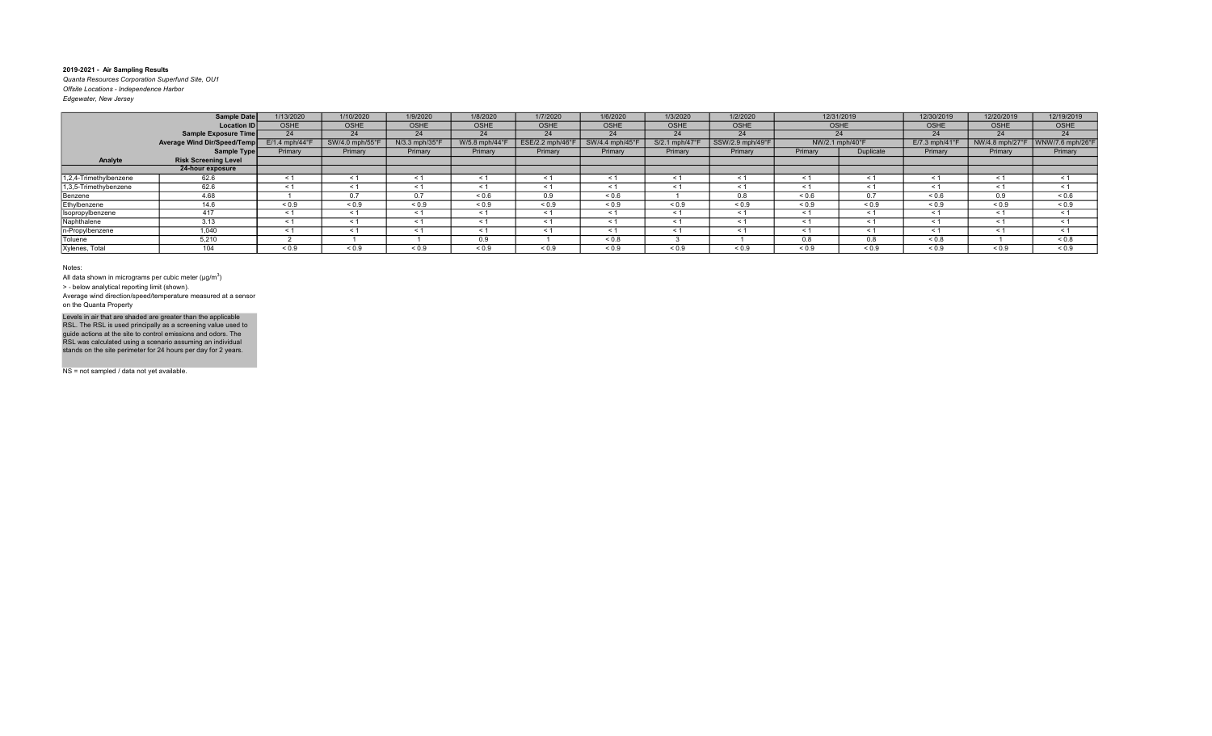**2019-2021 - Air Sampling Results**

*Quanta Resources Corporation Superfund Site, OU1*

*Offsite Locations - Independence Harbor*

*Edgewater, New Jersey*

| | Sample Date | 1/13/2020 | 1/10/2020 | 1/9/2020 | 1/8/2020 | 1/7/2020 | 1/6/2020 | 1/3/2020 | 1/2/2020 | 12/31/2019 | | 12/30/2019 | 12/20/2019 | 12/19/2019 |
|---|---|---|---|---|---|---|---|---|---|---|---|---|---|---|
| | Location ID | OSHE | OSHE | OSHE | OSHE | OSHE | OSHE | OSHE | OSHE | OSHE | | OSHE | OSHE | OSHE |
| | Sample Exposure Time | 24 | 24 | 24 | 24 | 24 | 24 | 24 | 24 | 24 | | 24 | 24 | 24 |
| | Average Wind Dir/Speed/Temp | E/1.4 mph/44°F | SW/4.0 mph/55°F | N/3.3 mph/35°F | W/5.8 mph/44°F | ESE/2.2 mph/46°F | SW/4.4 mph/45°F | S/2.1 mph/47°F | SSW/2.9 mph/49°F | NW/2.1 mph/40°F | | E/7.3 mph/41°F | NW/4.8 mph/27°F | WNW/7.6 mph/26°F |
| | Sample Type | Primary | Primary | Primary | Primary | Primary | Primary | Primary | Primary | Primary | Duplicate | Primary | Primary | Primary |
| **Analyte** | **Risk Screening Level** | | | | | | | | | | | | | |
| | **24-hour exposure** | | | | | | | | | | | | | |
| 1,2,4-Trimethylbenzene | 62.6 | < 1 | < 1 | < 1 | < 1 | < 1 | < 1 | < 1 | < 1 | < 1 | < 1 | < 1 | < 1 | < 1 |
| 1,3,5-Trimethylbenzene | 62.6 | < 1 | < 1 | < 1 | < 1 | < 1 | < 1 | < 1 | < 1 | < 1 | < 1 | < 1 | < 1 | < 1 |
| Benzene | 4.68 | 1 | 0.7 | 0.7 | < 0.6 | 0.9 | < 0.6 | 1 | 0.8 | < 0.6 | 0.7 | < 0.6 | 0.9 | < 0.6 |
| Ethylbenzene | 14.6 | < 0.9 | < 0.9 | < 0.9 | < 0.9 | < 0.9 | < 0.9 | < 0.9 | < 0.9 | < 0.9 | < 0.9 | < 0.9 | < 0.9 | < 0.9 |
| Isopropylbenzene | 417 | < 1 | < 1 | < 1 | < 1 | < 1 | < 1 | < 1 | < 1 | < 1 | < 1 | < 1 | < 1 | < 1 |
| Naphthalene | 3.13 | < 1 | < 1 | < 1 | < 1 | < 1 | < 1 | < 1 | < 1 | < 1 | < 1 | < 1 | < 1 | < 1 |
| n-Propylbenzene | 1,040 | < 1 | < 1 | < 1 | < 1 | < 1 | < 1 | < 1 | < 1 | < 1 | < 1 | < 1 | < 1 | < 1 |
| Toluene | 5,210 | 2 | 1 | 1 | 0.9 | 1 | < 0.8 | 3 | 1 | 0.8 | 0.8 | < 0.8 | 1 | < 0.8 |
| Xylenes, Total | 104 | < 0.9 | < 0.9 | < 0.9 | < 0.9 | < 0.9 | < 0.9 | < 0.9 | < 0.9 | < 0.9 | < 0.9 | < 0.9 | < 0.9 | < 0.9 |

Notes:

All data shown in micrograms per cubic meter (µg/m$^3$)

> - below analytical reporting limit (shown).

Average wind direction/speed/temperature measured at a sensor on the Quanta Property

Levels in air that are shaded are greater than the applicable RSL. The RSL is used principally as a screening value used to guide actions at the site to control emissions and odors. The RSL was calculated using a scenario assuming an individual stands on the site perimeter for 24 hours per day for 2 years.

NS = not sampled / data not yet available.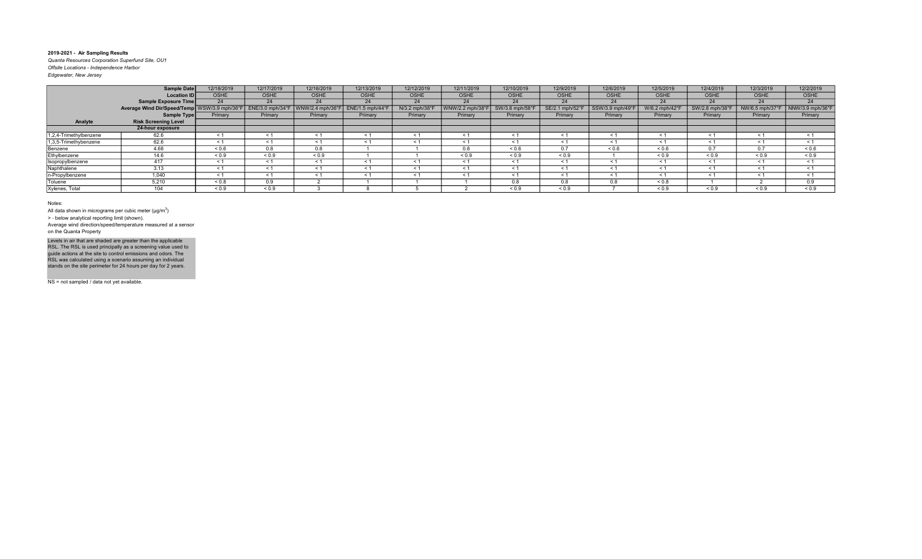**2019-2021 - Air Sampling Results**

*Quanta Resources Corporation Superfund Site, OU1*

*Offsite Locations - Independence Harbor*

*Edgewater, New Jersey*

| | Sample Date | 12/18/2019 | 12/17/2019 | 12/16/2019 | 12/13/2019 | 12/12/2019 | 12/11/2019 | 12/10/2019 | 12/9/2019 | 12/6/2019 | 12/5/2019 | 12/4/2019 | 12/3/2019 | 12/2/2019 |
|---|---|---|---|---|---|---|---|---|---|---|---|---|---|---|
| | Location ID | OSHE | OSHE | OSHE | OSHE | OSHE | OSHE | OSHE | OSHE | OSHE | OSHE | OSHE | OSHE | OSHE |
| | Sample Exposure Time | 24 | 24 | 24 | 24 | 24 | 24 | 24 | 24 | 24 | 24 | 24 | 24 | 24 |
| | Average Wind Dir/Speed/Temp | WSW/3.9 mph/36°F | ENE/3.0 mph/34°F | WNW/2.4 mph/36°F | ENE/1.5 mph/44°F | N/3.2 mph/38°F | WNW/2.2 mph/38°F | SW/3.8 mph/58°F | SE/2.1 mph/52°F | SSW/3.9 mph/49°F | W/6.2 mph/42°F | SW/2.8 mph/38°F | NW/6.5 mph/37°F | NNW/3.9 mph/36°F |
| | Sample Type | Primary | Primary | Primary | Primary | Primary | Primary | Primary | Primary | Primary | Primary | Primary | Primary | Primary |
| **Analyte** | **Risk Screening Level** | | | | | | | | | | | | | |
| | **24-hour exposure** | | | | | | | | | | | | | |
| 1,2,4-Trimethylbenzene | 62.6 | < 1 | < 1 | < 1 | < 1 | < 1 | < 1 | < 1 | < 1 | < 1 | < 1 | < 1 | < 1 | < 1 |
| 1,3,5-Trimethylbenzene | 62.6 | < 1 | < 1 | < 1 | < 1 | < 1 | < 1 | < 1 | < 1 | < 1 | < 1 | < 1 | < 1 | < 1 |
| Benzene | 4.68 | < 0.6 | 0.8 | 0.8 | 1 | 1 | 0.8 | < 0.6 | 0.7 | < 0.6 | < 0.6 | 0.7 | 0.7 | < 0.6 |
| Ethylbenzene | 14.6 | < 0.9 | < 0.9 | < 0.9 | 1 | 1 | < 0.9 | < 0.9 | < 0.9 | 1 | < 0.9 | < 0.9 | < 0.9 | < 0.9 |
| Isopropylbenzene | 417 | < 1 | < 1 | < 1 | < 1 | < 1 | < 1 | < 1 | < 1 | < 1 | < 1 | < 1 | < 1 | < 1 |
| Naphthalene | 3.13 | < 1 | < 1 | < 1 | < 1 | < 1 | < 1 | < 1 | < 1 | < 1 | < 1 | < 1 | < 1 | < 1 |
| n-Propylbenzene | 1,040 | < 1 | < 1 | < 1 | < 1 | < 1 | < 1 | < 1 | < 1 | < 1 | < 1 | < 1 | < 1 | < 1 |
| Toluene | 5,210 | < 0.8 | 0.9 | 2 | 1 | 1 | 1 | 0.8 | 0.8 | 0.8 | < 0.8 | 1 | 2 | 0.9 |
| Xylenes, Total | 104 | < 0.9 | < 0.9 | 3 | 8 | 5 | 2 | < 0.9 | < 0.9 | 7 | < 0.9 | < 0.9 | < 0.9 | < 0.9 |

Notes:

All data shown in micrograms per cubic meter (µg/m$^3$)

> - below analytical reporting limit (shown).

Average wind direction/speed/temperature measured at a sensor on the Quanta Property

Levels in air that are shaded are greater than the applicable RSL. The RSL is used principally as a screening value used to guide actions at the site to control emissions and odors. The RSL was calculated using a scenario assuming an individual stands on the site perimeter for 24 hours per day for 2 years.

NS = not sampled / data not yet available.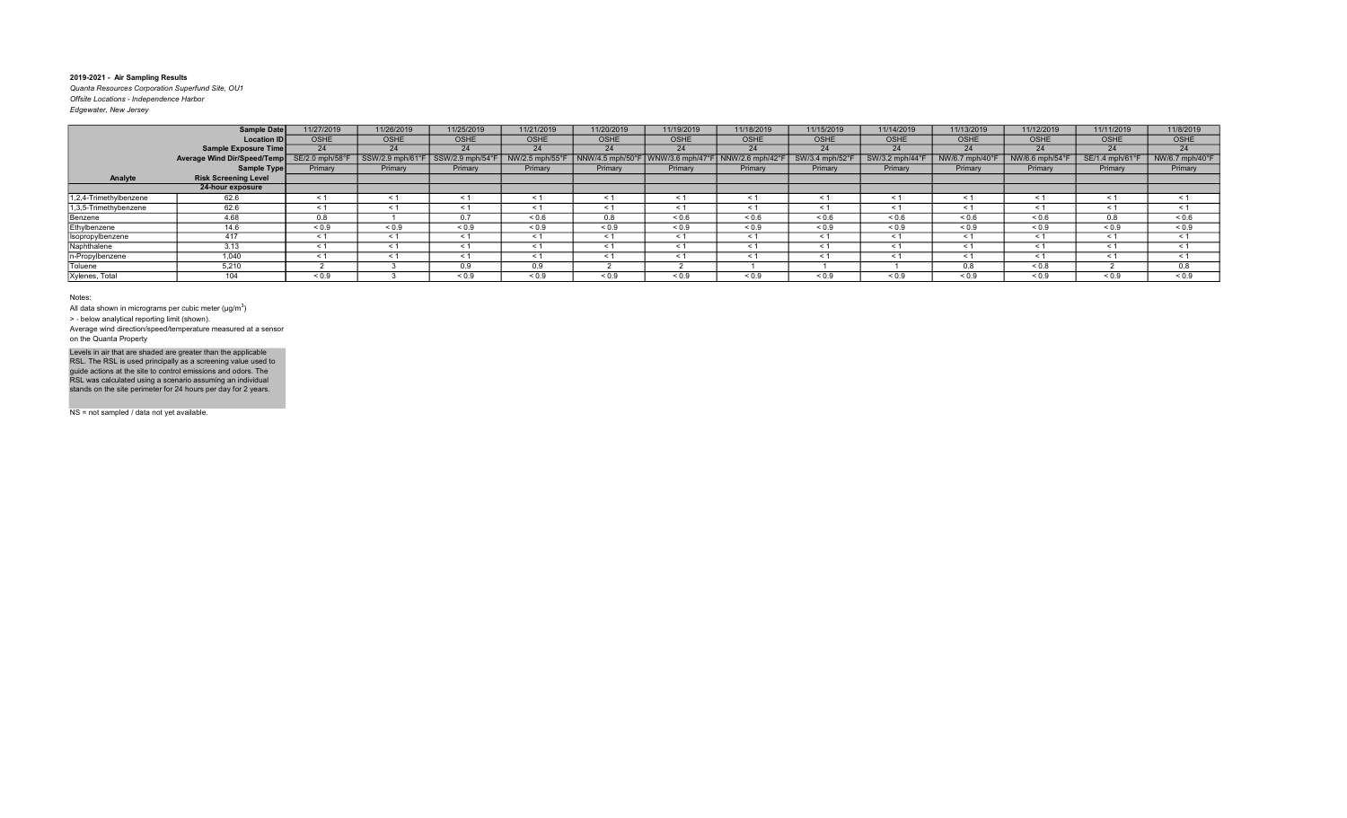**2019-2021 - Air Sampling Results**

*Quanta Resources Corporation Superfund Site, OU1*

*Offsite Locations - Independence Harbor*

*Edgewater, New Jersey*

| | **Sample Date** | 11/27/2019 | 11/26/2019 | 11/25/2019 | 11/21/2019 | 11/20/2019 | 11/19/2019 | 11/18/2019 | 11/15/2019 | 11/14/2019 | 11/13/2019 | 11/12/2019 | 11/11/2019 | 11/8/2019 |
|---|---|---|---|---|---|---|---|---|---|---|---|---|---|---|
| | **Location ID** | OSHE | OSHE | OSHE | OSHE | OSHE | OSHE | OSHE | OSHE | OSHE | OSHE | OSHE | OSHE | OSHE |
| | **Sample Exposure Time** | 24 | 24 | 24 | 24 | 24 | 24 | 24 | 24 | 24 | 24 | 24 | 24 | 24 |
| | **Average Wind Dir/Speed/Temp** | SE/2.0 mph/58°F | SSW/2.9 mph/61°F | SSW/2.9 mph/54°F | NW/2.5 mph/55°F | NNW/4.5 mph/50°F | WNW/3.6 mph/47°F | NNW/2.6 mph/42°F | SW/3.4 mph/52°F | SW/3.2 mph/44°F | NW/6.7 mph/40°F | NW/6.6 mph/54°F | SE/1.4 mph/61°F | NW/6.7 mph/40°F |
| | **Sample Type** | Primary | Primary | Primary | Primary | Primary | Primary | Primary | Primary | Primary | Primary | Primary | Primary | Primary |
| **Analyte** | **Risk Screening Level** | | | | | | | | | | | | | |
| | **24-hour exposure** | | | | | | | | | | | | | |
| 1,2,4-Trimethylbenzene | 62.6 | < 1 | < 1 | < 1 | < 1 | < 1 | < 1 | < 1 | < 1 | < 1 | < 1 | < 1 | < 1 | < 1 |
| 1,3,5-Trimethybenzene | 62.6 | < 1 | < 1 | < 1 | < 1 | < 1 | < 1 | < 1 | < 1 | < 1 | < 1 | < 1 | < 1 | < 1 |
| Benzene | 4.68 | 0.8 | 1 | 0.7 | < 0.6 | 0.8 | < 0.6 | < 0.6 | < 0.6 | < 0.6 | < 0.6 | < 0.6 | 0.8 | < 0.6 |
| Ethylbenzene | 14.6 | < 0.9 | < 0.9 | < 0.9 | < 0.9 | < 0.9 | < 0.9 | < 0.9 | < 0.9 | < 0.9 | < 0.9 | < 0.9 | < 0.9 | < 0.9 |
| Isopropylbenzene | 417 | < 1 | < 1 | < 1 | < 1 | < 1 | < 1 | < 1 | < 1 | < 1 | < 1 | < 1 | < 1 | < 1 |
| Naphthalene | 3.13 | < 1 | < 1 | < 1 | < 1 | < 1 | < 1 | < 1 | < 1 | < 1 | < 1 | < 1 | < 1 | < 1 |
| n-Propylbenzene | 1,040 | < 1 | < 1 | < 1 | < 1 | < 1 | < 1 | < 1 | < 1 | < 1 | < 1 | < 1 | < 1 | < 1 |
| Toluene | 5,210 | 2 | 3 | 0.9 | 0.9 | 2 | 2 | 1 | 1 | 1 | 0.8 | < 0.8 | 2 | 0.8 |
| Xylenes, Total | 104 | < 0.9 | 3 | < 0.9 | < 0.9 | < 0.9 | < 0.9 | < 0.9 | < 0.9 | < 0.9 | < 0.9 | < 0.9 | < 0.9 | < 0.9 |

Notes:

All data shown in micrograms per cubic meter (µg/m$^3$)

> - below analytical reporting limit (shown).

Average wind direction/speed/temperature measured at a sensor on the Quanta Property

Levels in air that are shaded are greater than the applicable RSL. The RSL is used principally as a screening value used to guide actions at the site to control emissions and odors. The RSL was calculated using a scenario assuming an individual stands on the site perimeter for 24 hours per day for 2 years.

NS = not sampled / data not yet available.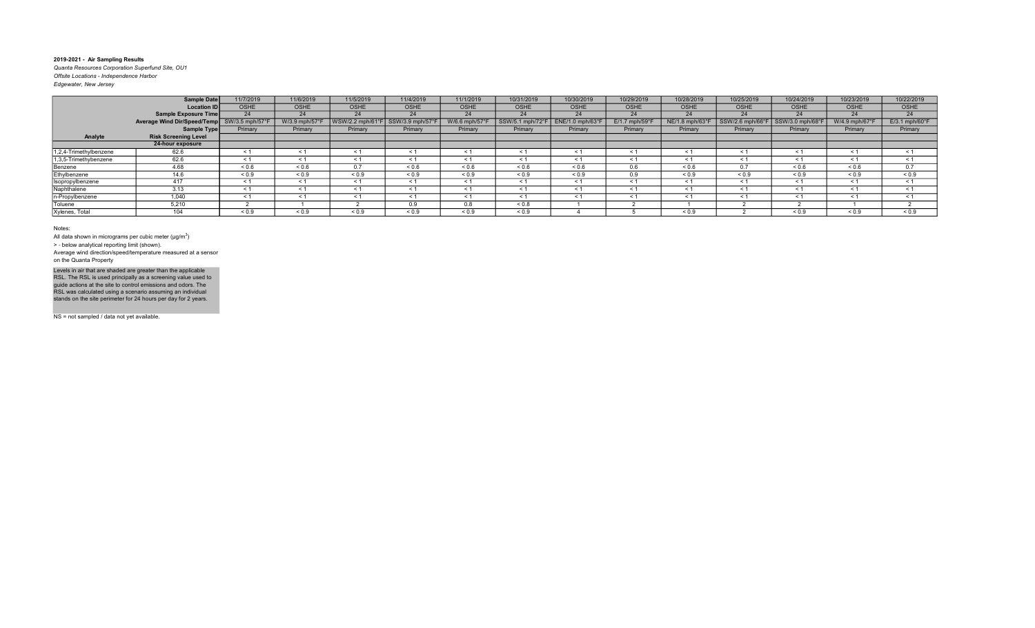**2019-2021 - Air Sampling Results**

*Quanta Resources Corporation Superfund Site, OU1*

*Offsite Locations - Independence Harbor*

*Edgewater, New Jersey*

| | Sample Date | 11/7/2019 | 11/6/2019 | 11/5/2019 | 11/4/2019 | 11/1/2019 | 10/31/2019 | 10/30/2019 | 10/29/2019 | 10/28/2019 | 10/25/2019 | 10/24/2019 | 10/23/2019 | 10/22/2019 |
|---|---|---|---|---|---|---|---|---|---|---|---|---|---|---|
| | Location ID | OSHE | OSHE | OSHE | OSHE | OSHE | OSHE | OSHE | OSHE | OSHE | OSHE | OSHE | OSHE | OSHE |
| | Sample Exposure Time | 24 | 24 | 24 | 24 | 24 | 24 | 24 | 24 | 24 | 24 | 24 | 24 | 24 |
| | Average Wind Dir/Speed/Temp | SW/3.5 mph/57°F | W/3.9 mph/57°F | WSW/2.2 mph/61°F | SSW/3.9 mph/57°F | W/6.6 mph/57°F | SSW/5.1 mph/72°F | ENE/1.0 mph/63°F | E/1.7 mph/59°F | NE/1.8 mph/63°F | SSW/2.6 mph/66°F | SSW/3.0 mph/68°F | W/4.9 mph/67°F | E/3.1 mph/60°F |
| | Sample Type | Primary | Primary | Primary | Primary | Primary | Primary | Primary | Primary | Primary | Primary | Primary | Primary | Primary |
| **Analyte** | **Risk Screening Level** | | | | | | | | | | | | | |
| | **24-hour exposure** | | | | | | | | | | | | | |
| 1,2,4-Trimethylbenzene | 62.6 | < 1 | < 1 | < 1 | < 1 | < 1 | < 1 | < 1 | < 1 | < 1 | < 1 | < 1 | < 1 | < 1 |
| 1,3,5-Trimethylbenzene | 62.6 | < 1 | < 1 | < 1 | < 1 | < 1 | < 1 | < 1 | < 1 | < 1 | < 1 | < 1 | < 1 | < 1 |
| Benzene | 4.68 | < 0.6 | < 0.6 | 0.7 | < 0.6 | < 0.6 | < 0.6 | < 0.6 | 0.6 | < 0.6 | 0.7 | < 0.6 | < 0.6 | 0.7 |
| Ethylbenzene | 14.6 | < 0.9 | < 0.9 | < 0.9 | < 0.9 | < 0.9 | < 0.9 | < 0.9 | 0.9 | < 0.9 | < 0.9 | < 0.9 | < 0.9 | < 0.9 |
| Isopropylbenzene | 417 | < 1 | < 1 | < 1 | < 1 | < 1 | < 1 | < 1 | < 1 | < 1 | < 1 | < 1 | < 1 | < 1 |
| Naphthalene | 3.13 | < 1 | < 1 | < 1 | < 1 | < 1 | < 1 | < 1 | < 1 | < 1 | < 1 | < 1 | < 1 | < 1 |
| n-Propylbenzene | 1,040 | < 1 | < 1 | < 1 | < 1 | < 1 | < 1 | < 1 | < 1 | < 1 | < 1 | < 1 | < 1 | < 1 |
| Toluene | 5,210 | 2 | 1 | 2 | 0.9 | 0.8 | < 0.8 | 1 | 2 | 1 | 2 | 2 | 1 | 2 |
| Xylenes, Total | 104 | < 0.9 | < 0.9 | < 0.9 | < 0.9 | < 0.9 | < 0.9 | 4 | 5 | < 0.9 | 2 | < 0.9 | < 0.9 | < 0.9 |

Notes:

All data shown in micrograms per cubic meter ($\mu g/m^3$)

> - below analytical reporting limit (shown).

Average wind direction/speed/temperature measured at a sensor on the Quanta Property

Levels in air that are shaded are greater than the applicable RSL. The RSL is used principally as a screening value used to guide actions at the site to control emissions and odors. The RSL was calculated using a scenario assuming an individual stands on the site perimeter for 24 hours per day for 2 years.

NS = not sampled / data not yet available.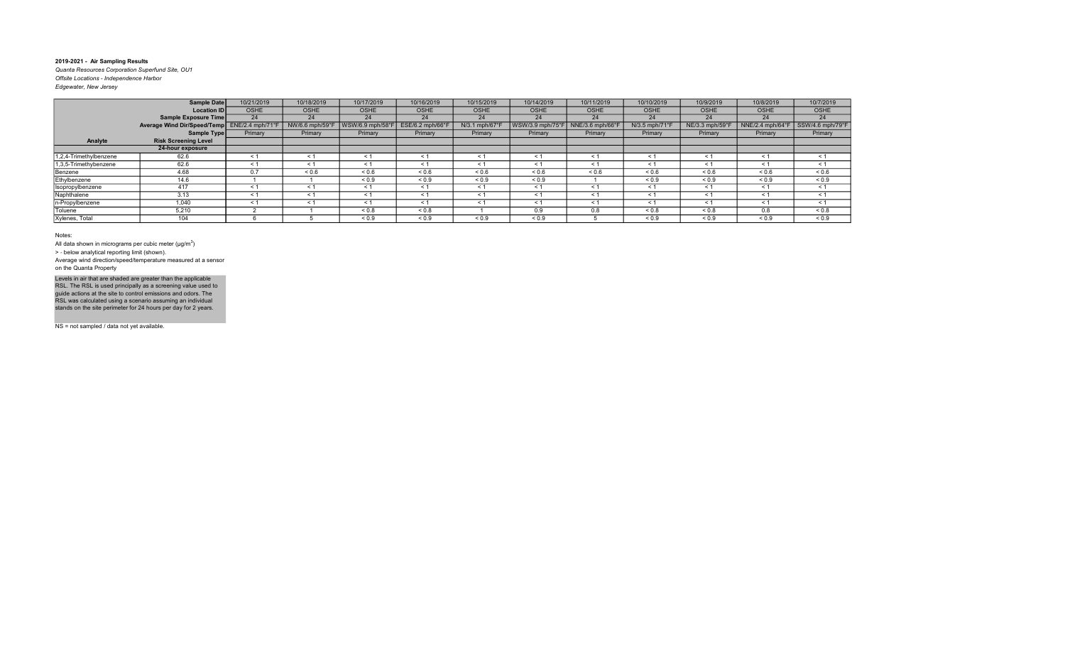**2019-2021 - Air Sampling Results**

*Quanta Resources Corporation Superfund Site, OU1*

*Offsite Locations - Independence Harbor*

*Edgewater, New Jersey*

| | Sample Date | 10/21/2019 | 10/18/2019 | 10/17/2019 | 10/16/2019 | 10/15/2019 | 10/14/2019 | 10/11/2019 | 10/10/2019 | 10/9/2019 | 10/8/2019 | 10/7/2019 |
|---|---|---|---|---|---|---|---|---|---|---|---|---|
| | Location ID | OSHE | OSHE | OSHE | OSHE | OSHE | OSHE | OSHE | OSHE | OSHE | OSHE | OSHE |
| | Sample Exposure Time | 24 | 24 | 24 | 24 | 24 | 24 | 24 | 24 | 24 | 24 | 24 |
| | Average Wind Dir/Speed/Temp | ENE/2.4 mph/71°F | NW/6.6 mph/59°F | WSW/6.9 mph/58°F | ESE/6.2 mph/66°F | N/3.1 mph/67°F | WSW/3.9 mph/75°F | NNE/3.6 mph/66°F | N/3.5 mph/71°F | NE/3.3 mph/59°F | NNE/2.4 mph/64°F | SSW/4.6 mph/79°F |
| | Sample Type | Primary | Primary | Primary | Primary | Primary | Primary | Primary | Primary | Primary | Primary | Primary |
| Analyte | Risk Screening Level | | | | | | | | | | | |
| | 24-hour exposure | | | | | | | | | | | |
| 1,2,4-Trimethylbenzene | 62.6 | < 1 | < 1 | < 1 | < 1 | < 1 | < 1 | < 1 | < 1 | < 1 | < 1 | < 1 |
| 1,3,5-Trimethybenzene | 62.6 | < 1 | < 1 | < 1 | < 1 | < 1 | < 1 | < 1 | < 1 | < 1 | < 1 | < 1 |
| Benzene | 4.68 | 0.7 | < 0.6 | < 0.6 | < 0.6 | < 0.6 | < 0.6 | < 0.6 | < 0.6 | < 0.6 | < 0.6 | < 0.6 |
| Ethylbenzene | 14.6 | 1 | 1 | < 0.9 | < 0.9 | < 0.9 | < 0.9 | 1 | < 0.9 | < 0.9 | < 0.9 | < 0.9 |
| Isopropylbenzene | 417 | < 1 | < 1 | < 1 | < 1 | < 1 | < 1 | < 1 | < 1 | < 1 | < 1 | < 1 |
| Naphthalene | 3.13 | < 1 | < 1 | < 1 | < 1 | < 1 | < 1 | < 1 | < 1 | < 1 | < 1 | < 1 |
| n-Propylbenzene | 1,040 | < 1 | < 1 | < 1 | < 1 | < 1 | < 1 | < 1 | < 1 | < 1 | < 1 | < 1 |
| Toluene | 5,210 | 2 | 1 | < 0.8 | < 0.8 | 1 | 0.9 | 0.8 | < 0.8 | < 0.8 | 0.8 | < 0.8 |
| Xylenes, Total | 104 | 6 | 5 | < 0.9 | < 0.9 | < 0.9 | < 0.9 | 5 | < 0.9 | < 0.9 | < 0.9 | < 0.9 |

Notes:

All data shown in micrograms per cubic meter (µg/m$^3$)

> - below analytical reporting limit (shown).

Average wind direction/speed/temperature measured at a sensor on the Quanta Property

Levels in air that are shaded are greater than the applicable RSL. The RSL is used principally as a screening value used to guide actions at the site to control emissions and odors. The RSL was calculated using a scenario assuming an individual stands on the site perimeter for 24 hours per day for 2 years.

NS = not sampled / data not yet available.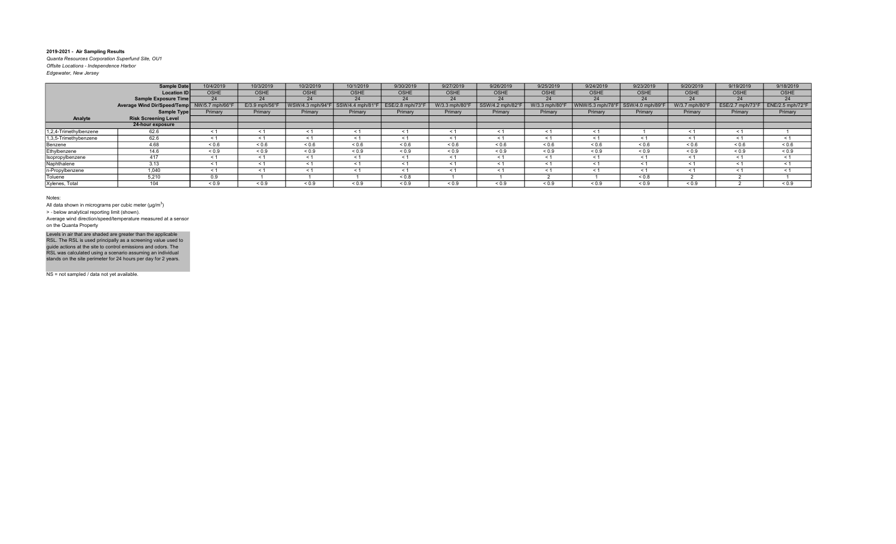**2019-2021 - Air Sampling Results**

*Quanta Resources Corporation Superfund Site, OU1*

*Offsite Locations - Independence Harbor*

*Edgewater, New Jersey*

| | Sample Date | 10/4/2019 | 10/3/2019 | 10/2/2019 | 10/1/2019 | 9/30/2019 | 9/27/2019 | 9/26/2019 | 9/25/2019 | 9/24/2019 | 9/23/2019 | 9/20/2019 | 9/19/2019 | 9/18/2019 |
|---|---|---|---|---|---|---|---|---|---|---|---|---|---|---|
| | Location ID | OSHE | OSHE | OSHE | OSHE | OSHE | OSHE | OSHE | OSHE | OSHE | OSHE | OSHE | OSHE | OSHE |
| | Sample Exposure Time | 24 | 24 | 24 | 24 | 24 | 24 | 24 | 24 | 24 | 24 | 24 | 24 | 24 |
| | Average Wind Dir/Speed/Temp | NW/5.7 mph/66°F | E/3.9 mph/56°F | WSW/4.3 mph/94°F | SSW/4.4 mph/81°F | ESE/2.8 mph/73°F | W/3.3 mph/80°F | SSW/4.2 mph/82°F | W/3.3 mph/80°F | WNW/5.3 mph/78°F | SSW/4.0 mph/89°F | W/3.7 mph/80°F | ESE/2.7 mph/73°F | ENE/2.5 mph/72°F |
| | Sample Type | Primary | Primary | Primary | Primary | Primary | Primary | Primary | Primary | Primary | Primary | Primary | Primary | Primary |
| **Analyte** | **Risk Screening Level** | | | | | | | | | | | | | |
| | **24-hour exposure** | | | | | | | | | | | | | |
| 1,2,4-Trimethylbenzene | 62.6 | < 1 | < 1 | < 1 | < 1 | < 1 | < 1 | < 1 | < 1 | < 1 | 1 | < 1 | < 1 | 1 |
| 1,3,5-Trimethylbenzene | 62.6 | < 1 | < 1 | < 1 | < 1 | < 1 | < 1 | < 1 | < 1 | < 1 | < 1 | < 1 | < 1 | < 1 |
| Benzene | 4.68 | < 0.6 | < 0.6 | < 0.6 | < 0.6 | < 0.6 | < 0.6 | < 0.6 | < 0.6 | < 0.6 | < 0.6 | < 0.6 | < 0.6 | < 0.6 |
| Ethylbenzene | 14.6 | < 0.9 | < 0.9 | < 0.9 | < 0.9 | < 0.9 | < 0.9 | < 0.9 | < 0.9 | < 0.9 | < 0.9 | < 0.9 | < 0.9 | < 0.9 |
| Isopropylbenzene | 417 | < 1 | < 1 | < 1 | < 1 | < 1 | < 1 | < 1 | < 1 | < 1 | < 1 | < 1 | < 1 | < 1 |
| Naphthalene | 3.13 | < 1 | < 1 | < 1 | < 1 | < 1 | < 1 | < 1 | < 1 | < 1 | < 1 | < 1 | < 1 | < 1 |
| n-Propylbenzene | 1,040 | < 1 | < 1 | < 1 | < 1 | < 1 | < 1 | < 1 | < 1 | < 1 | < 1 | < 1 | < 1 | < 1 |
| Toluene | 5,210 | 0.9 | 1 | 1 | 1 | < 0.8 | 1 | 1 | 2 | 1 | < 0.8 | 2 | 2 | 1 |
| Xylenes, Total | 104 | < 0.9 | < 0.9 | < 0.9 | < 0.9 | < 0.9 | < 0.9 | < 0.9 | < 0.9 | < 0.9 | < 0.9 | < 0.9 | 2 | < 0.9 |

Notes:

All data shown in micrograms per cubic meter (μg/m$^3$)

> - below analytical reporting limit (shown).

Average wind direction/speed/temperature measured at a sensor on the Quanta Property

Levels in air that are shaded are greater than the applicable RSL. The RSL is used principally as a screening value used to guide actions at the site to control emissions and odors. The RSL was calculated using a scenario assuming an individual stands on the site perimeter for 24 hours per day for 2 years.

NS = not sampled / data not yet available.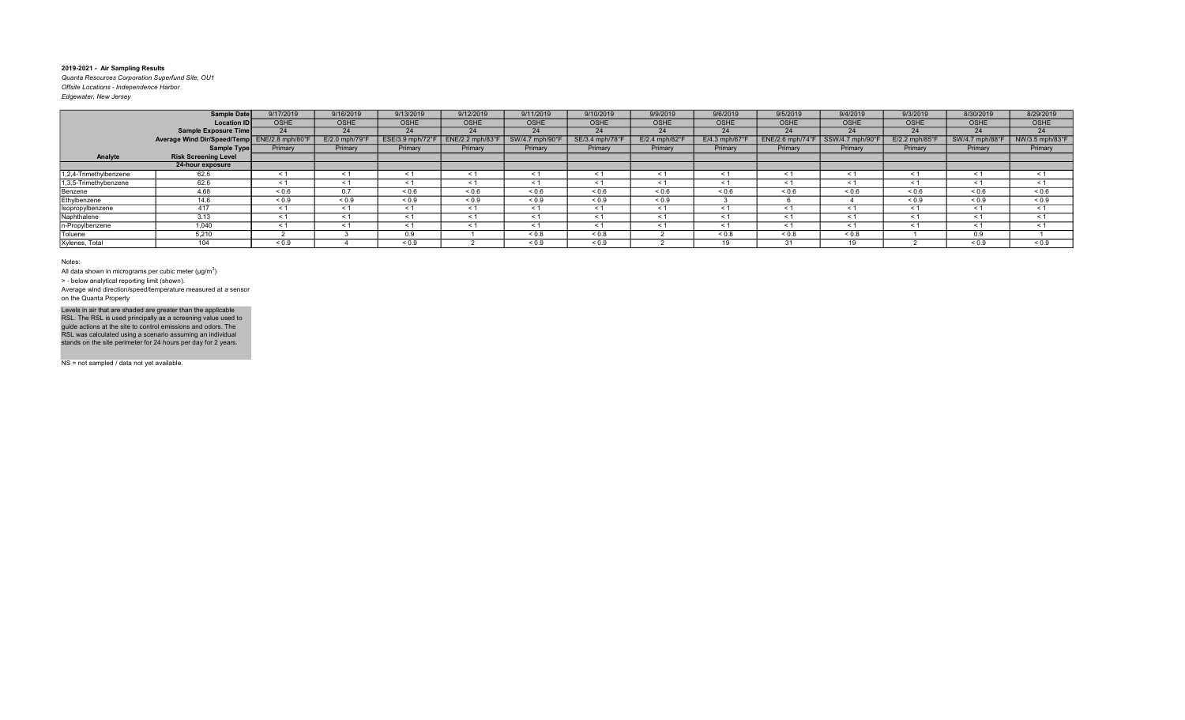**2019-2021 - Air Sampling Results**

*Quanta Resources Corporation Superfund Site, OU1*

*Offsite Locations - Independence Harbor*

*Edgewater, New Jersey*

| | Sample Date | 9/17/2019 | 9/16/2019 | 9/13/2019 | 9/12/2019 | 9/11/2019 | 9/10/2019 | 9/9/2019 | 9/6/2019 | 9/5/2019 | 9/4/2019 | 9/3/2019 | 8/30/2019 | 8/29/2019 |
|---|---|---|---|---|---|---|---|---|---|---|---|---|---|---|
| | Location ID | OSHE | OSHE | OSHE | OSHE | OSHE | OSHE | OSHE | OSHE | OSHE | OSHE | OSHE | OSHE | OSHE |
| | Sample Exposure Time | 24 | 24 | 24 | 24 | 24 | 24 | 24 | 24 | 24 | 24 | 24 | 24 | 24 |
| | Average Wind Dir/Speed/Temp | ENE/2.8 mph/80°F | E/2.0 mph/79°F | ESE/3.9 mph/72°F | ENE/2.2 mph/83°F | SW/4.7 mph/90°F | SE/3.4 mph/78°F | E/2.4 mph/82°F | E/4.3 mph/67°F | ENE/2.6 mph/74°F | SSW/4.7 mph/90°F | E/2.2 mph/85°F | SW/4.7 mph/88°F | NW/3.5 mph/83°F |
| | Sample Type | Primary | Primary | Primary | Primary | Primary | Primary | Primary | Primary | Primary | Primary | Primary | Primary | Primary |
| **Analyte** | **Risk Screening Level** | | | | | | | | | | | | | |
| | **24-hour exposure** | | | | | | | | | | | | | |
| 1,2,4-Trimethylbenzene | 62.6 | < 1 | < 1 | < 1 | < 1 | < 1 | < 1 | < 1 | < 1 | < 1 | < 1 | < 1 | < 1 | < 1 |
| 1,3,5-Trimethylbenzene | 62.6 | < 1 | < 1 | < 1 | < 1 | < 1 | < 1 | < 1 | < 1 | < 1 | < 1 | < 1 | < 1 | < 1 |
| Benzene | 4.68 | < 0.6 | 0.7 | < 0.6 | < 0.6 | < 0.6 | < 0.6 | < 0.6 | < 0.6 | < 0.6 | < 0.6 | < 0.6 | < 0.6 | < 0.6 |
| Ethylbenzene | 14.6 | < 0.9 | < 0.9 | < 0.9 | < 0.9 | < 0.9 | < 0.9 | < 0.9 | 3 | 6 | 4 | < 0.9 | < 0.9 | < 0.9 |
| Isopropylbenzene | 417 | < 1 | < 1 | < 1 | < 1 | < 1 | < 1 | < 1 | < 1 | < 1 | < 1 | < 1 | < 1 | < 1 |
| Naphthalene | 3.13 | < 1 | < 1 | < 1 | < 1 | < 1 | < 1 | < 1 | < 1 | < 1 | < 1 | < 1 | < 1 | < 1 |
| n-Propylbenzene | 1,040 | < 1 | < 1 | < 1 | < 1 | < 1 | < 1 | < 1 | < 1 | < 1 | < 1 | < 1 | < 1 | < 1 |
| Toluene | 5,210 | 2 | 3 | 0.9 | 1 | < 0.8 | < 0.8 | 2 | < 0.8 | < 0.8 | < 0.8 | 1 | 0.9 | 1 |
| Xylenes, Total | 104 | < 0.9 | 4 | < 0.9 | 2 | < 0.9 | < 0.9 | 2 | 19 | 31 | 19 | 2 | < 0.9 | < 0.9 |

Notes:

All data shown in micrograms per cubic meter (µg/m$^3$)

> - below analytical reporting limit (shown).

Average wind direction/speed/temperature measured at a sensor on the Quanta Property

Levels in air that are shaded are greater than the applicable RSL. The RSL is used principally as a screening value used to guide actions at the site to control emissions and odors. The RSL was calculated using a scenario assuming an individual stands on the site perimeter for 24 hours per day for 2 years.

NS = not sampled / data not yet available.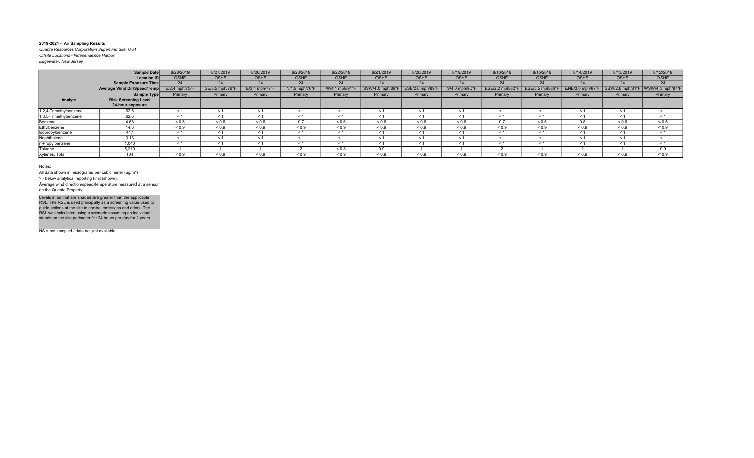**2019-2021 - Air Sampling Results**

*Quanta Resources Corporation Superfund Site, OU1*
*Offsite Locations - Independence Harbor*
*Edgewater, New Jersey*

| | Sample Date | 8/28/2019 | 8/27/2019 | 8/26/2019 | 8/23/2019 | 8/22/2019 | 8/21/2019 | 8/20/2019 | 8/19/2019 | 8/16/2019 | 8/15/2019 | 8/14/2019 | 8/13/2019 | 8/12/2019 |
|---|---|---|---|---|---|---|---|---|---|---|---|---|---|---|
| | Location ID | OSHE | OSHE | OSHE | OSHE | OSHE | OSHE | OSHE | OSHE | OSHE | OSHE | OSHE | OSHE | OSHE |
| | Sample Exposure Time | 24 | 24 | 24 | 24 | 24 | 24 | 24 | 24 | 24 | 24 | 24 | 24 | 24 |
| | Average Wind Dir/Speed/Temp | E/2.4 mph/75°F | SE/3.5 mph/76°F | E/3.4 mph/77°F | N/1.9 mph/76°F | W/4.1 mph/91°F | SSW/4.0 mph/88°F | ESE/2.6 mph/89°F | S/4.0 mph/90°F | ESE/2.2 mph/82°F | ESE/3.5 mph/86°F | ENE/3.0 mph/87°F | SSW/2.6 mph/81°F | WSW/4.3 mph/87°F |
| | Sample Type | Primary | Primary | Primary | Primary | Primary | Primary | Primary | Primary | Primary | Primary | Primary | Primary | Primary |
| **Analyte** | **Risk Screening Level** | | | | | | | | | | | | | |
| | **24-hour exposure** | | | | | | | | | | | | | |
| 1,2,4-Trimethylbenzene | 62.6 | < 1 | < 1 | < 1 | < 1 | < 1 | < 1 | < 1 | < 1 | < 1 | < 1 | < 1 | < 1 | < 1 |
| 1,3,5-Trimethylbenzene | 62.6 | < 1 | < 1 | < 1 | < 1 | < 1 | < 1 | < 1 | < 1 | < 1 | < 1 | < 1 | < 1 | < 1 |
| Benzene | 4.68 | < 0.6 | < 0.6 | < 0.6 | 0.7 | < 0.6 | < 0.6 | < 0.6 | < 0.6 | 0.7 | < 0.6 | 0.8 | < 0.6 | < 0.6 |
| Ethylbenzene | 14.6 | < 0.9 | < 0.9 | < 0.9 | < 0.9 | < 0.9 | < 0.9 | < 0.9 | < 0.9 | < 0.9 | < 0.9 | < 0.9 | < 0.9 | < 0.9 |
| Isopropylbenzene | 417 | < 1 | < 1 | < 1 | < 1 | < 1 | < 1 | < 1 | < 1 | < 1 | < 1 | < 1 | < 1 | < 1 |
| Naphthalene | 3.13 | < 1 | < 1 | < 1 | < 1 | < 1 | < 1 | < 1 | < 1 | < 1 | < 1 | < 1 | < 1 | < 1 |
| n-Propylbenzene | 1,040 | < 1 | < 1 | < 1 | < 1 | < 1 | < 1 | < 1 | < 1 | < 1 | < 1 | < 1 | < 1 | < 1 |
| Toluene | 5,210 | 1 | 1 | 1 | 2 | < 0.8 | 0.9 | 1 | 1 | 2 | 1 | 2 | 1 | 0.9 |
| Xylenes, Total | 104 | < 0.9 | < 0.9 | < 0.9 | < 0.9 | < 0.9 | < 0.9 | < 0.9 | < 0.9 | < 0.9 | < 0.9 | < 0.9 | < 0.9 | < 0.9 |

Notes:

All data shown in micrograms per cubic meter (µg/m$^3$)

> - below analytical reporting limit (shown).

Average wind direction/speed/temperature measured at a sensor on the Quanta Property

Levels in air that are shaded are greater than the applicable RSL. The RSL is used principally as a screening value used to guide actions at the site to control emissions and odors. The RSL was calculated using a scenario assuming an individual stands on the site perimeter for 24 hours per day for 2 years.

NS = not sampled / data not yet available.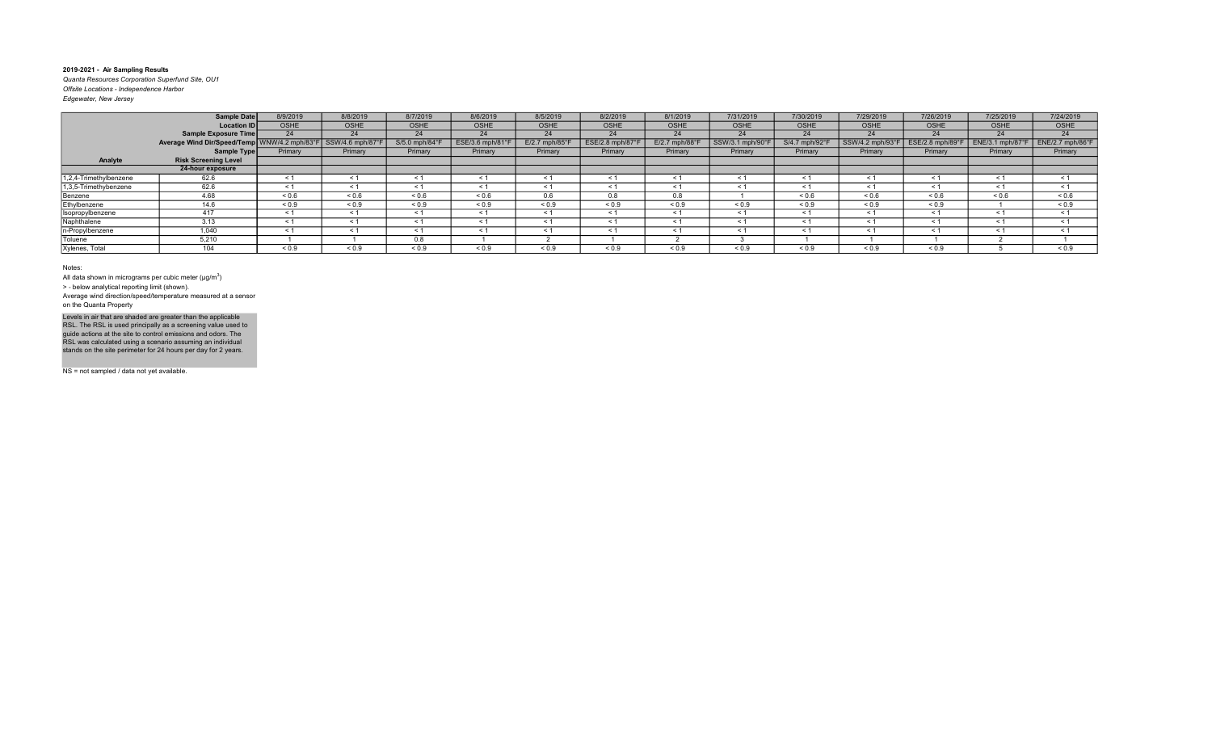**2019-2021 - Air Sampling Results**

*Quanta Resources Corporation Superfund Site, OU1*

*Offsite Locations - Independence Harbor*

*Edgewater, New Jersey*

| | Sample Date | 8/9/2019 | 8/8/2019 | 8/7/2019 | 8/6/2019 | 8/5/2019 | 8/2/2019 | 8/1/2019 | 7/31/2019 | 7/30/2019 | 7/29/2019 | 7/26/2019 | 7/25/2019 | 7/24/2019 |
|---|---|---|---|---|---|---|---|---|---|---|---|---|---|---|
| | Location ID | OSHE | OSHE | OSHE | OSHE | OSHE | OSHE | OSHE | OSHE | OSHE | OSHE | OSHE | OSHE | OSHE |
| | Sample Exposure Time | 24 | 24 | 24 | 24 | 24 | 24 | 24 | 24 | 24 | 24 | 24 | 24 | 24 |
| | Average Wind Dir/Speed/Temp | WNW/4.2 mph/83°F | SSW/4.6 mph/87°F | S/5.0 mph/84°F | ESE/3.6 mph/81°F | E/2.7 mph/85°F | ESE/2.8 mph/87°F | E/2.7 mph/88°F | SSW/3.1 mph/90°F | S/4.7 mph/92°F | SSW/4.2 mph/93°F | ESE/2.8 mph/89°F | ENE/3.1 mph/87°F | ENE/2.7 mph/86°F |
| | Sample Type | Primary | Primary | Primary | Primary | Primary | Primary | Primary | Primary | Primary | Primary | Primary | Primary | Primary |
| **Analyte** | **Risk Screening Level** | | | | | | | | | | | | | |
| | **24-hour exposure** | | | | | | | | | | | | | |
| 1,2,4-Trimethylbenzene | 62.6 | < 1 | < 1 | < 1 | < 1 | < 1 | < 1 | < 1 | < 1 | < 1 | < 1 | < 1 | < 1 | < 1 |
| 1,3,5-Trimethylbenzene | 62.6 | < 1 | < 1 | < 1 | < 1 | < 1 | < 1 | < 1 | < 1 | < 1 | < 1 | < 1 | < 1 | < 1 |
| Benzene | 4.68 | < 0.6 | < 0.6 | < 0.6 | < 0.6 | 0.6 | 0.8 | 0.8 | 1 | < 0.6 | < 0.6 | < 0.6 | < 0.6 | < 0.6 |
| Ethylbenzene | 14.6 | < 0.9 | < 0.9 | < 0.9 | < 0.9 | < 0.9 | < 0.9 | < 0.9 | < 0.9 | < 0.9 | < 0.9 | < 0.9 | 1 | < 0.9 |
| Isopropylbenzene | 417 | < 1 | < 1 | < 1 | < 1 | < 1 | < 1 | < 1 | < 1 | < 1 | < 1 | < 1 | < 1 | < 1 |
| Naphthalene | 3.13 | < 1 | < 1 | < 1 | < 1 | < 1 | < 1 | < 1 | < 1 | < 1 | < 1 | < 1 | < 1 | < 1 |
| n-Propylbenzene | 1,040 | < 1 | < 1 | < 1 | < 1 | < 1 | < 1 | < 1 | < 1 | < 1 | < 1 | < 1 | < 1 | < 1 |
| Toluene | 5,210 | 1 | 1 | 0.8 | 1 | 2 | 1 | 2 | 3 | 1 | 1 | 1 | 2 | 1 |
| Xylenes, Total | 104 | < 0.9 | < 0.9 | < 0.9 | < 0.9 | < 0.9 | < 0.9 | < 0.9 | < 0.9 | < 0.9 | < 0.9 | < 0.9 | 5 | < 0.9 |

Notes:

All data shown in micrograms per cubic meter (µg/m$^3$)

> - below analytical reporting limit (shown).

Average wind direction/speed/temperature measured at a sensor on the Quanta Property

Levels in air that are shaded are greater than the applicable RSL. The RSL is used principally as a screening value used to guide actions at the site to control emissions and odors. The RSL was calculated using a scenario assuming an individual stands on the site perimeter for 24 hours per day for 2 years.

NS = not sampled / data not yet available.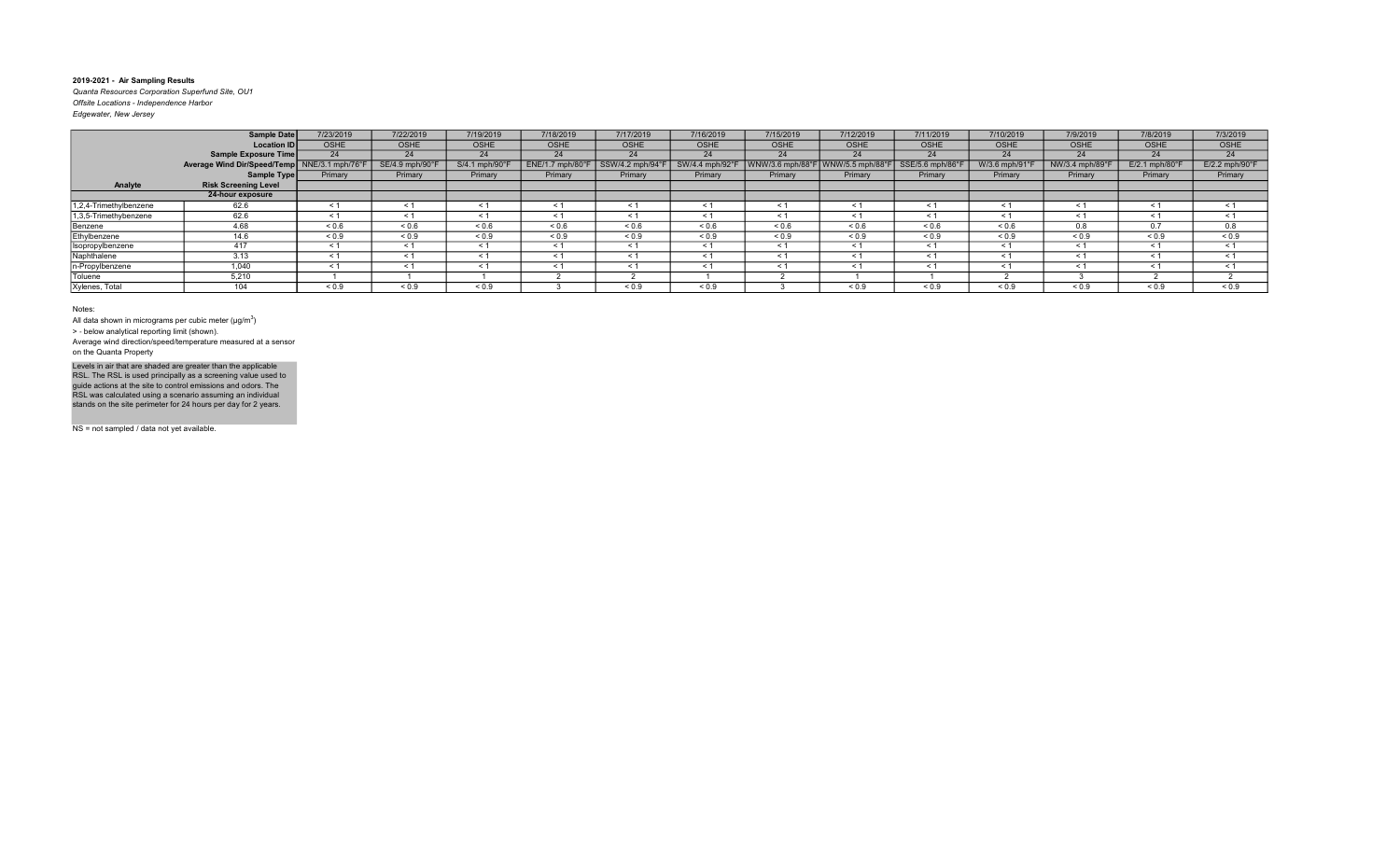**2019-2021 - Air Sampling Results**

*Quanta Resources Corporation Superfund Site, OU1*
*Offsite Locations - Independence Harbor*
*Edgewater, New Jersey*

| | Sample Date | 7/23/2019 | 7/22/2019 | 7/19/2019 | 7/18/2019 | 7/17/2019 | 7/16/2019 | 7/15/2019 | 7/12/2019 | 7/11/2019 | 7/10/2019 | 7/9/2019 | 7/8/2019 | 7/3/2019 |
|---|---|---|---|---|---|---|---|---|---|---|---|---|---|---|
| | Location ID | OSHE | OSHE | OSHE | OSHE | OSHE | OSHE | OSHE | OSHE | OSHE | OSHE | OSHE | OSHE | OSHE |
| | Sample Exposure Time | 24 | 24 | 24 | 24 | 24 | 24 | 24 | 24 | 24 | 24 | 24 | 24 | 24 |
| | Average Wind Dir/Speed/Temp | NNE/3.1 mph/76°F | SE/4.9 mph/90°F | S/4.1 mph/90°F | ENE/1.7 mph/80°F | SSW/4.2 mph/94°F | SW/4.4 mph/92°F | WNW/3.6 mph/88°F | WNW/5.5 mph/88°F | SSE/5.6 mph/86°F | W/3.6 mph/91°F | NW/3.4 mph/89°F | E/2.1 mph/80°F | E/2.2 mph/90°F |
| | Sample Type | Primary | Primary | Primary | Primary | Primary | Primary | Primary | Primary | Primary | Primary | Primary | Primary | Primary |
| **Analyte** | **Risk Screening Level** | | | | | | | | | | | | | |
| | **24-hour exposure** | | | | | | | | | | | | | |
| 1,2,4-Trimethylbenzene | 62.6 | < 1 | < 1 | < 1 | < 1 | < 1 | < 1 | < 1 | < 1 | < 1 | < 1 | < 1 | < 1 | < 1 |
| 1,3,5-Trimethybenzene | 62.6 | < 1 | < 1 | < 1 | < 1 | < 1 | < 1 | < 1 | < 1 | < 1 | < 1 | < 1 | < 1 | < 1 |
| Benzene | 4.68 | < 0.6 | < 0.6 | < 0.6 | < 0.6 | < 0.6 | < 0.6 | < 0.6 | < 0.6 | < 0.6 | < 0.6 | 0.8 | 0.7 | 0.8 |
| Ethylbenzene | 14.6 | < 0.9 | < 0.9 | < 0.9 | < 0.9 | < 0.9 | < 0.9 | < 0.9 | < 0.9 | < 0.9 | < 0.9 | < 0.9 | < 0.9 | < 0.9 |
| Isopropylbenzene | 417 | < 1 | < 1 | < 1 | < 1 | < 1 | < 1 | < 1 | < 1 | < 1 | < 1 | < 1 | < 1 | < 1 |
| Naphthalene | 3.13 | < 1 | < 1 | < 1 | < 1 | < 1 | < 1 | < 1 | < 1 | < 1 | < 1 | < 1 | < 1 | < 1 |
| n-Propylbenzene | 1,040 | < 1 | < 1 | < 1 | < 1 | < 1 | < 1 | < 1 | < 1 | < 1 | < 1 | < 1 | < 1 | < 1 |
| Toluene | 5,210 | 1 | 1 | 1 | 2 | 2 | 1 | 2 | 1 | 1 | 2 | 3 | 2 | 2 |
| Xylenes, Total | 104 | < 0.9 | < 0.9 | < 0.9 | 3 | < 0.9 | < 0.9 | 3 | < 0.9 | < 0.9 | < 0.9 | < 0.9 | < 0.9 | < 0.9 |

Notes:

All data shown in micrograms per cubic meter (µg/m$^3$)

> - below analytical reporting limit (shown).

Average wind direction/speed/temperature measured at a sensor on the Quanta Property

Levels in air that are shaded are greater than the applicable RSL. The RSL is used principally as a screening value used to guide actions at the site to control emissions and odors. The RSL was calculated using a scenario assuming an individual stands on the site perimeter for 24 hours per day for 2 years.

NS = not sampled / data not yet available.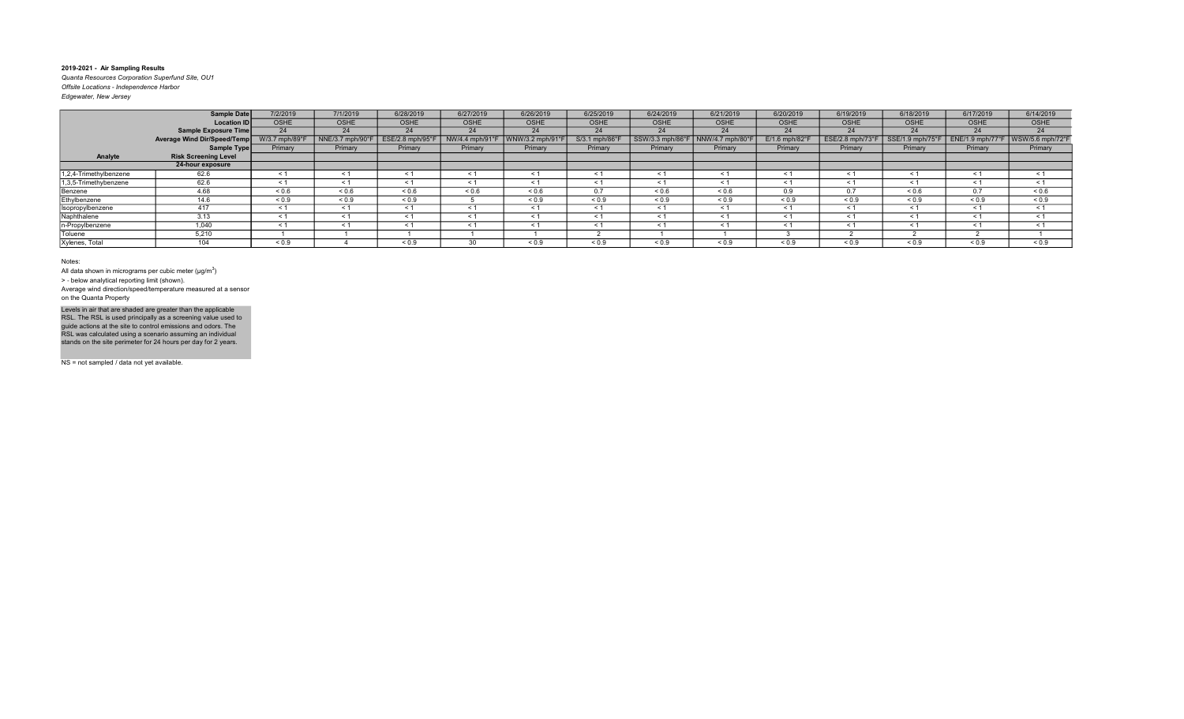**2019-2021 - Air Sampling Results**

*Quanta Resources Corporation Superfund Site, OU1*

*Offsite Locations - Independence Harbor*

*Edgewater, New Jersey*

| | Sample Date | 7/2/2019 | 7/1/2019 | 6/28/2019 | 6/27/2019 | 6/26/2019 | 6/25/2019 | 6/24/2019 | 6/21/2019 | 6/20/2019 | 6/19/2019 | 6/18/2019 | 6/17/2019 | 6/14/2019 |
|---|---|---|---|---|---|---|---|---|---|---|---|---|---|---|
| | Location ID | OSHE | OSHE | OSHE | OSHE | OSHE | OSHE | OSHE | OSHE | OSHE | OSHE | OSHE | OSHE | OSHE |
| | Sample Exposure Time | 24 | 24 | 24 | 24 | 24 | 24 | 24 | 24 | 24 | 24 | 24 | 24 | 24 |
| | Average Wind Dir/Speed/Temp | W/3.7 mph/89°F | NNE/3.7 mph/90°F | ESE/2.8 mph/95°F | NW/4.4 mph/91°F | WNW/3.2 mph/91°F | S/3.1 mph/86°F | SSW/3.3 mph/86°F | NNW/4.7 mph/80°F | E/1.6 mph/82°F | ESE/2.8 mph/73°F | SSE/1.9 mph/75°F | ENE/1.9 mph/77°F | WSW/5.6 mph/72°F |
| | Sample Type | Primary | Primary | Primary | Primary | Primary | Primary | Primary | Primary | Primary | Primary | Primary | Primary | Primary |
| **Analyte** | **Risk Screening Level** | | | | | | | | | | | | | |
| | **24-hour exposure** | | | | | | | | | | | | | |
| 1,2,4-Trimethylbenzene | 62.6 | < 1 | < 1 | < 1 | < 1 | < 1 | < 1 | < 1 | < 1 | < 1 | < 1 | < 1 | < 1 | < 1 |
| 1,3,5-Trimethybenzene | 62.6 | < 1 | < 1 | < 1 | < 1 | < 1 | < 1 | < 1 | < 1 | < 1 | < 1 | < 1 | < 1 | < 1 |
| Benzene | 4.68 | < 0.6 | < 0.6 | < 0.6 | < 0.6 | < 0.6 | 0.7 | < 0.6 | < 0.6 | 0.9 | 0.7 | < 0.6 | 0.7 | < 0.6 |
| Ethylbenzene | 14.6 | < 0.9 | < 0.9 | < 0.9 | 5 | < 0.9 | < 0.9 | < 0.9 | < 0.9 | < 0.9 | < 0.9 | < 0.9 | < 0.9 | < 0.9 |
| Isopropylbenzene | 417 | < 1 | < 1 | < 1 | < 1 | < 1 | < 1 | < 1 | < 1 | < 1 | < 1 | < 1 | < 1 | < 1 |
| Naphthalene | 3.13 | < 1 | < 1 | < 1 | < 1 | < 1 | < 1 | < 1 | < 1 | < 1 | < 1 | < 1 | < 1 | < 1 |
| n-Propylbenzene | 1,040 | < 1 | < 1 | < 1 | < 1 | < 1 | < 1 | < 1 | < 1 | < 1 | < 1 | < 1 | < 1 | < 1 |
| Toluene | 5,210 | 1 | 1 | 1 | 1 | 1 | 2 | 1 | 1 | 3 | 2 | 2 | 2 | 1 |
| Xylenes, Total | 104 | < 0.9 | 4 | < 0.9 | 30 | < 0.9 | < 0.9 | < 0.9 | < 0.9 | < 0.9 | < 0.9 | < 0.9 | < 0.9 | < 0.9 |

Notes:

All data shown in micrograms per cubic meter (µg/m$^3$)

> - below analytical reporting limit (shown).

Average wind direction/speed/temperature measured at a sensor on the Quanta Property

Levels in air that are shaded are greater than the applicable RSL. The RSL is used principally as a screening value used to guide actions at the site to control emissions and odors. The RSL was calculated using a scenario assuming an individual stands on the site perimeter for 24 hours per day for 2 years.

NS = not sampled / data not yet available.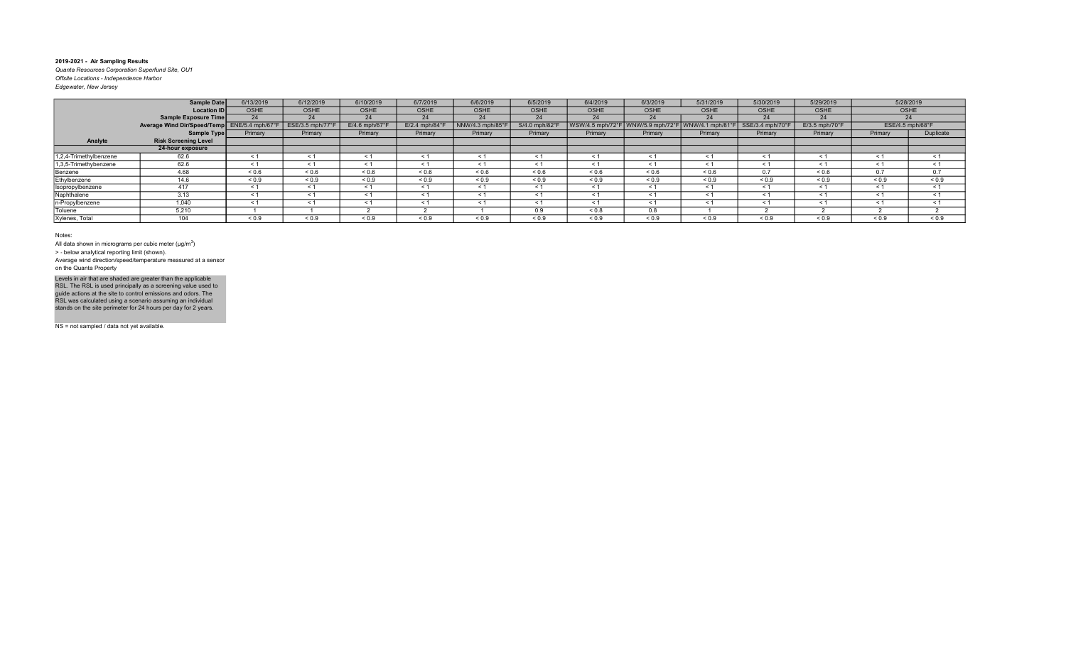**2019-2021 - Air Sampling Results**
*Quanta Resources Corporation Superfund Site, OU1*
*Offsite Locations - Independence Harbor*
*Edgewater, New Jersey*

| | Sample Date | 6/13/2019 | 6/12/2019 | 6/10/2019 | 6/7/2019 | 6/6/2019 | 6/5/2019 | 6/4/2019 | 6/3/2019 | 5/31/2019 | 5/30/2019 | 5/29/2019 | 5/28/2019 | |
|---|---|---|---|---|---|---|---|---|---|---|---|---|---|---|
| | Location ID | OSHE | OSHE | OSHE | OSHE | OSHE | OSHE | OSHE | OSHE | OSHE | OSHE | OSHE | OSHE | |
| | Sample Exposure Time | 24 | 24 | 24 | 24 | 24 | 24 | 24 | 24 | 24 | 24 | 24 | 24 | |
| | Average Wind Dir/Speed/Temp | ENE/5.4 mph/67°F | ESE/3.5 mph/77°F | E/4.6 mph/67°F | E/2.4 mph/84°F | NNW/4.3 mph/85°F | S/4.0 mph/82°F | WSW/4.5 mph/72°F | WNW/5.9 mph/72°F | WNW/4.1 mph/81°F | SSE/3.4 mph/70°F | E/3.5 mph/70°F | ESE/4.5 mph/68°F | |
| | Sample Type | Primary | Primary | Primary | Primary | Primary | Primary | Primary | Primary | Primary | Primary | Primary | Primary | Duplicate |
| **Analyte** | **Risk Screening Level** | | | | | | | | | | | | | |
| | **24-hour exposure** | | | | | | | | | | | | | |
| 1,2,4-Trimethylbenzene | 62.6 | < 1 | < 1 | < 1 | < 1 | < 1 | < 1 | < 1 | < 1 | < 1 | < 1 | < 1 | < 1 | < 1 |
| 1,3,5-Trimethylbenzene | 62.6 | < 1 | < 1 | < 1 | < 1 | < 1 | < 1 | < 1 | < 1 | < 1 | < 1 | < 1 | < 1 | < 1 |
| Benzene | 4.68 | < 0.6 | < 0.6 | < 0.6 | < 0.6 | < 0.6 | < 0.6 | < 0.6 | < 0.6 | < 0.6 | 0.7 | < 0.6 | 0.7 | 0.7 |
| Ethylbenzene | 14.6 | < 0.9 | < 0.9 | < 0.9 | < 0.9 | < 0.9 | < 0.9 | < 0.9 | < 0.9 | < 0.9 | < 0.9 | < 0.9 | < 0.9 | < 0.9 |
| Isopropylbenzene | 417 | < 1 | < 1 | < 1 | < 1 | < 1 | < 1 | < 1 | < 1 | < 1 | < 1 | < 1 | < 1 | < 1 |
| Naphthalene | 3.13 | < 1 | < 1 | < 1 | < 1 | < 1 | < 1 | < 1 | < 1 | < 1 | < 1 | < 1 | < 1 | < 1 |
| n-Propylbenzene | 1,040 | < 1 | < 1 | < 1 | < 1 | < 1 | < 1 | < 1 | < 1 | < 1 | < 1 | < 1 | < 1 | < 1 |
| Toluene | 5,210 | 1 | 1 | 2 | 2 | 1 | 0.9 | < 0.8 | 0.8 | 1 | 2 | 2 | 2 | 2 |
| Xylenes, Total | 104 | < 0.9 | < 0.9 | < 0.9 | < 0.9 | < 0.9 | < 0.9 | < 0.9 | < 0.9 | < 0.9 | < 0.9 | < 0.9 | < 0.9 | < 0.9 |

Notes:

All data shown in micrograms per cubic meter (µg/m$^3$)

> - below analytical reporting limit (shown).

Average wind direction/speed/temperature measured at a sensor on the Quanta Property

Levels in air that are shaded are greater than the applicable RSL. The RSL is used principally as a screening value used to guide actions at the site to control emissions and odors. The RSL was calculated using a scenario assuming an individual stands on the site perimeter for 24 hours per day for 2 years.

NS = not sampled / data not yet available.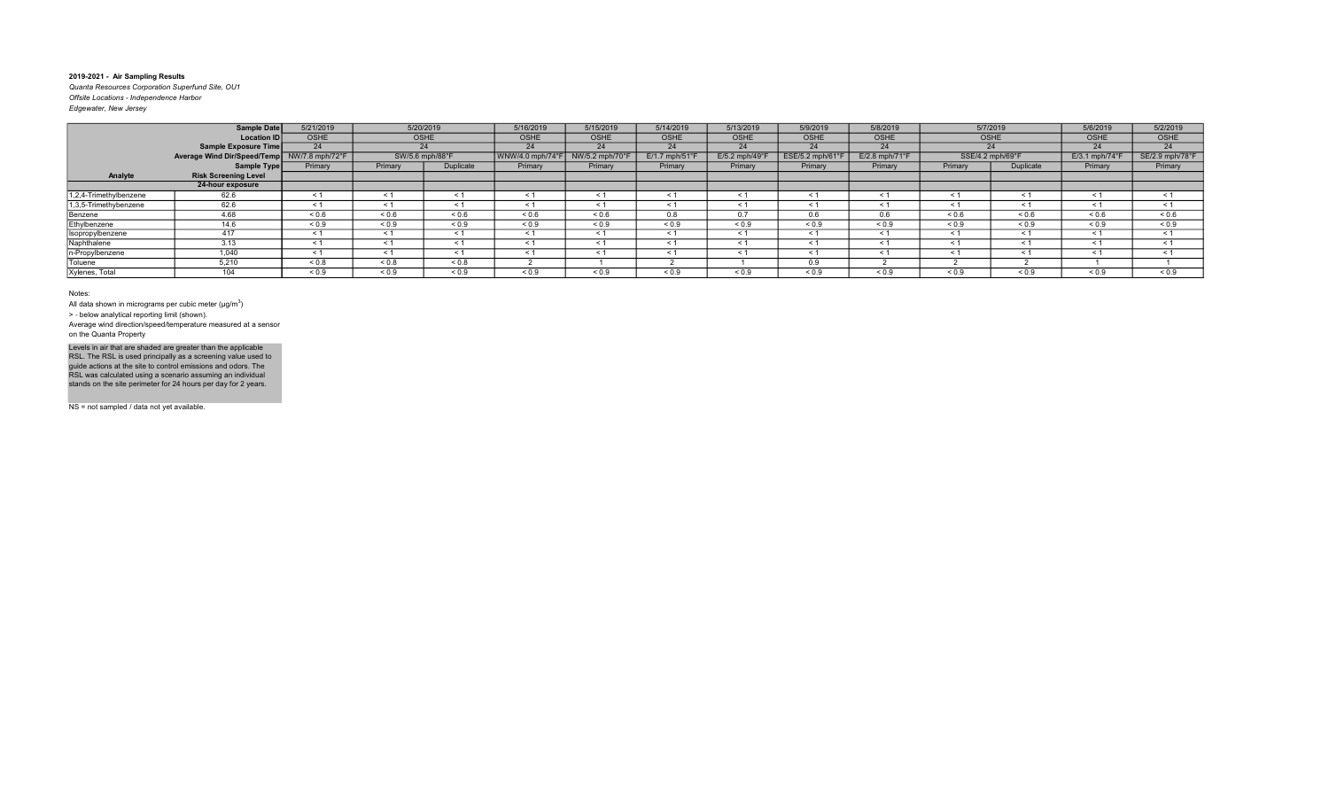**2019-2021 - Air Sampling Results**

*Quanta Resources Corporation Superfund Site, OU1*

*Offsite Locations - Independence Harbor*

*Edgewater, New Jersey*

| | Sample Date | 5/21/2019 | 5/20/2019 | | 5/16/2019 | 5/15/2019 | 5/14/2019 | 5/13/2019 | 5/9/2019 | 5/8/2019 | 5/7/2019 | | 5/6/2019 | 5/2/2019 |
|---|---|---|---|---|---|---|---|---|---|---|---|---|---|---|
| | Location ID | OSHE | OSHE | | OSHE | OSHE | OSHE | OSHE | OSHE | OSHE | OSHE | | OSHE | OSHE |
| | Sample Exposure Time | 24 | 24 | | 24 | 24 | 24 | 24 | 24 | 24 | 24 | | 24 | 24 |
| | Average Wind Dir/Speed/Temp | NW/7.8 mph/72°F | SW/5.6 mph/88°F | | WNW/4.0 mph/74°F | NW/5.2 mph/70°F | E/1.7 mph/51°F | E/5.2 mph/49°F | ESE/5.2 mph/61°F | E/2.8 mph/71°F | SSE/4.2 mph/69°F | | E/3.1 mph/74°F | SE/2.9 mph/78°F |
| | Sample Type | Primary | Primary | Duplicate | Primary | Primary | Primary | Primary | Primary | Primary | Primary | Duplicate | Primary | Primary |
| **Analyte** | **Risk Screening Level** | | | | | | | | | | | | | |
| | **24-hour exposure** | | | | | | | | | | | | | |
| 1,2,4-Trimethylbenzene | 62.6 | < 1 | < 1 | < 1 | < 1 | < 1 | < 1 | < 1 | < 1 | < 1 | < 1 | < 1 | < 1 | < 1 |
| 1,3,5-Trimethylbenzene | 62.6 | < 1 | < 1 | < 1 | < 1 | < 1 | < 1 | < 1 | < 1 | < 1 | < 1 | < 1 | < 1 | < 1 |
| Benzene | 4.68 | < 0.6 | < 0.6 | < 0.6 | < 0.6 | < 0.6 | 0.8 | 0.7 | 0.6 | 0.6 | < 0.6 | < 0.6 | < 0.6 | < 0.6 |
| Ethylbenzene | 14.6 | < 0.9 | < 0.9 | < 0.9 | < 0.9 | < 0.9 | < 0.9 | < 0.9 | < 0.9 | < 0.9 | < 0.9 | < 0.9 | < 0.9 | < 0.9 |
| Isopropylbenzene | 417 | < 1 | < 1 | < 1 | < 1 | < 1 | < 1 | < 1 | < 1 | < 1 | < 1 | < 1 | < 1 | < 1 |
| Naphthalene | 3.13 | < 1 | < 1 | < 1 | < 1 | < 1 | < 1 | < 1 | < 1 | < 1 | < 1 | < 1 | < 1 | < 1 |
| n-Propylbenzene | 1,040 | < 1 | < 1 | < 1 | < 1 | < 1 | < 1 | < 1 | < 1 | < 1 | < 1 | < 1 | < 1 | < 1 |
| Toluene | 5,210 | < 0.8 | < 0.8 | < 0.8 | 2 | 1 | 2 | 1 | 0.9 | 2 | 2 | 2 | 1 | 1 |
| Xylenes, Total | 104 | < 0.9 | < 0.9 | < 0.9 | < 0.9 | < 0.9 | < 0.9 | < 0.9 | < 0.9 | < 0.9 | < 0.9 | < 0.9 | < 0.9 | < 0.9 |

Notes:

All data shown in micrograms per cubic meter (µg/m$^3$)

> - below analytical reporting limit (shown).

Average wind direction/speed/temperature measured at a sensor on the Quanta Property

Levels in air that are shaded are greater than the applicable RSL. The RSL is used principally as a screening value used to guide actions at the site to control emissions and odors. The RSL was calculated using a scenario assuming an individual stands on the site perimeter for 24 hours per day for 2 years.

NS = not sampled / data not yet available.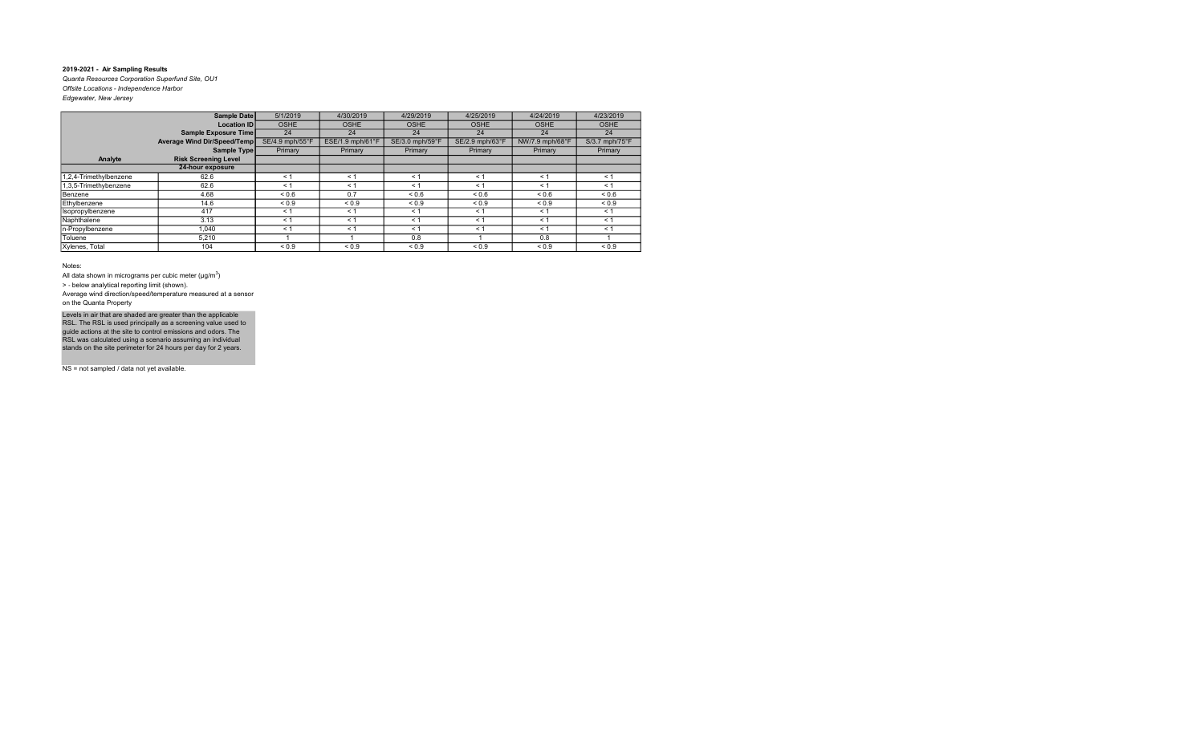**2019-2021 - Air Sampling Results**

*Quanta Resources Corporation Superfund Site, OU1*

*Offsite Locations - Independence Harbor*

*Edgewater, New Jersey*

| | Sample Date | 5/1/2019 | 4/30/2019 | 4/29/2019 | 4/25/2019 | 4/24/2019 | 4/23/2019 |
|---|---|---|---|---|---|---|---|
| | Location ID | OSHE | OSHE | OSHE | OSHE | OSHE | OSHE |
| | Sample Exposure Time | 24 | 24 | 24 | 24 | 24 | 24 |
| | Average Wind Dir/Speed/Temp | SE/4.9 mph/55°F | ESE/1.9 mph/61°F | SE/3.0 mph/59°F | SE/2.9 mph/63°F | NW/7.9 mph/68°F | S/3.7 mph/75°F |
| | Sample Type | Primary | Primary | Primary | Primary | Primary | Primary |
| **Analyte** | **Risk Screening Level** | | | | | | |
| | **24-hour exposure** | | | | | | |
| 1,2,4-Trimethylbenzene | 62.6 | < 1 | < 1 | < 1 | < 1 | < 1 | < 1 |
| 1,3,5-Trimethylbenzene | 62.6 | < 1 | < 1 | < 1 | < 1 | < 1 | < 1 |
| Benzene | 4.68 | < 0.6 | 0.7 | < 0.6 | < 0.6 | < 0.6 | < 0.6 |
| Ethylbenzene | 14.6 | < 0.9 | < 0.9 | < 0.9 | < 0.9 | < 0.9 | < 0.9 |
| Isopropylbenzene | 417 | < 1 | < 1 | < 1 | < 1 | < 1 | < 1 |
| Naphthalene | 3.13 | < 1 | < 1 | < 1 | < 1 | < 1 | < 1 |
| n-Propylbenzene | 1,040 | < 1 | < 1 | < 1 | < 1 | < 1 | < 1 |
| Toluene | 5,210 | 1 | 1 | 0.8 | 1 | 0.8 | 1 |
| Xylenes, Total | 104 | < 0.9 | < 0.9 | < 0.9 | < 0.9 | < 0.9 | < 0.9 |

Notes:

All data shown in micrograms per cubic meter ($\mu g/m^3$)

> - below analytical reporting limit (shown).

Average wind direction/speed/temperature measured at a sensor on the Quanta Property

Levels in air that are shaded are greater than the applicable RSL. The RSL is used principally as a screening value used to guide actions at the site to control emissions and odors. The RSL was calculated using a scenario assuming an individual stands on the site perimeter for 24 hours per day for 2 years.

NS = not sampled / data not yet available.